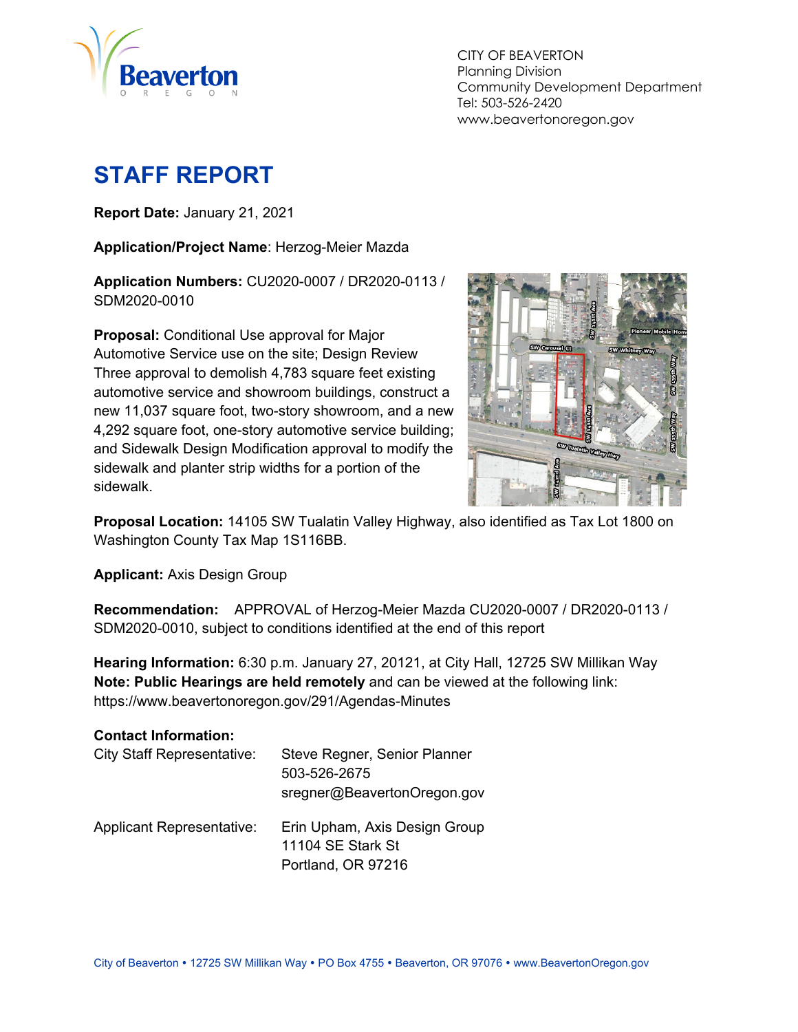CITY OF BEAVERTON
Planning Division
Community Development Department
Tel: 503-526-2420
www.beavertonoregon.gov

# STAFF REPORT

**Report Date:** January 21, 2021

**Application/Project Name**: Herzog-Meier Mazda

**Application Numbers:** CU2020-0007 / DR2020-0113 / SDM2020-0010

**Proposal:** Conditional Use approval for Major Automotive Service use on the site; Design Review Three approval to demolish 4,783 square feet existing automotive service and showroom buildings, construct a new 11,037 square foot, two-story showroom, and a new 4,292 square foot, one-story automotive service building; and Sidewalk Design Modification approval to modify the sidewalk and planter strip widths for a portion of the sidewalk.

**Proposal Location:** 14105 SW Tualatin Valley Highway, also identified as Tax Lot 1800 on Washington County Tax Map 1S116BB.

**Applicant:** Axis Design Group

**Recommendation:** APPROVAL of Herzog-Meier Mazda CU2020-0007 / DR2020-0113 / SDM2020-0010, subject to conditions identified at the end of this report

**Hearing Information:** 6:30 p.m. January 27, 20121, at City Hall, 12725 SW Millikan Way
**Note: Public Hearings are held remotely** and can be viewed at the following link: https://www.beavertonoregon.gov/291/Agendas-Minutes

**Contact Information:**

| | |
|---|---|
| City Staff Representative: | Steve Regner, Senior Planner<br>503-526-2675<br>sregner@BeavertonOregon.gov |
| Applicant Representative: | Erin Upham, Axis Design Group<br>11104 SE Stark St<br>Portland, OR 97216 |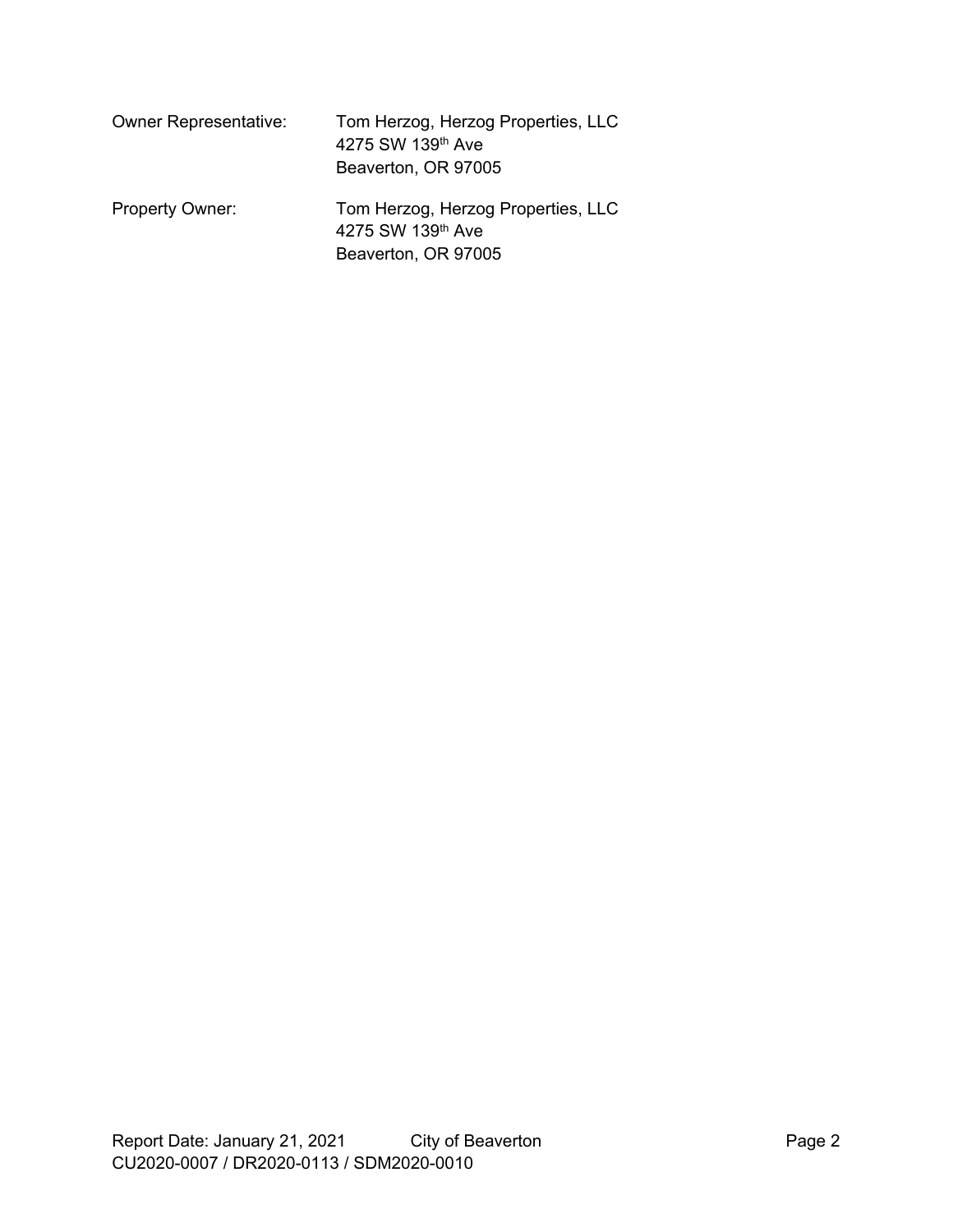| | |
|---|---|
| Owner Representative: | Tom Herzog, Herzog Properties, LLC<br>4275 SW 139th Ave<br>Beaverton, OR 97005 |
| Property Owner: | Tom Herzog, Herzog Properties, LLC<br>4275 SW 139th Ave<br>Beaverton, OR 97005 |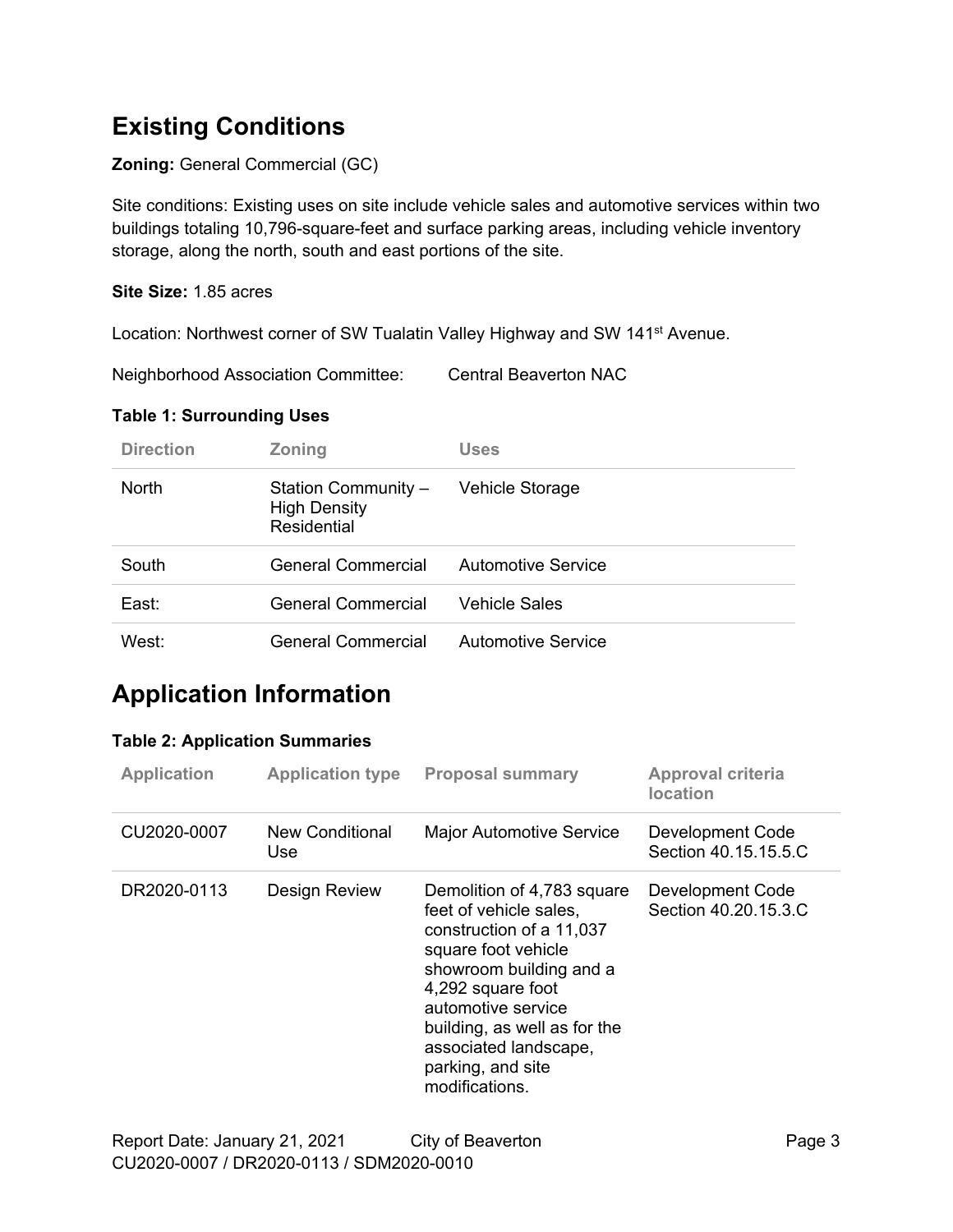## Existing Conditions

**Zoning:** General Commercial (GC)

Site conditions: Existing uses on site include vehicle sales and automotive services within two buildings totaling 10,796-square-feet and surface parking areas, including vehicle inventory storage, along the north, south and east portions of the site.

**Site Size:** 1.85 acres

Location: Northwest corner of SW Tualatin Valley Highway and SW 141st Avenue.

Neighborhood Association Committee: Central Beaverton NAC

**Table 1: Surrounding Uses**

| Direction | Zoning | Uses |
|---|---|---|
| North | Station Community – High Density Residential | Vehicle Storage |
| South | General Commercial | Automotive Service |
| East: | General Commercial | Vehicle Sales |
| West: | General Commercial | Automotive Service |

## Application Information

**Table 2: Application Summaries**

| Application | Application type | Proposal summary | Approval criteria location |
|---|---|---|---|
| CU2020-0007 | New Conditional Use | Major Automotive Service | Development Code Section 40.15.15.5.C |
| DR2020-0113 | Design Review | Demolition of 4,783 square feet of vehicle sales, construction of a 11,037 square foot vehicle showroom building and a 4,292 square foot automotive service building, as well as for the associated landscape, parking, and site modifications. | Development Code Section 40.20.15.3.C |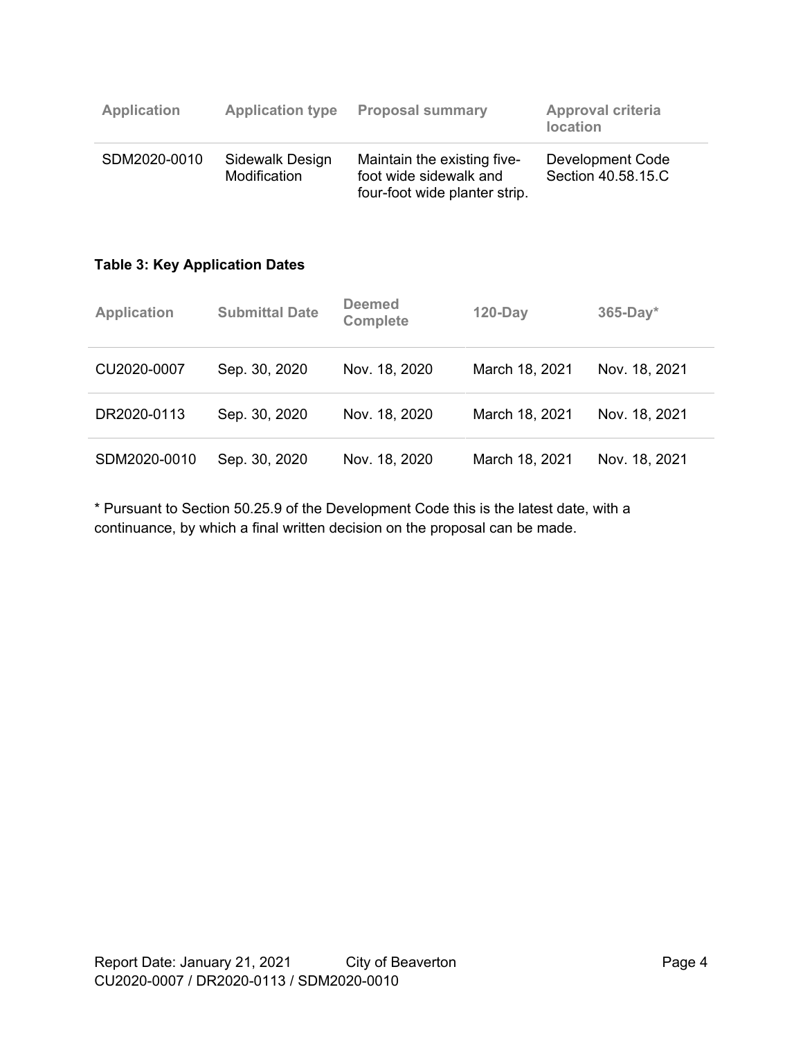| Application | Application type | Proposal summary | Approval criteria location |
|---|---|---|---|
| SDM2020-0010 | Sidewalk Design Modification | Maintain the existing five-foot wide sidewalk and four-foot wide planter strip. | Development Code Section 40.58.15.C |

**Table 3: Key Application Dates**

| Application | Submittal Date | Deemed Complete | 120-Day | 365-Day* |
|---|---|---|---|---|
| CU2020-0007 | Sep. 30, 2020 | Nov. 18, 2020 | March 18, 2021 | Nov. 18, 2021 |
| DR2020-0113 | Sep. 30, 2020 | Nov. 18, 2020 | March 18, 2021 | Nov. 18, 2021 |
| SDM2020-0010 | Sep. 30, 2020 | Nov. 18, 2020 | March 18, 2021 | Nov. 18, 2021 |

* Pursuant to Section 50.25.9 of the Development Code this is the latest date, with a continuance, by which a final written decision on the proposal can be made.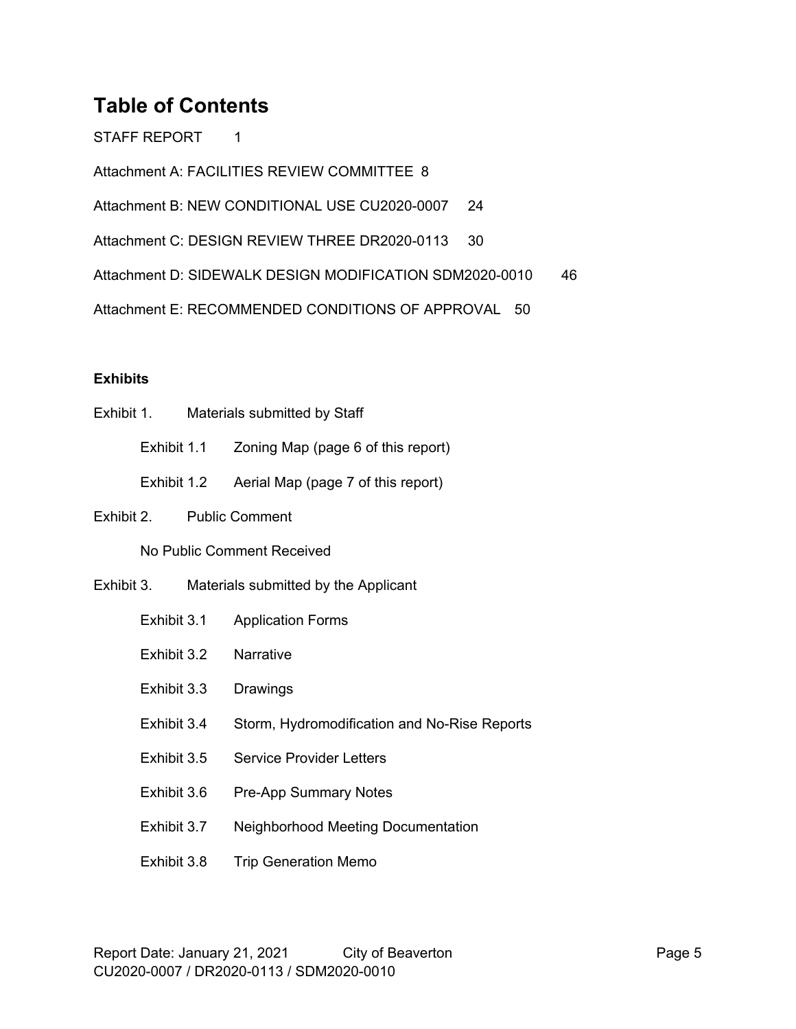# Table of Contents

STAFF REPORT 1

Attachment A: FACILITIES REVIEW COMMITTEE 8

Attachment B: NEW CONDITIONAL USE CU2020-0007 24

Attachment C: DESIGN REVIEW THREE DR2020-0113 30

Attachment D: SIDEWALK DESIGN MODIFICATION SDM2020-0010 46

Attachment E: RECOMMENDED CONDITIONS OF APPROVAL 50

**Exhibits**

Exhibit 1. Materials submitted by Staff

- Exhibit 1.1 Zoning Map (page 6 of this report)
- Exhibit 1.2 Aerial Map (page 7 of this report)

Exhibit 2. Public Comment

- No Public Comment Received

Exhibit 3. Materials submitted by the Applicant

- Exhibit 3.1 Application Forms
- Exhibit 3.2 Narrative
- Exhibit 3.3 Drawings
- Exhibit 3.4 Storm, Hydromodification and No-Rise Reports
- Exhibit 3.5 Service Provider Letters
- Exhibit 3.6 Pre-App Summary Notes
- Exhibit 3.7 Neighborhood Meeting Documentation
- Exhibit 3.8 Trip Generation Memo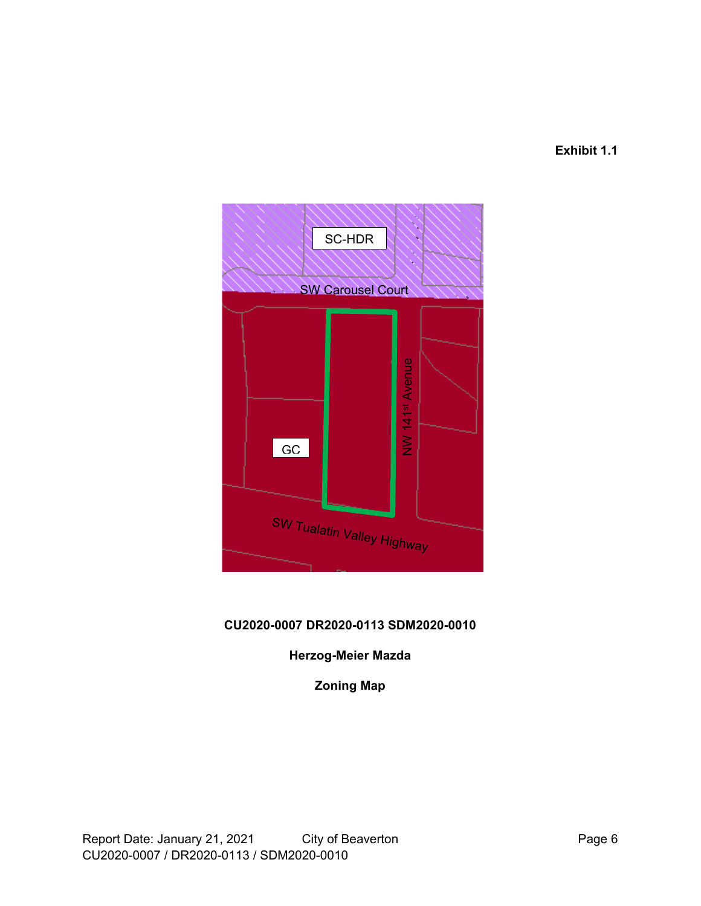**Exhibit 1.1**

SC-HDR

SW Carousel Court

GC

NW 141st Avenue

SW Tualatin Valley Highway

**CU2020-0007 DR2020-0113 SDM2020-0010**

**Herzog-Meier Mazda**

**Zoning Map**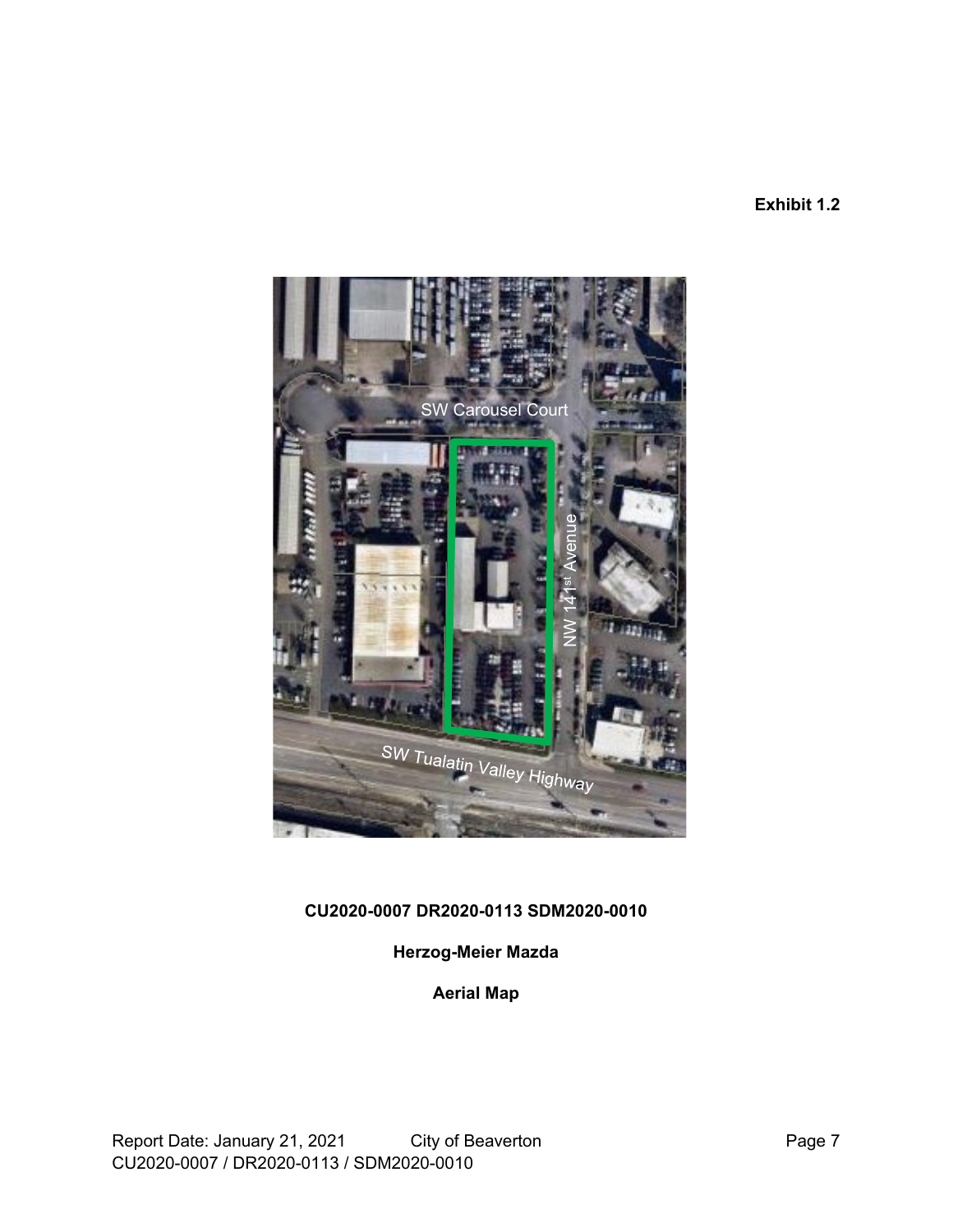**Exhibit 1.2**

SW Carousel Court

NW 141st Avenue

SW Tualatin Valley Highway

**CU2020-0007 DR2020-0113 SDM2020-0010**

**Herzog-Meier Mazda**

**Aerial Map**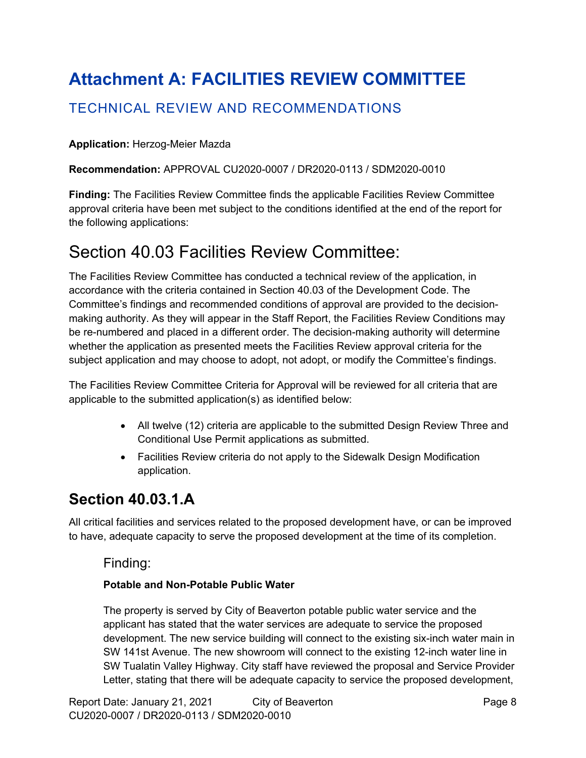# Attachment A: FACILITIES REVIEW COMMITTEE

## TECHNICAL REVIEW AND RECOMMENDATIONS

**Application:** Herzog-Meier Mazda

**Recommendation:** APPROVAL CU2020-0007 / DR2020-0113 / SDM2020-0010

**Finding:** The Facilities Review Committee finds the applicable Facilities Review Committee approval criteria have been met subject to the conditions identified at the end of the report for the following applications:

# Section 40.03 Facilities Review Committee:

The Facilities Review Committee has conducted a technical review of the application, in accordance with the criteria contained in Section 40.03 of the Development Code. The Committee's findings and recommended conditions of approval are provided to the decision-making authority. As they will appear in the Staff Report, the Facilities Review Conditions may be re-numbered and placed in a different order. The decision-making authority will determine whether the application as presented meets the Facilities Review approval criteria for the subject application and may choose to adopt, not adopt, or modify the Committee's findings.

The Facilities Review Committee Criteria for Approval will be reviewed for all criteria that are applicable to the submitted application(s) as identified below:

- All twelve (12) criteria are applicable to the submitted Design Review Three and Conditional Use Permit applications as submitted.
- Facilities Review criteria do not apply to the Sidewalk Design Modification application.

## Section 40.03.1.A

All critical facilities and services related to the proposed development have, or can be improved to have, adequate capacity to serve the proposed development at the time of its completion.

### Finding:

**Potable and Non-Potable Public Water**

The property is served by City of Beaverton potable public water service and the applicant has stated that the water services are adequate to service the proposed development. The new service building will connect to the existing six-inch water main in SW 141st Avenue. The new showroom will connect to the existing 12-inch water line in SW Tualatin Valley Highway. City staff have reviewed the proposal and Service Provider Letter, stating that there will be adequate capacity to service the proposed development,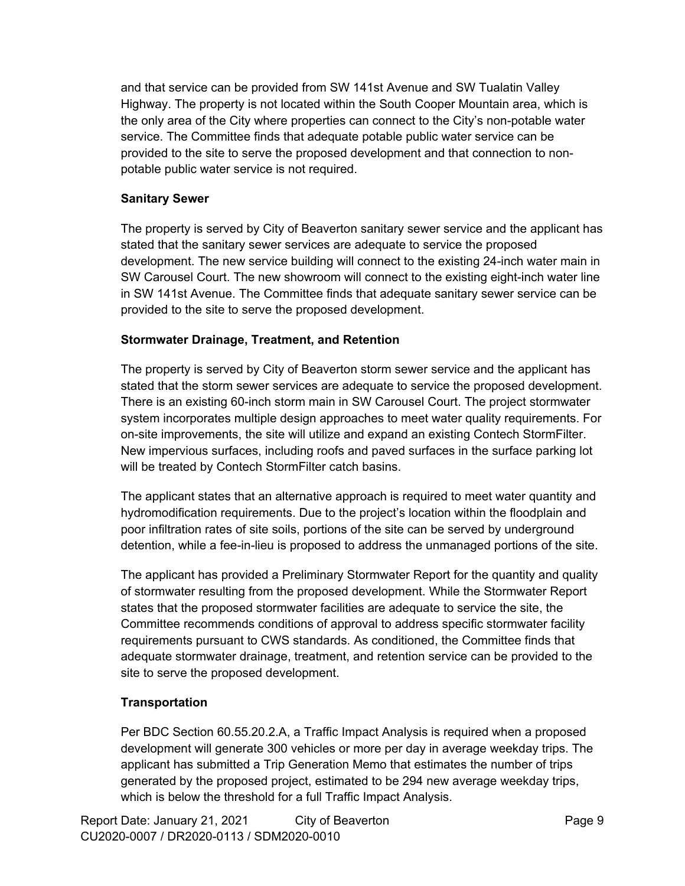and that service can be provided from SW 141st Avenue and SW Tualatin Valley Highway. The property is not located within the South Cooper Mountain area, which is the only area of the City where properties can connect to the City's non-potable water service. The Committee finds that adequate potable public water service can be provided to the site to serve the proposed development and that connection to non-potable public water service is not required.

**Sanitary Sewer**

The property is served by City of Beaverton sanitary sewer service and the applicant has stated that the sanitary sewer services are adequate to service the proposed development. The new service building will connect to the existing 24-inch water main in SW Carousel Court. The new showroom will connect to the existing eight-inch water line in SW 141st Avenue. The Committee finds that adequate sanitary sewer service can be provided to the site to serve the proposed development.

**Stormwater Drainage, Treatment, and Retention**

The property is served by City of Beaverton storm sewer service and the applicant has stated that the storm sewer services are adequate to service the proposed development. There is an existing 60-inch storm main in SW Carousel Court. The project stormwater system incorporates multiple design approaches to meet water quality requirements. For on-site improvements, the site will utilize and expand an existing Contech StormFilter. New impervious surfaces, including roofs and paved surfaces in the surface parking lot will be treated by Contech StormFilter catch basins.

The applicant states that an alternative approach is required to meet water quantity and hydromodification requirements. Due to the project's location within the floodplain and poor infiltration rates of site soils, portions of the site can be served by underground detention, while a fee-in-lieu is proposed to address the unmanaged portions of the site.

The applicant has provided a Preliminary Stormwater Report for the quantity and quality of stormwater resulting from the proposed development. While the Stormwater Report states that the proposed stormwater facilities are adequate to service the site, the Committee recommends conditions of approval to address specific stormwater facility requirements pursuant to CWS standards. As conditioned, the Committee finds that adequate stormwater drainage, treatment, and retention service can be provided to the site to serve the proposed development.

**Transportation**

Per BDC Section 60.55.20.2.A, a Traffic Impact Analysis is required when a proposed development will generate 300 vehicles or more per day in average weekday trips. The applicant has submitted a Trip Generation Memo that estimates the number of trips generated by the proposed project, estimated to be 294 new average weekday trips, which is below the threshold for a full Traffic Impact Analysis.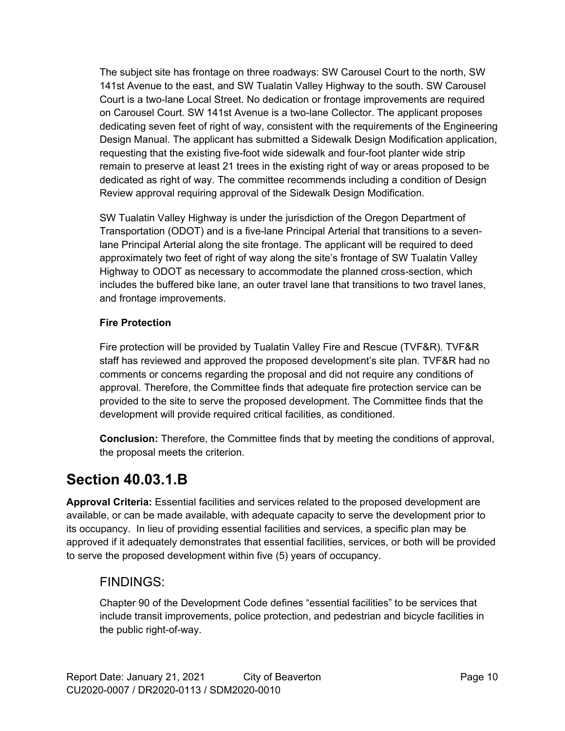The subject site has frontage on three roadways: SW Carousel Court to the north, SW 141st Avenue to the east, and SW Tualatin Valley Highway to the south. SW Carousel Court is a two-lane Local Street. No dedication or frontage improvements are required on Carousel Court. SW 141st Avenue is a two-lane Collector. The applicant proposes dedicating seven feet of right of way, consistent with the requirements of the Engineering Design Manual. The applicant has submitted a Sidewalk Design Modification application, requesting that the existing five-foot wide sidewalk and four-foot planter wide strip remain to preserve at least 21 trees in the existing right of way or areas proposed to be dedicated as right of way. The committee recommends including a condition of Design Review approval requiring approval of the Sidewalk Design Modification.

SW Tualatin Valley Highway is under the jurisdiction of the Oregon Department of Transportation (ODOT) and is a five-lane Principal Arterial that transitions to a seven-lane Principal Arterial along the site frontage. The applicant will be required to deed approximately two feet of right of way along the site's frontage of SW Tualatin Valley Highway to ODOT as necessary to accommodate the planned cross-section, which includes the buffered bike lane, an outer travel lane that transitions to two travel lanes, and frontage improvements.

**Fire Protection**

Fire protection will be provided by Tualatin Valley Fire and Rescue (TVF&R). TVF&R staff has reviewed and approved the proposed development's site plan. TVF&R had no comments or concerns regarding the proposal and did not require any conditions of approval. Therefore, the Committee finds that adequate fire protection service can be provided to the site to serve the proposed development. The Committee finds that the development will provide required critical facilities, as conditioned.

**Conclusion:** Therefore, the Committee finds that by meeting the conditions of approval, the proposal meets the criterion.

## Section 40.03.1.B

**Approval Criteria:** Essential facilities and services related to the proposed development are available, or can be made available, with adequate capacity to serve the development prior to its occupancy. In lieu of providing essential facilities and services, a specific plan may be approved if it adequately demonstrates that essential facilities, services, or both will be provided to serve the proposed development within five (5) years of occupancy.

### FINDINGS:

Chapter 90 of the Development Code defines "essential facilities" to be services that include transit improvements, police protection, and pedestrian and bicycle facilities in the public right-of-way.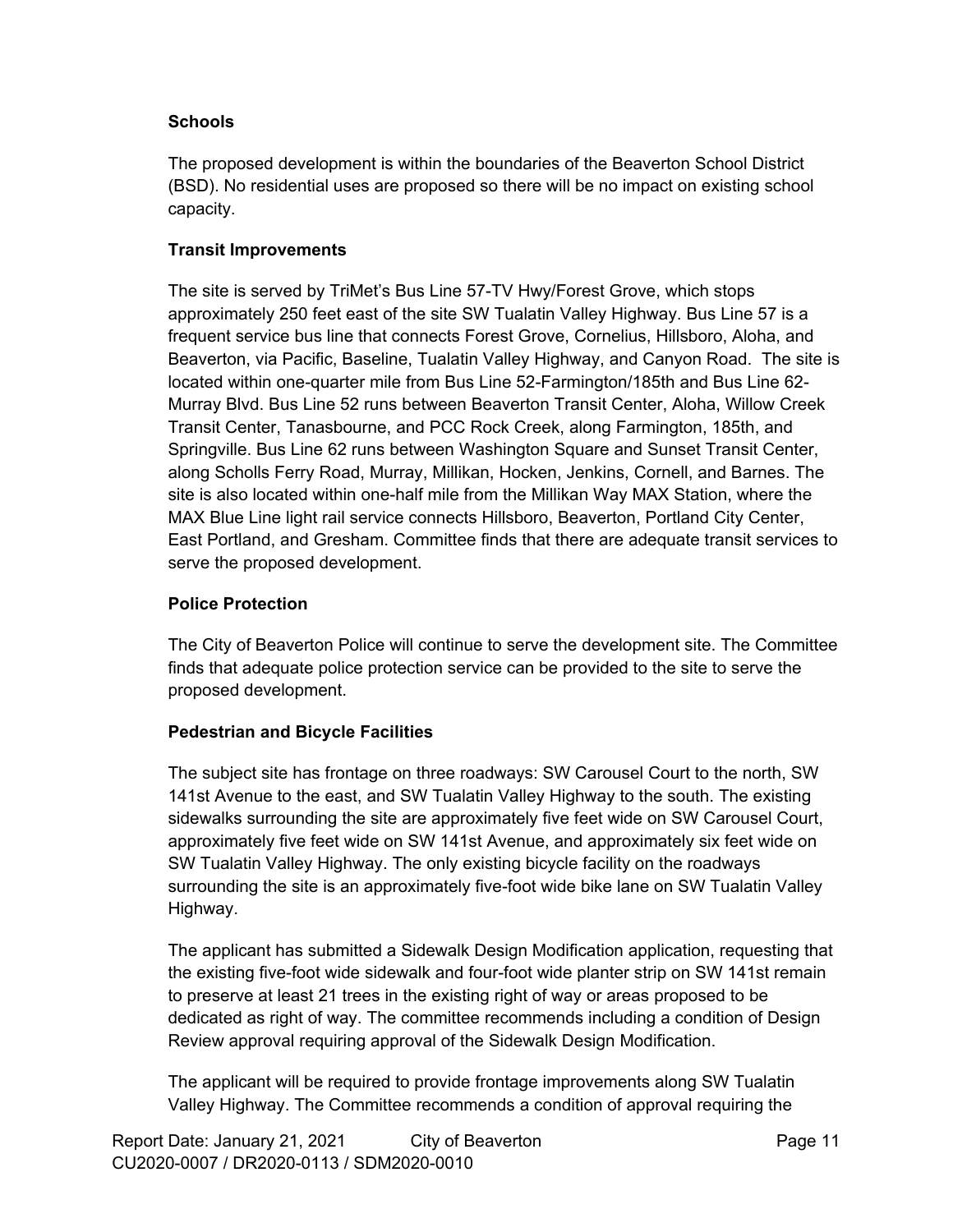### Schools

The proposed development is within the boundaries of the Beaverton School District (BSD). No residential uses are proposed so there will be no impact on existing school capacity.

### Transit Improvements

The site is served by TriMet's Bus Line 57-TV Hwy/Forest Grove, which stops approximately 250 feet east of the site SW Tualatin Valley Highway. Bus Line 57 is a frequent service bus line that connects Forest Grove, Cornelius, Hillsboro, Aloha, and Beaverton, via Pacific, Baseline, Tualatin Valley Highway, and Canyon Road. The site is located within one-quarter mile from Bus Line 52-Farmington/185th and Bus Line 62-Murray Blvd. Bus Line 52 runs between Beaverton Transit Center, Aloha, Willow Creek Transit Center, Tanasbourne, and PCC Rock Creek, along Farmington, 185th, and Springville. Bus Line 62 runs between Washington Square and Sunset Transit Center, along Scholls Ferry Road, Murray, Millikan, Hocken, Jenkins, Cornell, and Barnes. The site is also located within one-half mile from the Millikan Way MAX Station, where the MAX Blue Line light rail service connects Hillsboro, Beaverton, Portland City Center, East Portland, and Gresham. Committee finds that there are adequate transit services to serve the proposed development.

### Police Protection

The City of Beaverton Police will continue to serve the development site. The Committee finds that adequate police protection service can be provided to the site to serve the proposed development.

### Pedestrian and Bicycle Facilities

The subject site has frontage on three roadways: SW Carousel Court to the north, SW 141st Avenue to the east, and SW Tualatin Valley Highway to the south. The existing sidewalks surrounding the site are approximately five feet wide on SW Carousel Court, approximately five feet wide on SW 141st Avenue, and approximately six feet wide on SW Tualatin Valley Highway. The only existing bicycle facility on the roadways surrounding the site is an approximately five-foot wide bike lane on SW Tualatin Valley Highway.

The applicant has submitted a Sidewalk Design Modification application, requesting that the existing five-foot wide sidewalk and four-foot wide planter strip on SW 141st remain to preserve at least 21 trees in the existing right of way or areas proposed to be dedicated as right of way. The committee recommends including a condition of Design Review approval requiring approval of the Sidewalk Design Modification.

The applicant will be required to provide frontage improvements along SW Tualatin Valley Highway. The Committee recommends a condition of approval requiring the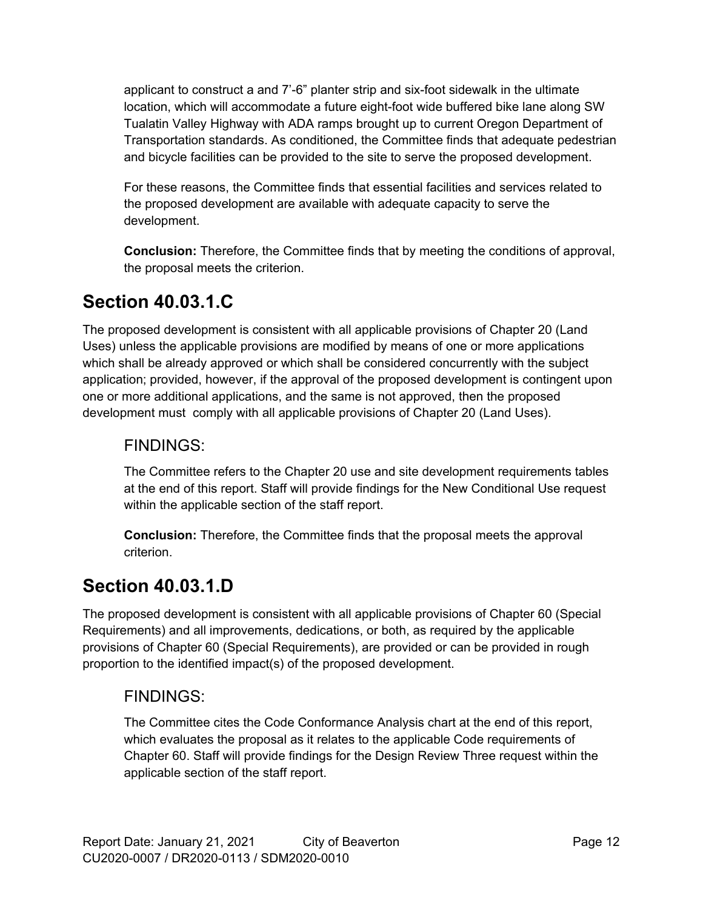applicant to construct a and 7'-6" planter strip and six-foot sidewalk in the ultimate location, which will accommodate a future eight-foot wide buffered bike lane along SW Tualatin Valley Highway with ADA ramps brought up to current Oregon Department of Transportation standards. As conditioned, the Committee finds that adequate pedestrian and bicycle facilities can be provided to the site to serve the proposed development.

For these reasons, the Committee finds that essential facilities and services related to the proposed development are available with adequate capacity to serve the development.

**Conclusion:** Therefore, the Committee finds that by meeting the conditions of approval, the proposal meets the criterion.

## Section 40.03.1.C

The proposed development is consistent with all applicable provisions of Chapter 20 (Land Uses) unless the applicable provisions are modified by means of one or more applications which shall be already approved or which shall be considered concurrently with the subject application; provided, however, if the approval of the proposed development is contingent upon one or more additional applications, and the same is not approved, then the proposed development must comply with all applicable provisions of Chapter 20 (Land Uses).

### FINDINGS:

The Committee refers to the Chapter 20 use and site development requirements tables at the end of this report. Staff will provide findings for the New Conditional Use request within the applicable section of the staff report.

**Conclusion:** Therefore, the Committee finds that the proposal meets the approval criterion.

## Section 40.03.1.D

The proposed development is consistent with all applicable provisions of Chapter 60 (Special Requirements) and all improvements, dedications, or both, as required by the applicable provisions of Chapter 60 (Special Requirements), are provided or can be provided in rough proportion to the identified impact(s) of the proposed development.

### FINDINGS:

The Committee cites the Code Conformance Analysis chart at the end of this report, which evaluates the proposal as it relates to the applicable Code requirements of Chapter 60. Staff will provide findings for the Design Review Three request within the applicable section of the staff report.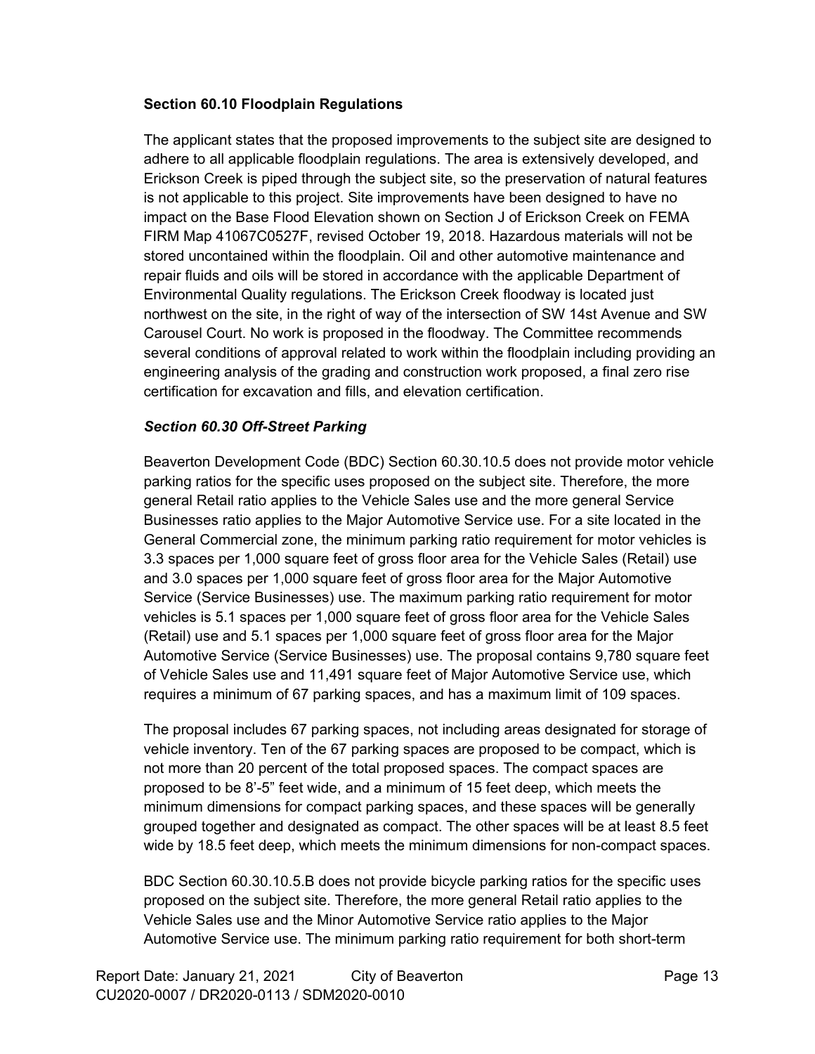**Section 60.10 Floodplain Regulations**

The applicant states that the proposed improvements to the subject site are designed to adhere to all applicable floodplain regulations. The area is extensively developed, and Erickson Creek is piped through the subject site, so the preservation of natural features is not applicable to this project. Site improvements have been designed to have no impact on the Base Flood Elevation shown on Section J of Erickson Creek on FEMA FIRM Map 41067C0527F, revised October 19, 2018. Hazardous materials will not be stored uncontained within the floodplain. Oil and other automotive maintenance and repair fluids and oils will be stored in accordance with the applicable Department of Environmental Quality regulations. The Erickson Creek floodway is located just northwest on the site, in the right of way of the intersection of SW 14st Avenue and SW Carousel Court. No work is proposed in the floodway. The Committee recommends several conditions of approval related to work within the floodplain including providing an engineering analysis of the grading and construction work proposed, a final zero rise certification for excavation and fills, and elevation certification.

***Section 60.30 Off-Street Parking***

Beaverton Development Code (BDC) Section 60.30.10.5 does not provide motor vehicle parking ratios for the specific uses proposed on the subject site. Therefore, the more general Retail ratio applies to the Vehicle Sales use and the more general Service Businesses ratio applies to the Major Automotive Service use. For a site located in the General Commercial zone, the minimum parking ratio requirement for motor vehicles is 3.3 spaces per 1,000 square feet of gross floor area for the Vehicle Sales (Retail) use and 3.0 spaces per 1,000 square feet of gross floor area for the Major Automotive Service (Service Businesses) use. The maximum parking ratio requirement for motor vehicles is 5.1 spaces per 1,000 square feet of gross floor area for the Vehicle Sales (Retail) use and 5.1 spaces per 1,000 square feet of gross floor area for the Major Automotive Service (Service Businesses) use. The proposal contains 9,780 square feet of Vehicle Sales use and 11,491 square feet of Major Automotive Service use, which requires a minimum of 67 parking spaces, and has a maximum limit of 109 spaces.

The proposal includes 67 parking spaces, not including areas designated for storage of vehicle inventory. Ten of the 67 parking spaces are proposed to be compact, which is not more than 20 percent of the total proposed spaces. The compact spaces are proposed to be 8'-5" feet wide, and a minimum of 15 feet deep, which meets the minimum dimensions for compact parking spaces, and these spaces will be generally grouped together and designated as compact. The other spaces will be at least 8.5 feet wide by 18.5 feet deep, which meets the minimum dimensions for non-compact spaces.

BDC Section 60.30.10.5.B does not provide bicycle parking ratios for the specific uses proposed on the subject site. Therefore, the more general Retail ratio applies to the Vehicle Sales use and the Minor Automotive Service ratio applies to the Major Automotive Service use. The minimum parking ratio requirement for both short-term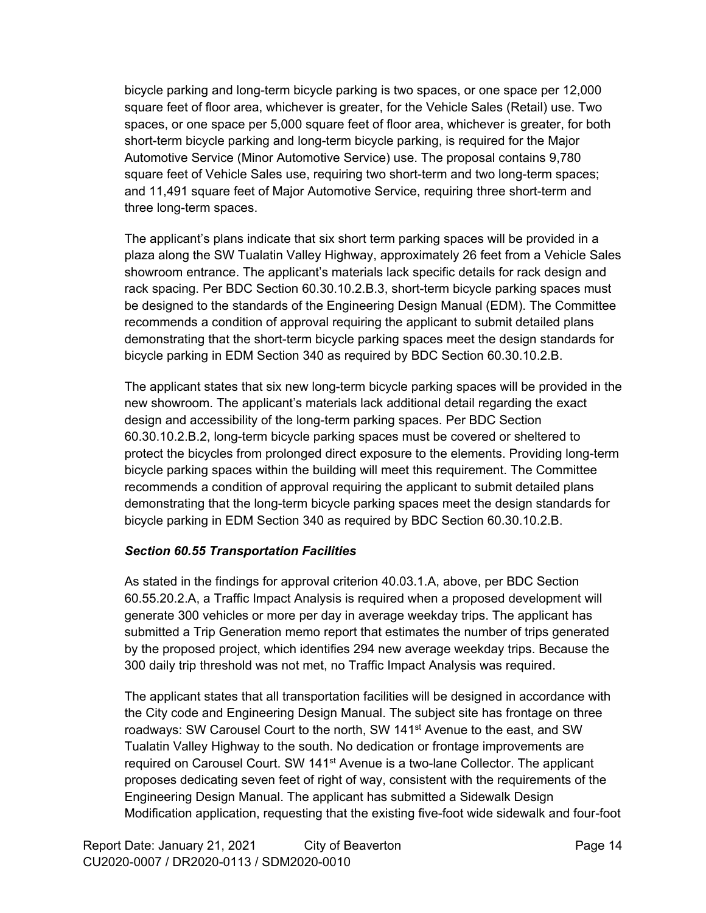bicycle parking and long-term bicycle parking is two spaces, or one space per 12,000 square feet of floor area, whichever is greater, for the Vehicle Sales (Retail) use. Two spaces, or one space per 5,000 square feet of floor area, whichever is greater, for both short-term bicycle parking and long-term bicycle parking, is required for the Major Automotive Service (Minor Automotive Service) use. The proposal contains 9,780 square feet of Vehicle Sales use, requiring two short-term and two long-term spaces; and 11,491 square feet of Major Automotive Service, requiring three short-term and three long-term spaces.

The applicant's plans indicate that six short term parking spaces will be provided in a plaza along the SW Tualatin Valley Highway, approximately 26 feet from a Vehicle Sales showroom entrance. The applicant's materials lack specific details for rack design and rack spacing. Per BDC Section 60.30.10.2.B.3, short-term bicycle parking spaces must be designed to the standards of the Engineering Design Manual (EDM). The Committee recommends a condition of approval requiring the applicant to submit detailed plans demonstrating that the short-term bicycle parking spaces meet the design standards for bicycle parking in EDM Section 340 as required by BDC Section 60.30.10.2.B.

The applicant states that six new long-term bicycle parking spaces will be provided in the new showroom. The applicant's materials lack additional detail regarding the exact design and accessibility of the long-term parking spaces. Per BDC Section 60.30.10.2.B.2, long-term bicycle parking spaces must be covered or sheltered to protect the bicycles from prolonged direct exposure to the elements. Providing long-term bicycle parking spaces within the building will meet this requirement. The Committee recommends a condition of approval requiring the applicant to submit detailed plans demonstrating that the long-term bicycle parking spaces meet the design standards for bicycle parking in EDM Section 340 as required by BDC Section 60.30.10.2.B.

***Section 60.55 Transportation Facilities***

As stated in the findings for approval criterion 40.03.1.A, above, per BDC Section 60.55.20.2.A, a Traffic Impact Analysis is required when a proposed development will generate 300 vehicles or more per day in average weekday trips. The applicant has submitted a Trip Generation memo report that estimates the number of trips generated by the proposed project, which identifies 294 new average weekday trips. Because the 300 daily trip threshold was not met, no Traffic Impact Analysis was required.

The applicant states that all transportation facilities will be designed in accordance with the City code and Engineering Design Manual. The subject site has frontage on three roadways: SW Carousel Court to the north, SW 141st Avenue to the east, and SW Tualatin Valley Highway to the south. No dedication or frontage improvements are required on Carousel Court. SW 141st Avenue is a two-lane Collector. The applicant proposes dedicating seven feet of right of way, consistent with the requirements of the Engineering Design Manual. The applicant has submitted a Sidewalk Design Modification application, requesting that the existing five-foot wide sidewalk and four-foot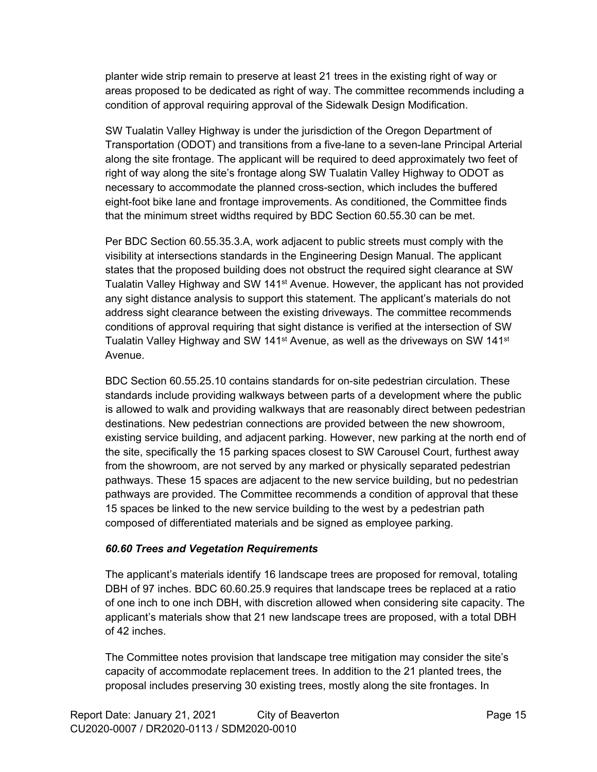planter wide strip remain to preserve at least 21 trees in the existing right of way or areas proposed to be dedicated as right of way. The committee recommends including a condition of approval requiring approval of the Sidewalk Design Modification.

SW Tualatin Valley Highway is under the jurisdiction of the Oregon Department of Transportation (ODOT) and transitions from a five-lane to a seven-lane Principal Arterial along the site frontage. The applicant will be required to deed approximately two feet of right of way along the site's frontage along SW Tualatin Valley Highway to ODOT as necessary to accommodate the planned cross-section, which includes the buffered eight-foot bike lane and frontage improvements. As conditioned, the Committee finds that the minimum street widths required by BDC Section 60.55.30 can be met.

Per BDC Section 60.55.35.3.A, work adjacent to public streets must comply with the visibility at intersections standards in the Engineering Design Manual. The applicant states that the proposed building does not obstruct the required sight clearance at SW Tualatin Valley Highway and SW 141st Avenue. However, the applicant has not provided any sight distance analysis to support this statement. The applicant's materials do not address sight clearance between the existing driveways. The committee recommends conditions of approval requiring that sight distance is verified at the intersection of SW Tualatin Valley Highway and SW 141st Avenue, as well as the driveways on SW 141st Avenue.

BDC Section 60.55.25.10 contains standards for on-site pedestrian circulation. These standards include providing walkways between parts of a development where the public is allowed to walk and providing walkways that are reasonably direct between pedestrian destinations. New pedestrian connections are provided between the new showroom, existing service building, and adjacent parking. However, new parking at the north end of the site, specifically the 15 parking spaces closest to SW Carousel Court, furthest away from the showroom, are not served by any marked or physically separated pedestrian pathways. These 15 spaces are adjacent to the new service building, but no pedestrian pathways are provided. The Committee recommends a condition of approval that these 15 spaces be linked to the new service building to the west by a pedestrian path composed of differentiated materials and be signed as employee parking.

***60.60 Trees and Vegetation Requirements***

The applicant's materials identify 16 landscape trees are proposed for removal, totaling DBH of 97 inches. BDC 60.60.25.9 requires that landscape trees be replaced at a ratio of one inch to one inch DBH, with discretion allowed when considering site capacity. The applicant's materials show that 21 new landscape trees are proposed, with a total DBH of 42 inches.

The Committee notes provision that landscape tree mitigation may consider the site's capacity of accommodate replacement trees. In addition to the 21 planted trees, the proposal includes preserving 30 existing trees, mostly along the site frontages. In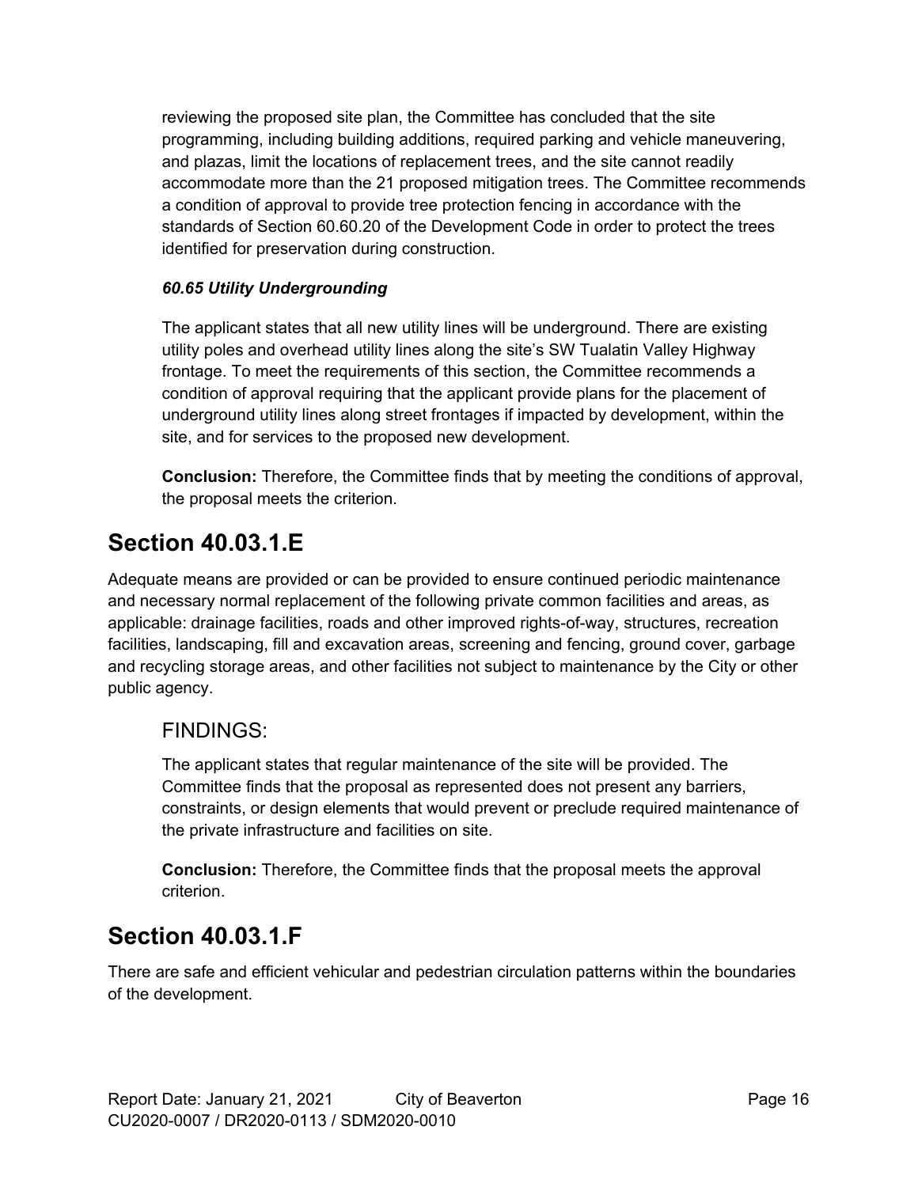reviewing the proposed site plan, the Committee has concluded that the site programming, including building additions, required parking and vehicle maneuvering, and plazas, limit the locations of replacement trees, and the site cannot readily accommodate more than the 21 proposed mitigation trees. The Committee recommends a condition of approval to provide tree protection fencing in accordance with the standards of Section 60.60.20 of the Development Code in order to protect the trees identified for preservation during construction.

***60.65 Utility Undergrounding***

The applicant states that all new utility lines will be underground. There are existing utility poles and overhead utility lines along the site's SW Tualatin Valley Highway frontage. To meet the requirements of this section, the Committee recommends a condition of approval requiring that the applicant provide plans for the placement of underground utility lines along street frontages if impacted by development, within the site, and for services to the proposed new development.

**Conclusion:** Therefore, the Committee finds that by meeting the conditions of approval, the proposal meets the criterion.

## Section 40.03.1.E

Adequate means are provided or can be provided to ensure continued periodic maintenance and necessary normal replacement of the following private common facilities and areas, as applicable: drainage facilities, roads and other improved rights-of-way, structures, recreation facilities, landscaping, fill and excavation areas, screening and fencing, ground cover, garbage and recycling storage areas, and other facilities not subject to maintenance by the City or other public agency.

### FINDINGS:

The applicant states that regular maintenance of the site will be provided. The Committee finds that the proposal as represented does not present any barriers, constraints, or design elements that would prevent or preclude required maintenance of the private infrastructure and facilities on site.

**Conclusion:** Therefore, the Committee finds that the proposal meets the approval criterion.

## Section 40.03.1.F

There are safe and efficient vehicular and pedestrian circulation patterns within the boundaries of the development.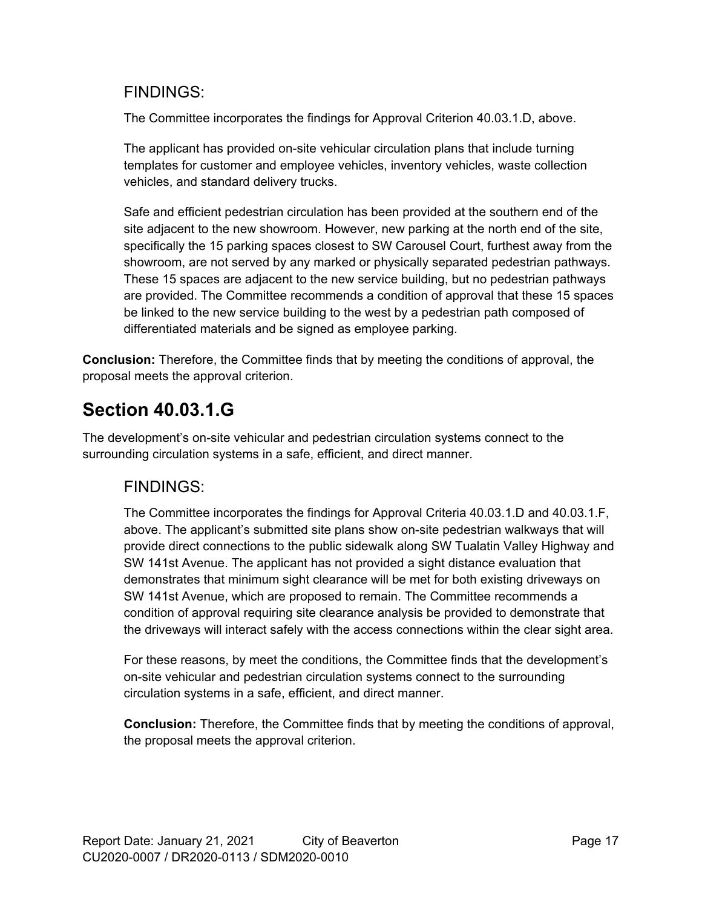### FINDINGS:

The Committee incorporates the findings for Approval Criterion 40.03.1.D, above.

The applicant has provided on-site vehicular circulation plans that include turning templates for customer and employee vehicles, inventory vehicles, waste collection vehicles, and standard delivery trucks.

Safe and efficient pedestrian circulation has been provided at the southern end of the site adjacent to the new showroom. However, new parking at the north end of the site, specifically the 15 parking spaces closest to SW Carousel Court, furthest away from the showroom, are not served by any marked or physically separated pedestrian pathways. These 15 spaces are adjacent to the new service building, but no pedestrian pathways are provided. The Committee recommends a condition of approval that these 15 spaces be linked to the new service building to the west by a pedestrian path composed of differentiated materials and be signed as employee parking.

**Conclusion:** Therefore, the Committee finds that by meeting the conditions of approval, the proposal meets the approval criterion.

## Section 40.03.1.G

The development's on-site vehicular and pedestrian circulation systems connect to the surrounding circulation systems in a safe, efficient, and direct manner.

### FINDINGS:

The Committee incorporates the findings for Approval Criteria 40.03.1.D and 40.03.1.F, above. The applicant's submitted site plans show on-site pedestrian walkways that will provide direct connections to the public sidewalk along SW Tualatin Valley Highway and SW 141st Avenue. The applicant has not provided a sight distance evaluation that demonstrates that minimum sight clearance will be met for both existing driveways on SW 141st Avenue, which are proposed to remain. The Committee recommends a condition of approval requiring site clearance analysis be provided to demonstrate that the driveways will interact safely with the access connections within the clear sight area.

For these reasons, by meet the conditions, the Committee finds that the development's on-site vehicular and pedestrian circulation systems connect to the surrounding circulation systems in a safe, efficient, and direct manner.

**Conclusion:** Therefore, the Committee finds that by meeting the conditions of approval, the proposal meets the approval criterion.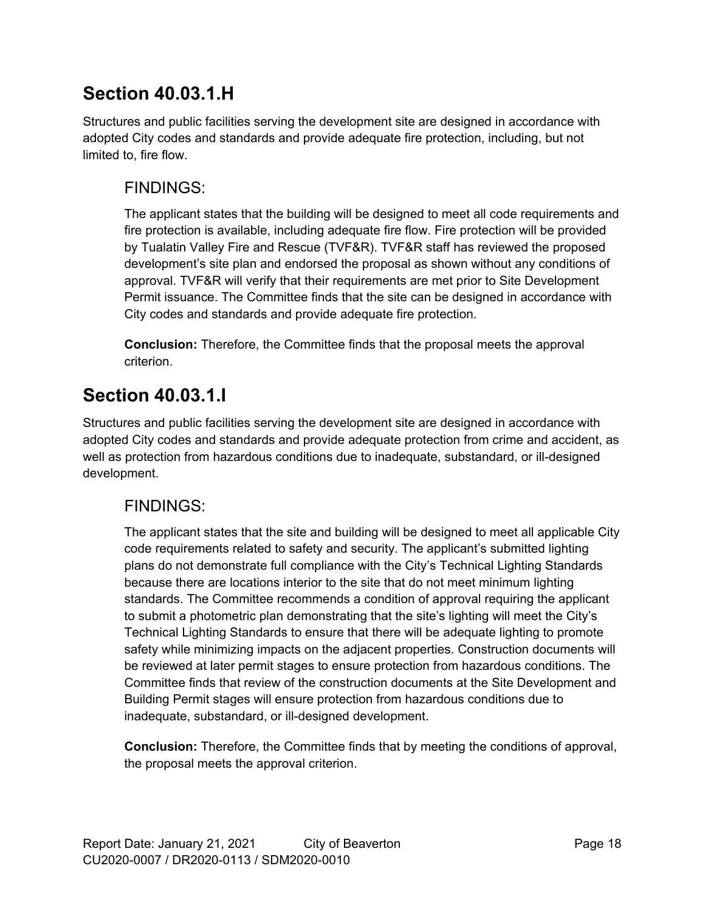## Section 40.03.1.H

Structures and public facilities serving the development site are designed in accordance with adopted City codes and standards and provide adequate fire protection, including, but not limited to, fire flow.

### FINDINGS:

The applicant states that the building will be designed to meet all code requirements and fire protection is available, including adequate fire flow. Fire protection will be provided by Tualatin Valley Fire and Rescue (TVF&R). TVF&R staff has reviewed the proposed development's site plan and endorsed the proposal as shown without any conditions of approval. TVF&R will verify that their requirements are met prior to Site Development Permit issuance. The Committee finds that the site can be designed in accordance with City codes and standards and provide adequate fire protection.

**Conclusion:** Therefore, the Committee finds that the proposal meets the approval criterion.

## Section 40.03.1.I

Structures and public facilities serving the development site are designed in accordance with adopted City codes and standards and provide adequate protection from crime and accident, as well as protection from hazardous conditions due to inadequate, substandard, or ill-designed development.

### FINDINGS:

The applicant states that the site and building will be designed to meet all applicable City code requirements related to safety and security. The applicant's submitted lighting plans do not demonstrate full compliance with the City's Technical Lighting Standards because there are locations interior to the site that do not meet minimum lighting standards. The Committee recommends a condition of approval requiring the applicant to submit a photometric plan demonstrating that the site's lighting will meet the City's Technical Lighting Standards to ensure that there will be adequate lighting to promote safety while minimizing impacts on the adjacent properties. Construction documents will be reviewed at later permit stages to ensure protection from hazardous conditions. The Committee finds that review of the construction documents at the Site Development and Building Permit stages will ensure protection from hazardous conditions due to inadequate, substandard, or ill-designed development.

**Conclusion:** Therefore, the Committee finds that by meeting the conditions of approval, the proposal meets the approval criterion.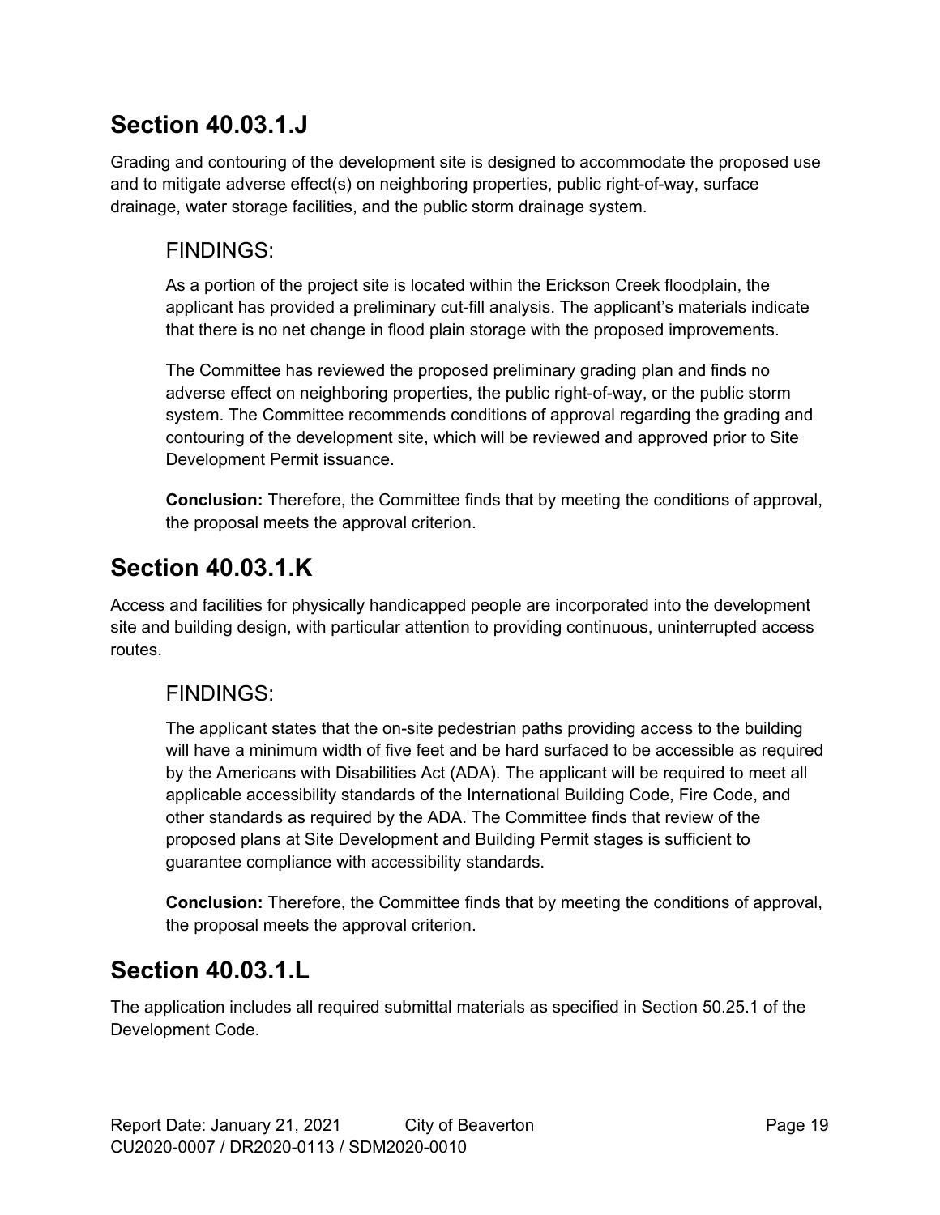## Section 40.03.1.J

Grading and contouring of the development site is designed to accommodate the proposed use and to mitigate adverse effect(s) on neighboring properties, public right-of-way, surface drainage, water storage facilities, and the public storm drainage system.

### FINDINGS:

As a portion of the project site is located within the Erickson Creek floodplain, the applicant has provided a preliminary cut-fill analysis. The applicant's materials indicate that there is no net change in flood plain storage with the proposed improvements.

The Committee has reviewed the proposed preliminary grading plan and finds no adverse effect on neighboring properties, the public right-of-way, or the public storm system. The Committee recommends conditions of approval regarding the grading and contouring of the development site, which will be reviewed and approved prior to Site Development Permit issuance.

**Conclusion:** Therefore, the Committee finds that by meeting the conditions of approval, the proposal meets the approval criterion.

## Section 40.03.1.K

Access and facilities for physically handicapped people are incorporated into the development site and building design, with particular attention to providing continuous, uninterrupted access routes.

### FINDINGS:

The applicant states that the on-site pedestrian paths providing access to the building will have a minimum width of five feet and be hard surfaced to be accessible as required by the Americans with Disabilities Act (ADA). The applicant will be required to meet all applicable accessibility standards of the International Building Code, Fire Code, and other standards as required by the ADA. The Committee finds that review of the proposed plans at Site Development and Building Permit stages is sufficient to guarantee compliance with accessibility standards.

**Conclusion:** Therefore, the Committee finds that by meeting the conditions of approval, the proposal meets the approval criterion.

## Section 40.03.1.L

The application includes all required submittal materials as specified in Section 50.25.1 of the Development Code.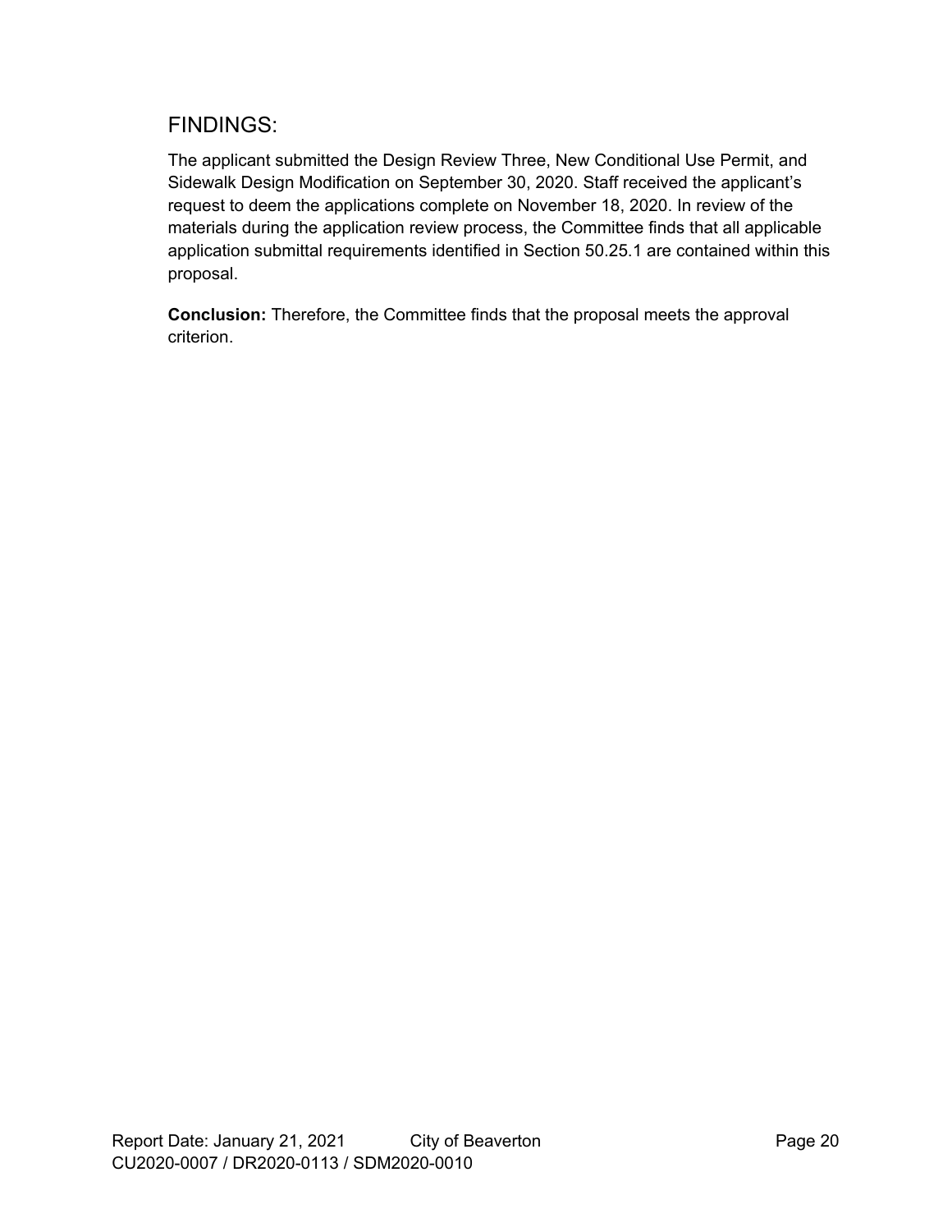## FINDINGS:

The applicant submitted the Design Review Three, New Conditional Use Permit, and Sidewalk Design Modification on September 30, 2020. Staff received the applicant's request to deem the applications complete on November 18, 2020. In review of the materials during the application review process, the Committee finds that all applicable application submittal requirements identified in Section 50.25.1 are contained within this proposal.

**Conclusion:** Therefore, the Committee finds that the proposal meets the approval criterion.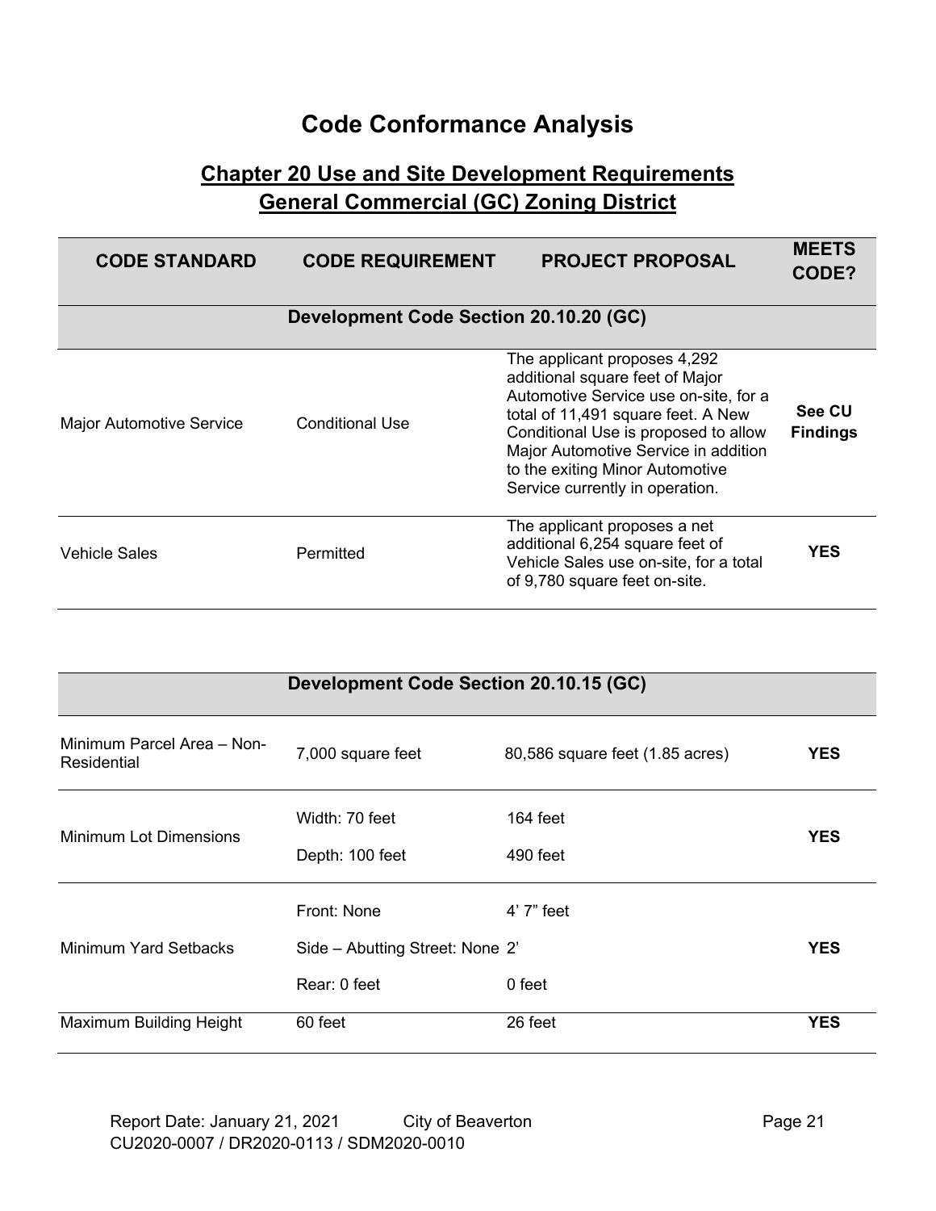# Code Conformance Analysis

## Chapter 20 Use and Site Development Requirements
## General Commercial (GC) Zoning District

| CODE STANDARD | CODE REQUIREMENT | PROJECT PROPOSAL | MEETS CODE? |
|---|---|---|---|
| **Development Code Section 20.10.20 (GC)** | | | |
| Major Automotive Service | Conditional Use | The applicant proposes 4,292 additional square feet of Major Automotive Service use on-site, for a total of 11,491 square feet. A New Conditional Use is proposed to allow Major Automotive Service in addition to the exiting Minor Automotive Service currently in operation. | **See CU Findings** |
| Vehicle Sales | Permitted | The applicant proposes a net additional 6,254 square feet of Vehicle Sales use on-site, for a total of 9,780 square feet on-site. | **YES** |

| CODE STANDARD | CODE REQUIREMENT | PROJECT PROPOSAL | MEETS CODE? |
|---|---|---|---|
| **Development Code Section 20.10.15 (GC)** | | | |
| Minimum Parcel Area – Non-Residential | 7,000 square feet | 80,586 square feet (1.85 acres) | **YES** |
| Minimum Lot Dimensions | Width: 70 feet<br>Depth: 100 feet | 164 feet<br>490 feet | **YES** |
| Minimum Yard Setbacks | Front: None<br>Side – Abutting Street: None<br>Rear: 0 feet | 4' 7" feet<br>2'<br>0 feet | **YES** |
| Maximum Building Height | 60 feet | 26 feet | **YES** |

Report Date: January 21, 2021 City of Beaverton
CU2020-0007 / DR2020-0113 / SDM2020-0010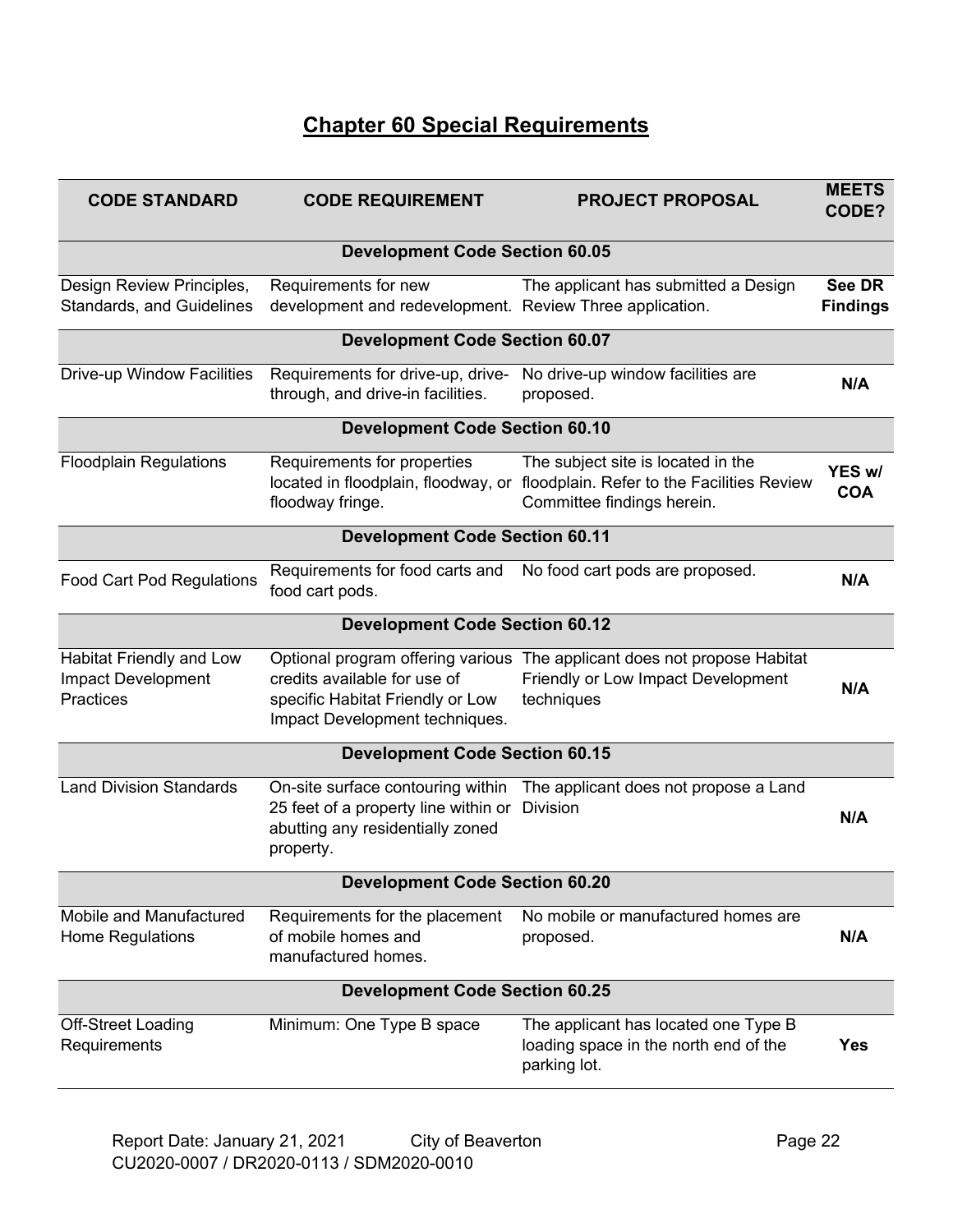# Chapter 60 Special Requirements

| CODE STANDARD | CODE REQUIREMENT | PROJECT PROPOSAL | MEETS CODE? |
|---|---|---|---|
| **Development Code Section 60.05** | | | |
| Design Review Principles, Standards, and Guidelines | Requirements for new development and redevelopment. | The applicant has submitted a Design Review Three application. | **See DR Findings** |
| **Development Code Section 60.07** | | | |
| Drive-up Window Facilities | Requirements for drive-up, drive-through, and drive-in facilities. | No drive-up window facilities are proposed. | **N/A** |
| **Development Code Section 60.10** | | | |
| Floodplain Regulations | Requirements for properties located in floodplain, floodway, or floodway fringe. | The subject site is located in the floodplain. Refer to the Facilities Review Committee findings herein. | **YES w/ COA** |
| **Development Code Section 60.11** | | | |
| Food Cart Pod Regulations | Requirements for food carts and food cart pods. | No food cart pods are proposed. | **N/A** |
| **Development Code Section 60.12** | | | |
| Habitat Friendly and Low Impact Development Practices | Optional program offering various credits available for use of specific Habitat Friendly or Low Impact Development techniques. | The applicant does not propose Habitat Friendly or Low Impact Development techniques | **N/A** |
| **Development Code Section 60.15** | | | |
| Land Division Standards | On-site surface contouring within 25 feet of a property line within or abutting any residentially zoned property. | The applicant does not propose a Land Division | **N/A** |
| **Development Code Section 60.20** | | | |
| Mobile and Manufactured Home Regulations | Requirements for the placement of mobile homes and manufactured homes. | No mobile or manufactured homes are proposed. | **N/A** |
| **Development Code Section 60.25** | | | |
| Off-Street Loading Requirements | Minimum: One Type B space | The applicant has located one Type B loading space in the north end of the parking lot. | **Yes** |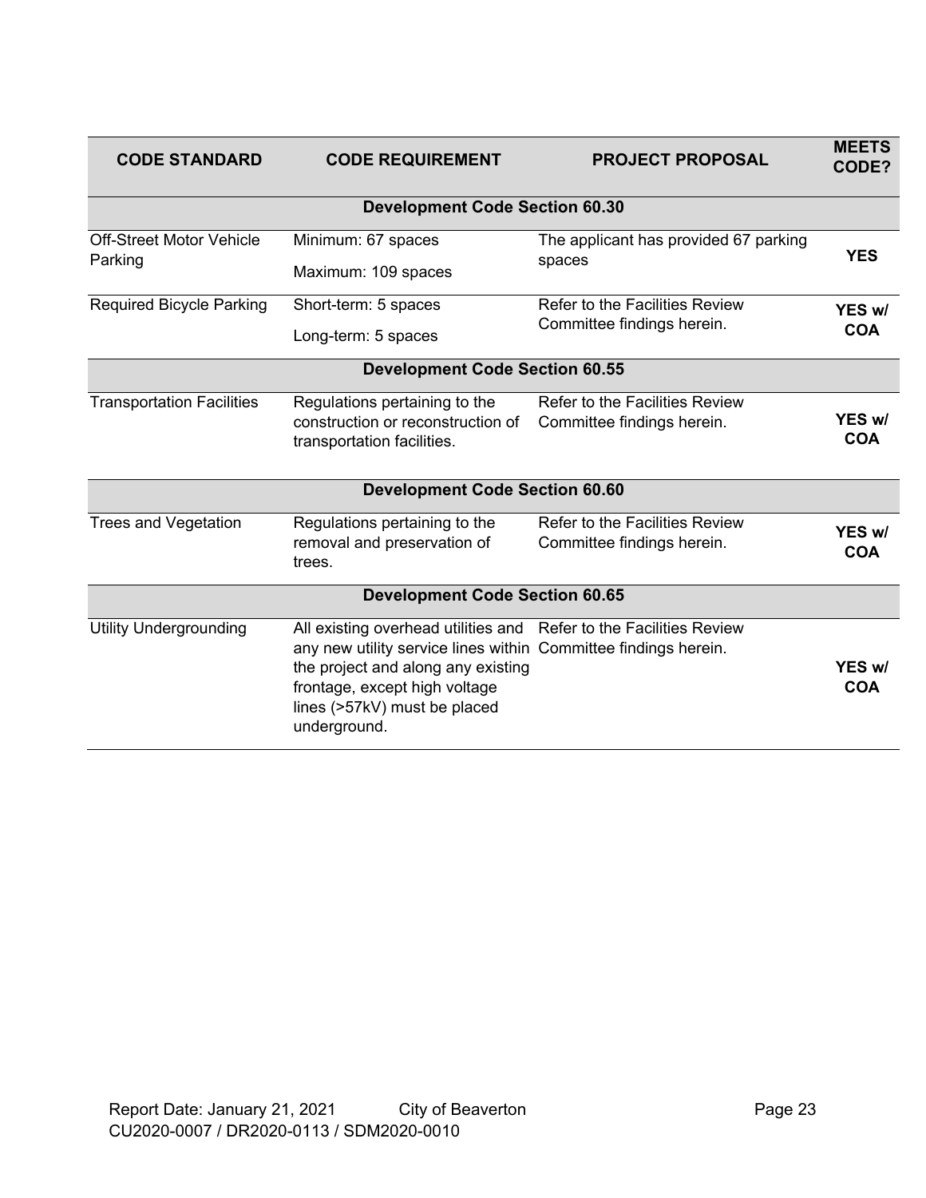| CODE STANDARD | CODE REQUIREMENT | PROJECT PROPOSAL | MEETS CODE? |
|---|---|---|---|
| **Development Code Section 60.30** | | | |
| Off-Street Motor Vehicle Parking | Minimum: 67 spaces<br>Maximum: 109 spaces | The applicant has provided 67 parking spaces | **YES** |
| Required Bicycle Parking | Short-term: 5 spaces<br>Long-term: 5 spaces | Refer to the Facilities Review Committee findings herein. | **YES w/ COA** |
| **Development Code Section 60.55** | | | |
| Transportation Facilities | Regulations pertaining to the construction or reconstruction of transportation facilities. | Refer to the Facilities Review Committee findings herein. | **YES w/ COA** |
| **Development Code Section 60.60** | | | |
| Trees and Vegetation | Regulations pertaining to the removal and preservation of trees. | Refer to the Facilities Review Committee findings herein. | **YES w/ COA** |
| **Development Code Section 60.65** | | | |
| Utility Undergrounding | All existing overhead utilities and any new utility service lines within the project and along any existing frontage, except high voltage lines (>57kV) must be placed underground. | Refer to the Facilities Review Committee findings herein. | **YES w/ COA** |

Report Date: January 21, 2021 City of Beaverton
CU2020-0007 / DR2020-0113 / SDM2020-0010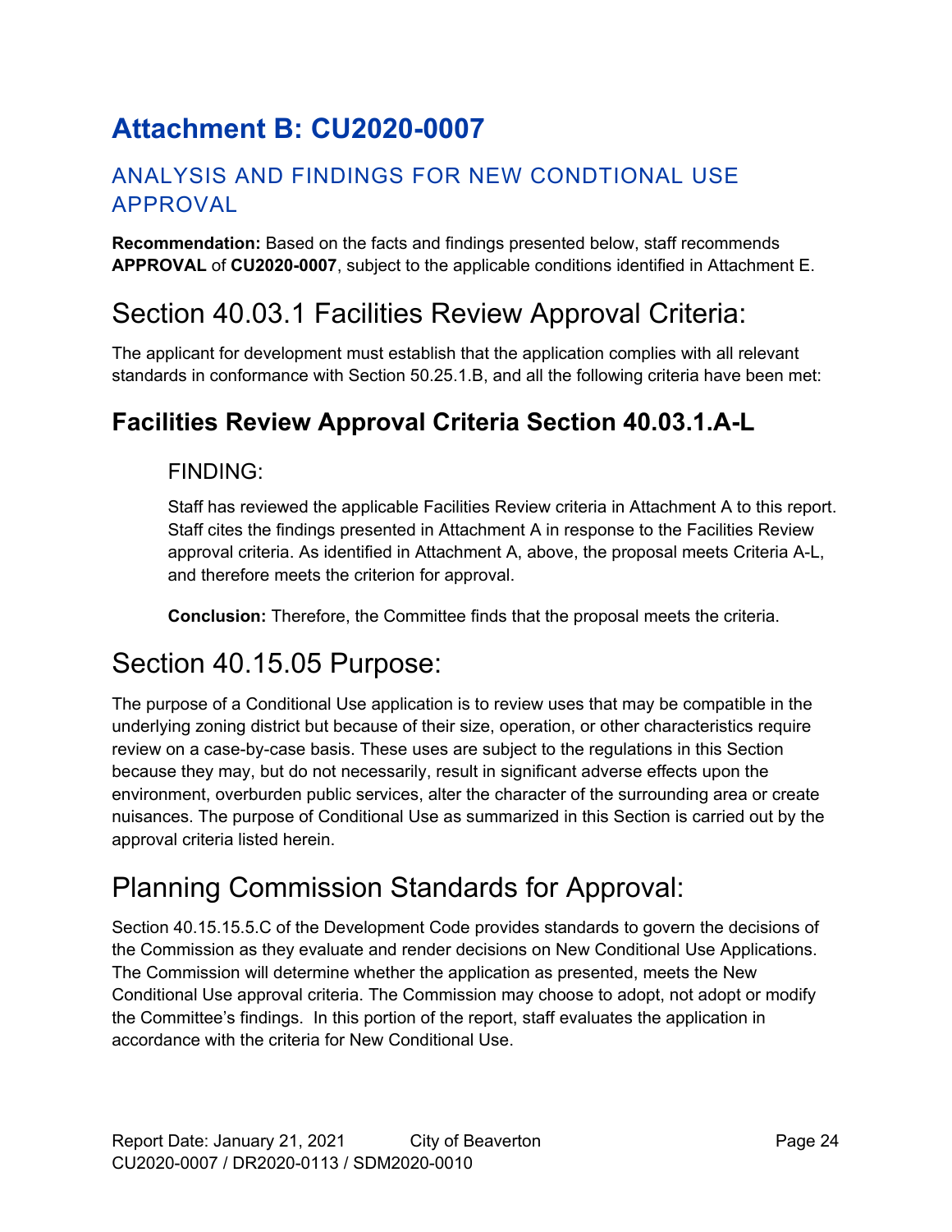# Attachment B: CU2020-0007

## ANALYSIS AND FINDINGS FOR NEW CONDTIONAL USE APPROVAL

**Recommendation:** Based on the facts and findings presented below, staff recommends **APPROVAL** of **CU2020-0007**, subject to the applicable conditions identified in Attachment E.

# Section 40.03.1 Facilities Review Approval Criteria:

The applicant for development must establish that the application complies with all relevant standards in conformance with Section 50.25.1.B, and all the following criteria have been met:

## Facilities Review Approval Criteria Section 40.03.1.A-L

### FINDING:

Staff has reviewed the applicable Facilities Review criteria in Attachment A to this report. Staff cites the findings presented in Attachment A in response to the Facilities Review approval criteria. As identified in Attachment A, above, the proposal meets Criteria A-L, and therefore meets the criterion for approval.

**Conclusion:** Therefore, the Committee finds that the proposal meets the criteria.

# Section 40.15.05 Purpose:

The purpose of a Conditional Use application is to review uses that may be compatible in the underlying zoning district but because of their size, operation, or other characteristics require review on a case-by-case basis. These uses are subject to the regulations in this Section because they may, but do not necessarily, result in significant adverse effects upon the environment, overburden public services, alter the character of the surrounding area or create nuisances. The purpose of Conditional Use as summarized in this Section is carried out by the approval criteria listed herein.

# Planning Commission Standards for Approval:

Section 40.15.15.5.C of the Development Code provides standards to govern the decisions of the Commission as they evaluate and render decisions on New Conditional Use Applications. The Commission will determine whether the application as presented, meets the New Conditional Use approval criteria. The Commission may choose to adopt, not adopt or modify the Committee's findings. In this portion of the report, staff evaluates the application in accordance with the criteria for New Conditional Use.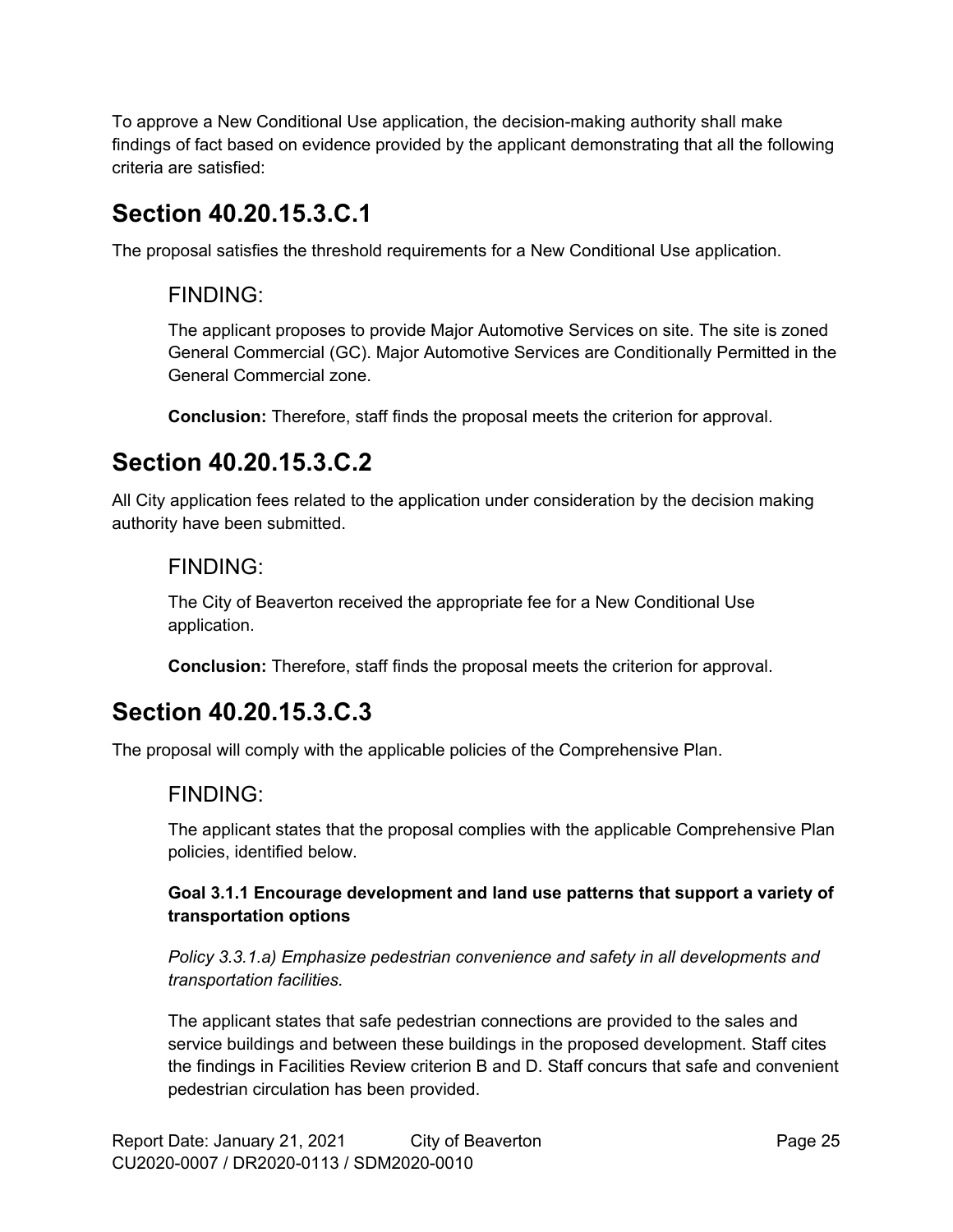To approve a New Conditional Use application, the decision-making authority shall make findings of fact based on evidence provided by the applicant demonstrating that all the following criteria are satisfied:

## Section 40.20.15.3.C.1

The proposal satisfies the threshold requirements for a New Conditional Use application.

### FINDING:

The applicant proposes to provide Major Automotive Services on site. The site is zoned General Commercial (GC). Major Automotive Services are Conditionally Permitted in the General Commercial zone.

**Conclusion:** Therefore, staff finds the proposal meets the criterion for approval.

## Section 40.20.15.3.C.2

All City application fees related to the application under consideration by the decision making authority have been submitted.

### FINDING:

The City of Beaverton received the appropriate fee for a New Conditional Use application.

**Conclusion:** Therefore, staff finds the proposal meets the criterion for approval.

## Section 40.20.15.3.C.3

The proposal will comply with the applicable policies of the Comprehensive Plan.

### FINDING:

The applicant states that the proposal complies with the applicable Comprehensive Plan policies, identified below.

**Goal 3.1.1 Encourage development and land use patterns that support a variety of transportation options**

*Policy 3.3.1.a) Emphasize pedestrian convenience and safety in all developments and transportation facilities.*

The applicant states that safe pedestrian connections are provided to the sales and service buildings and between these buildings in the proposed development. Staff cites the findings in Facilities Review criterion B and D. Staff concurs that safe and convenient pedestrian circulation has been provided.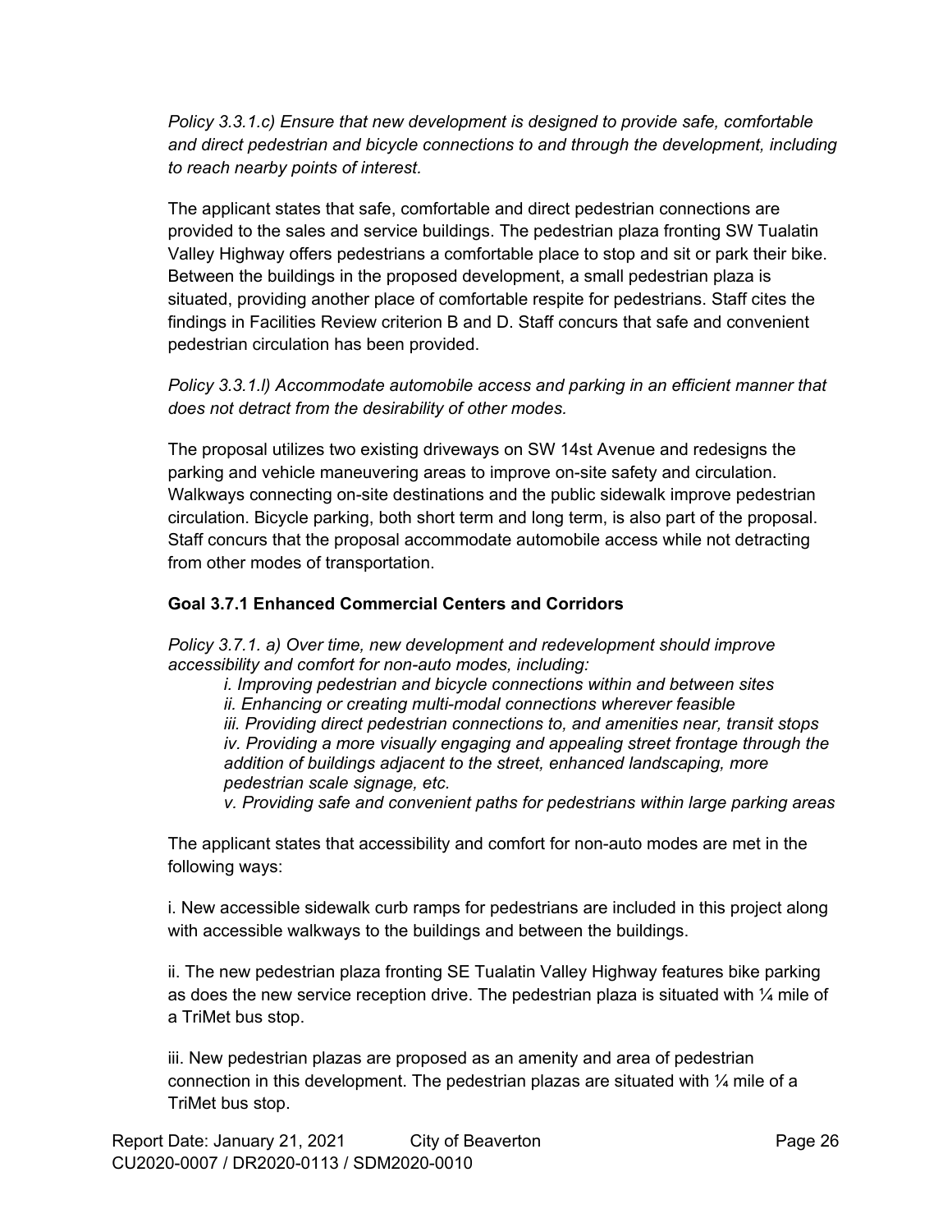*Policy 3.3.1.c) Ensure that new development is designed to provide safe, comfortable and direct pedestrian and bicycle connections to and through the development, including to reach nearby points of interest.*

The applicant states that safe, comfortable and direct pedestrian connections are provided to the sales and service buildings. The pedestrian plaza fronting SW Tualatin Valley Highway offers pedestrians a comfortable place to stop and sit or park their bike. Between the buildings in the proposed development, a small pedestrian plaza is situated, providing another place of comfortable respite for pedestrians. Staff cites the findings in Facilities Review criterion B and D. Staff concurs that safe and convenient pedestrian circulation has been provided.

*Policy 3.3.1.l) Accommodate automobile access and parking in an efficient manner that does not detract from the desirability of other modes.*

The proposal utilizes two existing driveways on SW 14st Avenue and redesigns the parking and vehicle maneuvering areas to improve on-site safety and circulation. Walkways connecting on-site destinations and the public sidewalk improve pedestrian circulation. Bicycle parking, both short term and long term, is also part of the proposal. Staff concurs that the proposal accommodate automobile access while not detracting from other modes of transportation.

**Goal 3.7.1 Enhanced Commercial Centers and Corridors**

*Policy 3.7.1. a) Over time, new development and redevelopment should improve accessibility and comfort for non-auto modes, including:*

*i. Improving pedestrian and bicycle connections within and between sites*
*ii. Enhancing or creating multi-modal connections wherever feasible*
*iii. Providing direct pedestrian connections to, and amenities near, transit stops*
*iv. Providing a more visually engaging and appealing street frontage through the addition of buildings adjacent to the street, enhanced landscaping, more pedestrian scale signage, etc.*
*v. Providing safe and convenient paths for pedestrians within large parking areas*

The applicant states that accessibility and comfort for non-auto modes are met in the following ways:

i. New accessible sidewalk curb ramps for pedestrians are included in this project along with accessible walkways to the buildings and between the buildings.

ii. The new pedestrian plaza fronting SE Tualatin Valley Highway features bike parking as does the new service reception drive. The pedestrian plaza is situated with ¼ mile of a TriMet bus stop.

iii. New pedestrian plazas are proposed as an amenity and area of pedestrian connection in this development. The pedestrian plazas are situated with ¼ mile of a TriMet bus stop.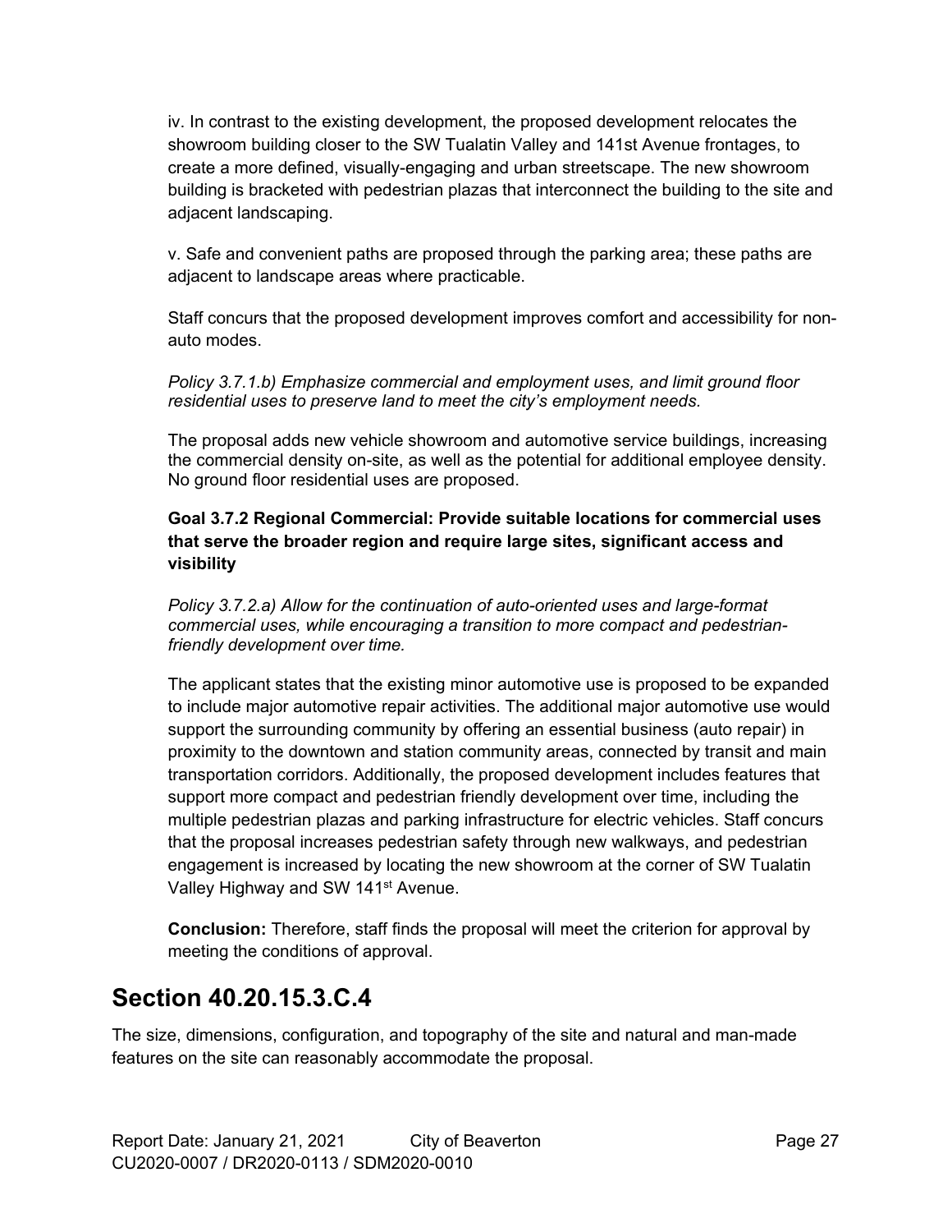iv. In contrast to the existing development, the proposed development relocates the showroom building closer to the SW Tualatin Valley and 141st Avenue frontages, to create a more defined, visually-engaging and urban streetscape. The new showroom building is bracketed with pedestrian plazas that interconnect the building to the site and adjacent landscaping.

v. Safe and convenient paths are proposed through the parking area; these paths are adjacent to landscape areas where practicable.

Staff concurs that the proposed development improves comfort and accessibility for non-auto modes.

*Policy 3.7.1.b) Emphasize commercial and employment uses, and limit ground floor residential uses to preserve land to meet the city's employment needs.*

The proposal adds new vehicle showroom and automotive service buildings, increasing the commercial density on-site, as well as the potential for additional employee density. No ground floor residential uses are proposed.

**Goal 3.7.2 Regional Commercial: Provide suitable locations for commercial uses that serve the broader region and require large sites, significant access and visibility**

*Policy 3.7.2.a) Allow for the continuation of auto-oriented uses and large-format commercial uses, while encouraging a transition to more compact and pedestrian-friendly development over time.*

The applicant states that the existing minor automotive use is proposed to be expanded to include major automotive repair activities. The additional major automotive use would support the surrounding community by offering an essential business (auto repair) in proximity to the downtown and station community areas, connected by transit and main transportation corridors. Additionally, the proposed development includes features that support more compact and pedestrian friendly development over time, including the multiple pedestrian plazas and parking infrastructure for electric vehicles. Staff concurs that the proposal increases pedestrian safety through new walkways, and pedestrian engagement is increased by locating the new showroom at the corner of SW Tualatin Valley Highway and SW 141st Avenue.

**Conclusion:** Therefore, staff finds the proposal will meet the criterion for approval by meeting the conditions of approval.

## Section 40.20.15.3.C.4

The size, dimensions, configuration, and topography of the site and natural and man-made features on the site can reasonably accommodate the proposal.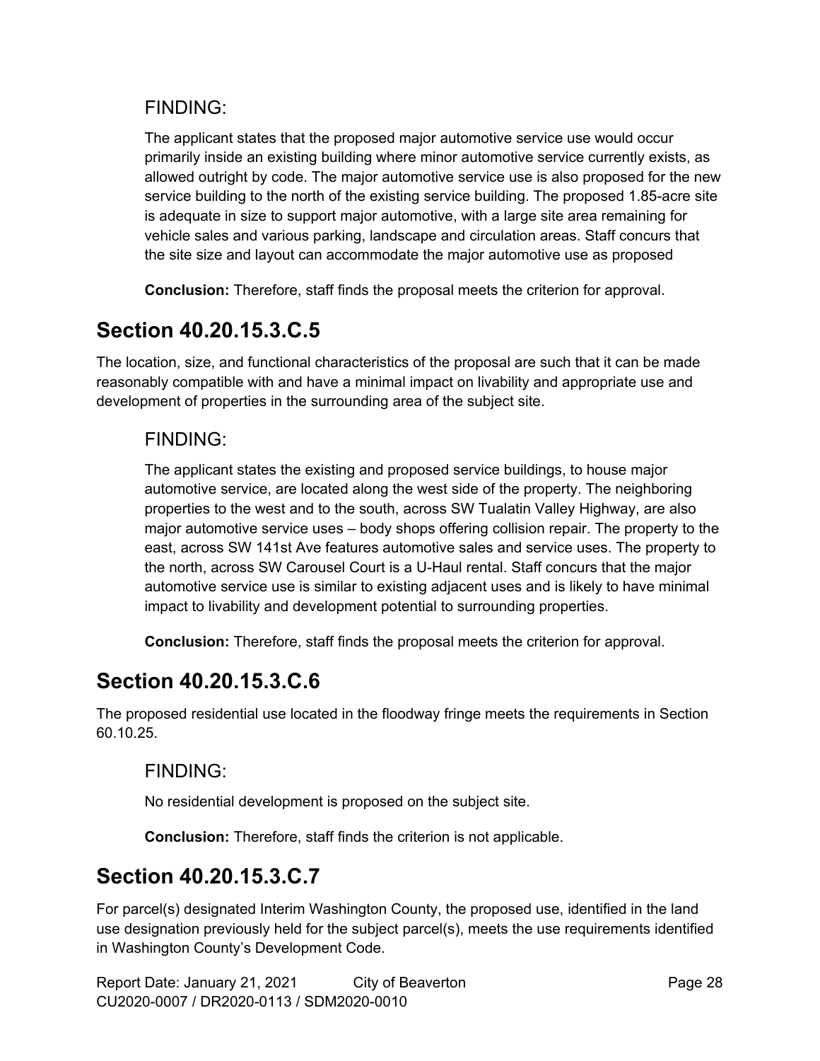### FINDING:

The applicant states that the proposed major automotive service use would occur primarily inside an existing building where minor automotive service currently exists, as allowed outright by code. The major automotive service use is also proposed for the new service building to the north of the existing service building. The proposed 1.85-acre site is adequate in size to support major automotive, with a large site area remaining for vehicle sales and various parking, landscape and circulation areas. Staff concurs that the site size and layout can accommodate the major automotive use as proposed

**Conclusion:** Therefore, staff finds the proposal meets the criterion for approval.

## Section 40.20.15.3.C.5

The location, size, and functional characteristics of the proposal are such that it can be made reasonably compatible with and have a minimal impact on livability and appropriate use and development of properties in the surrounding area of the subject site.

### FINDING:

The applicant states the existing and proposed service buildings, to house major automotive service, are located along the west side of the property. The neighboring properties to the west and to the south, across SW Tualatin Valley Highway, are also major automotive service uses – body shops offering collision repair. The property to the east, across SW 141st Ave features automotive sales and service uses. The property to the north, across SW Carousel Court is a U-Haul rental. Staff concurs that the major automotive service use is similar to existing adjacent uses and is likely to have minimal impact to livability and development potential to surrounding properties.

**Conclusion:** Therefore, staff finds the proposal meets the criterion for approval.

## Section 40.20.15.3.C.6

The proposed residential use located in the floodway fringe meets the requirements in Section 60.10.25.

### FINDING:

No residential development is proposed on the subject site.

**Conclusion:** Therefore, staff finds the criterion is not applicable.

## Section 40.20.15.3.C.7

For parcel(s) designated Interim Washington County, the proposed use, identified in the land use designation previously held for the subject parcel(s), meets the use requirements identified in Washington County's Development Code.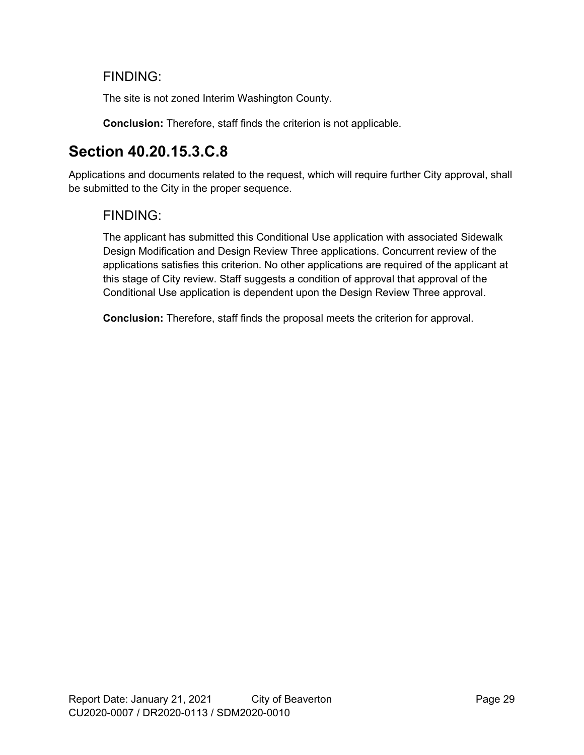### FINDING:

The site is not zoned Interim Washington County.

**Conclusion:** Therefore, staff finds the criterion is not applicable.

## Section 40.20.15.3.C.8

Applications and documents related to the request, which will require further City approval, shall be submitted to the City in the proper sequence.

### FINDING:

The applicant has submitted this Conditional Use application with associated Sidewalk Design Modification and Design Review Three applications. Concurrent review of the applications satisfies this criterion. No other applications are required of the applicant at this stage of City review. Staff suggests a condition of approval that approval of the Conditional Use application is dependent upon the Design Review Three approval.

**Conclusion:** Therefore, staff finds the proposal meets the criterion for approval.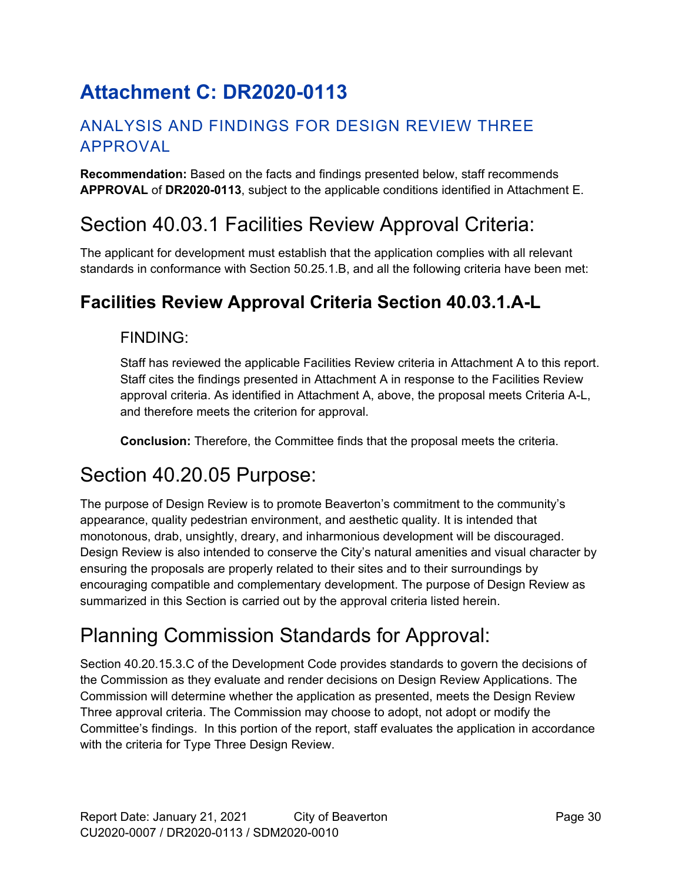# Attachment C: DR2020-0113

## ANALYSIS AND FINDINGS FOR DESIGN REVIEW THREE APPROVAL

**Recommendation:** Based on the facts and findings presented below, staff recommends **APPROVAL** of **DR2020-0113**, subject to the applicable conditions identified in Attachment E.

## Section 40.03.1 Facilities Review Approval Criteria:

The applicant for development must establish that the application complies with all relevant standards in conformance with Section 50.25.1.B, and all the following criteria have been met:

### Facilities Review Approval Criteria Section 40.03.1.A-L

FINDING:

Staff has reviewed the applicable Facilities Review criteria in Attachment A to this report. Staff cites the findings presented in Attachment A in response to the Facilities Review approval criteria. As identified in Attachment A, above, the proposal meets Criteria A-L, and therefore meets the criterion for approval.

**Conclusion:** Therefore, the Committee finds that the proposal meets the criteria.

## Section 40.20.05 Purpose:

The purpose of Design Review is to promote Beaverton's commitment to the community's appearance, quality pedestrian environment, and aesthetic quality. It is intended that monotonous, drab, unsightly, dreary, and inharmonious development will be discouraged. Design Review is also intended to conserve the City's natural amenities and visual character by ensuring the proposals are properly related to their sites and to their surroundings by encouraging compatible and complementary development. The purpose of Design Review as summarized in this Section is carried out by the approval criteria listed herein.

## Planning Commission Standards for Approval:

Section 40.20.15.3.C of the Development Code provides standards to govern the decisions of the Commission as they evaluate and render decisions on Design Review Applications. The Commission will determine whether the application as presented, meets the Design Review Three approval criteria. The Commission may choose to adopt, not adopt or modify the Committee's findings. In this portion of the report, staff evaluates the application in accordance with the criteria for Type Three Design Review.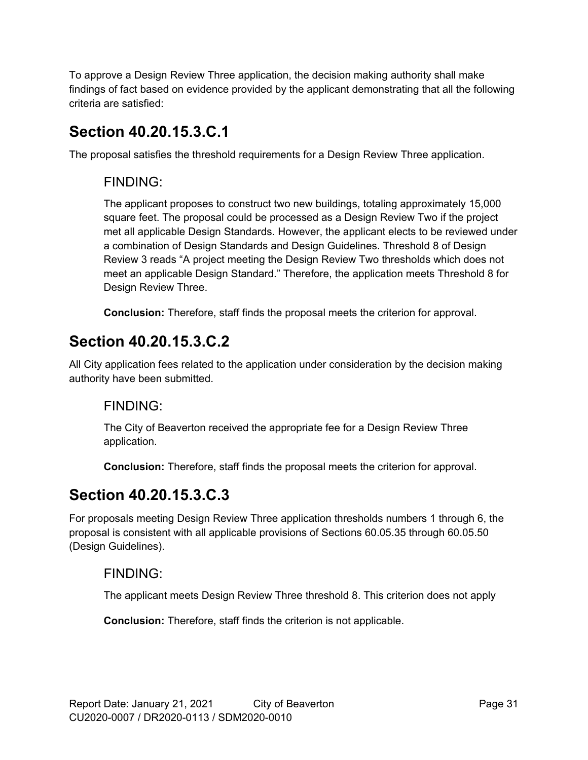To approve a Design Review Three application, the decision making authority shall make findings of fact based on evidence provided by the applicant demonstrating that all the following criteria are satisfied:

## Section 40.20.15.3.C.1

The proposal satisfies the threshold requirements for a Design Review Three application.

### FINDING:

The applicant proposes to construct two new buildings, totaling approximately 15,000 square feet. The proposal could be processed as a Design Review Two if the project met all applicable Design Standards. However, the applicant elects to be reviewed under a combination of Design Standards and Design Guidelines. Threshold 8 of Design Review 3 reads "A project meeting the Design Review Two thresholds which does not meet an applicable Design Standard." Therefore, the application meets Threshold 8 for Design Review Three.

**Conclusion:** Therefore, staff finds the proposal meets the criterion for approval.

## Section 40.20.15.3.C.2

All City application fees related to the application under consideration by the decision making authority have been submitted.

### FINDING:

The City of Beaverton received the appropriate fee for a Design Review Three application.

**Conclusion:** Therefore, staff finds the proposal meets the criterion for approval.

## Section 40.20.15.3.C.3

For proposals meeting Design Review Three application thresholds numbers 1 through 6, the proposal is consistent with all applicable provisions of Sections 60.05.35 through 60.05.50 (Design Guidelines).

### FINDING:

The applicant meets Design Review Three threshold 8. This criterion does not apply

**Conclusion:** Therefore, staff finds the criterion is not applicable.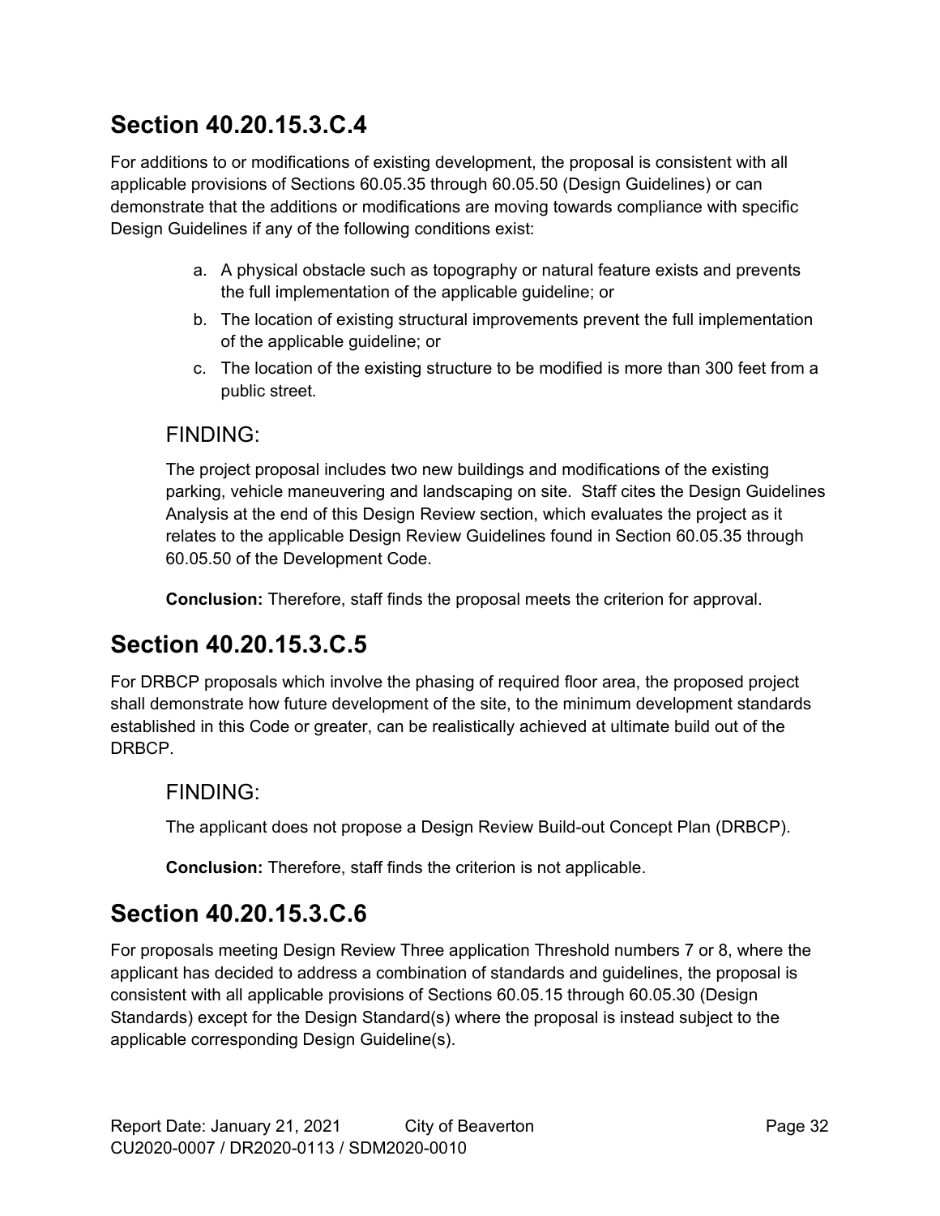## Section 40.20.15.3.C.4

For additions to or modifications of existing development, the proposal is consistent with all applicable provisions of Sections 60.05.35 through 60.05.50 (Design Guidelines) or can demonstrate that the additions or modifications are moving towards compliance with specific Design Guidelines if any of the following conditions exist:

a. A physical obstacle such as topography or natural feature exists and prevents the full implementation of the applicable guideline; or
b. The location of existing structural improvements prevent the full implementation of the applicable guideline; or
c. The location of the existing structure to be modified is more than 300 feet from a public street.

### FINDING:

The project proposal includes two new buildings and modifications of the existing parking, vehicle maneuvering and landscaping on site. Staff cites the Design Guidelines Analysis at the end of this Design Review section, which evaluates the project as it relates to the applicable Design Review Guidelines found in Section 60.05.35 through 60.05.50 of the Development Code.

**Conclusion:** Therefore, staff finds the proposal meets the criterion for approval.

## Section 40.20.15.3.C.5

For DRBCP proposals which involve the phasing of required floor area, the proposed project shall demonstrate how future development of the site, to the minimum development standards established in this Code or greater, can be realistically achieved at ultimate build out of the DRBCP.

### FINDING:

The applicant does not propose a Design Review Build-out Concept Plan (DRBCP).

**Conclusion:** Therefore, staff finds the criterion is not applicable.

## Section 40.20.15.3.C.6

For proposals meeting Design Review Three application Threshold numbers 7 or 8, where the applicant has decided to address a combination of standards and guidelines, the proposal is consistent with all applicable provisions of Sections 60.05.15 through 60.05.30 (Design Standards) except for the Design Standard(s) where the proposal is instead subject to the applicable corresponding Design Guideline(s).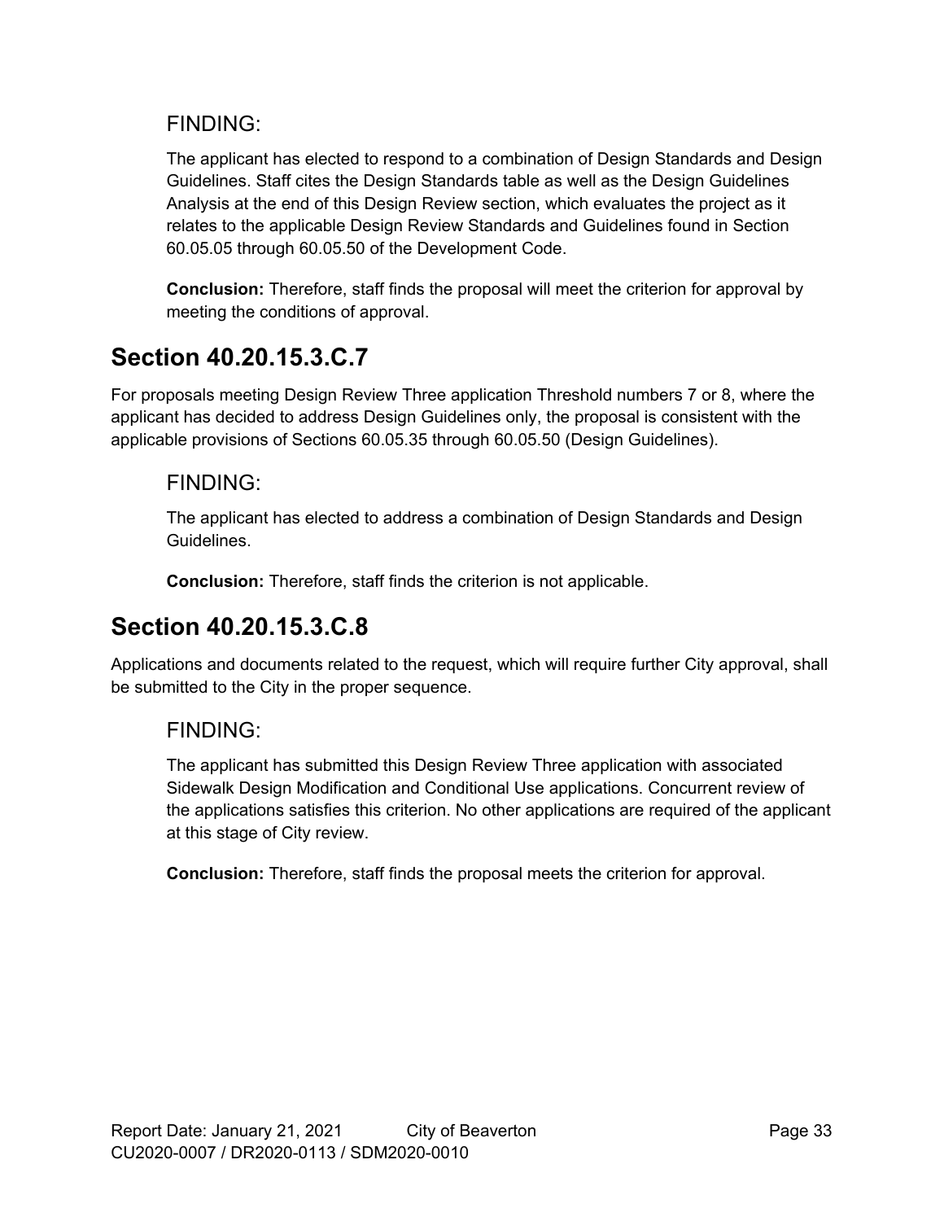### FINDING:

The applicant has elected to respond to a combination of Design Standards and Design Guidelines. Staff cites the Design Standards table as well as the Design Guidelines Analysis at the end of this Design Review section, which evaluates the project as it relates to the applicable Design Review Standards and Guidelines found in Section 60.05.05 through 60.05.50 of the Development Code.

**Conclusion:** Therefore, staff finds the proposal will meet the criterion for approval by meeting the conditions of approval.

## Section 40.20.15.3.C.7

For proposals meeting Design Review Three application Threshold numbers 7 or 8, where the applicant has decided to address Design Guidelines only, the proposal is consistent with the applicable provisions of Sections 60.05.35 through 60.05.50 (Design Guidelines).

### FINDING:

The applicant has elected to address a combination of Design Standards and Design Guidelines.

**Conclusion:** Therefore, staff finds the criterion is not applicable.

## Section 40.20.15.3.C.8

Applications and documents related to the request, which will require further City approval, shall be submitted to the City in the proper sequence.

### FINDING:

The applicant has submitted this Design Review Three application with associated Sidewalk Design Modification and Conditional Use applications. Concurrent review of the applications satisfies this criterion. No other applications are required of the applicant at this stage of City review.

**Conclusion:** Therefore, staff finds the proposal meets the criterion for approval.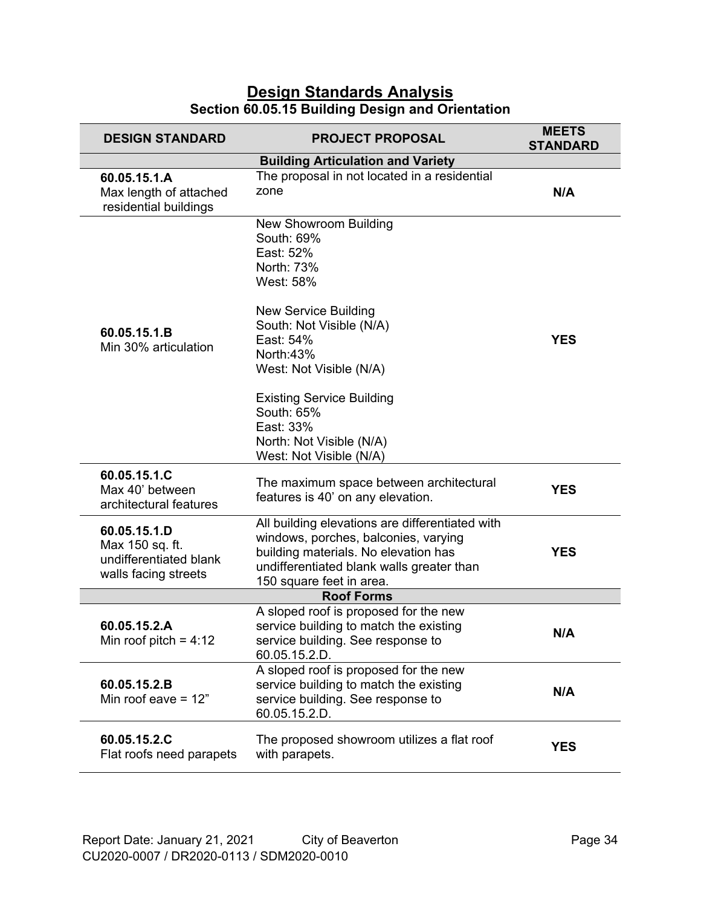## Design Standards Analysis

### Section 60.05.15 Building Design and Orientation

| DESIGN STANDARD | PROJECT PROPOSAL | MEETS STANDARD |
|---|---|---|
| **Building Articulation and Variety** | | |
| **60.05.15.1.A** Max length of attached residential buildings | The proposal in not located in a residential zone | **N/A** |
| **60.05.15.1.B** Min 30% articulation | New Showroom Building<br>South: 69%<br>East: 52%<br>North: 73%<br>West: 58%<br><br>New Service Building<br>South: Not Visible (N/A)<br>East: 54%<br>North:43%<br>West: Not Visible (N/A)<br><br>Existing Service Building<br>South: 65%<br>East: 33%<br>North: Not Visible (N/A)<br>West: Not Visible (N/A) | **YES** |
| **60.05.15.1.C** Max 40' between architectural features | The maximum space between architectural features is 40' on any elevation. | **YES** |
| **60.05.15.1.D** Max 150 sq. ft. undifferentiated blank walls facing streets | All building elevations are differentiated with windows, porches, balconies, varying building materials. No elevation has undifferentiated blank walls greater than 150 square feet in area. | **YES** |
| **Roof Forms** | | |
| **60.05.15.2.A** Min roof pitch = 4:12 | A sloped roof is proposed for the new service building to match the existing service building. See response to 60.05.15.2.D. | **N/A** |
| **60.05.15.2.B** Min roof eave = 12" | A sloped roof is proposed for the new service building to match the existing service building. See response to 60.05.15.2.D. | **N/A** |
| **60.05.15.2.C** Flat roofs need parapets | The proposed showroom utilizes a flat roof with parapets. | **YES** |

Report Date: January 21, 2021 City of Beaverton
CU2020-0007 / DR2020-0113 / SDM2020-0010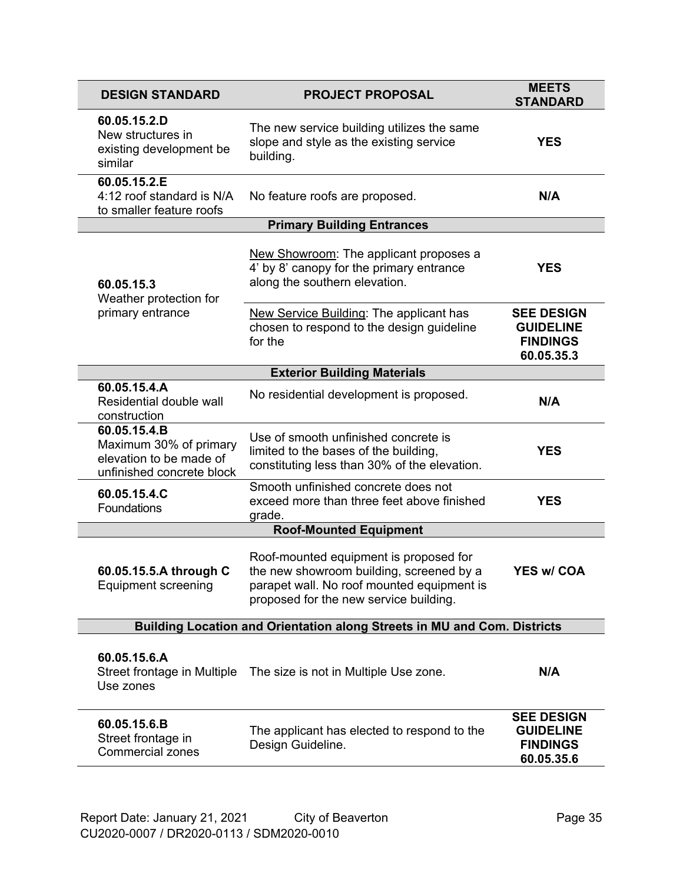| DESIGN STANDARD | PROJECT PROPOSAL | MEETS STANDARD |
|---|---|---|
| **60.05.15.2.D** New structures in existing development be similar | The new service building utilizes the same slope and style as the existing service building. | **YES** |
| **60.05.15.2.E** 4:12 roof standard is N/A to smaller feature roofs | No feature roofs are proposed. | **N/A** |
| | **Primary Building Entrances** | |
| **60.05.15.3** Weather protection for primary entrance | New Showroom: The applicant proposes a 4' by 8' canopy for the primary entrance along the southern elevation. | **YES** |
| | New Service Building: The applicant has chosen to respond to the design guideline for the | **SEE DESIGN GUIDELINE FINDINGS 60.05.35.3** |
| | **Exterior Building Materials** | |
| **60.05.15.4.A** Residential double wall construction | No residential development is proposed. | **N/A** |
| **60.05.15.4.B** Maximum 30% of primary elevation to be made of unfinished concrete block | Use of smooth unfinished concrete is limited to the bases of the building, constituting less than 30% of the elevation. | **YES** |
| **60.05.15.4.C** Foundations | Smooth unfinished concrete does not exceed more than three feet above finished grade. | **YES** |
| | **Roof-Mounted Equipment** | |
| **60.05.15.5.A through C** Equipment screening | Roof-mounted equipment is proposed for the new showroom building, screened by a parapet wall. No roof mounted equipment is proposed for the new service building. | **YES w/ COA** |
| | **Building Location and Orientation along Streets in MU and Com. Districts** | |
| **60.05.15.6.A** Street frontage in Multiple Use zones | The size is not in Multiple Use zone. | **N/A** |
| **60.05.15.6.B** Street frontage in Commercial zones | The applicant has elected to respond to the Design Guideline. | **SEE DESIGN GUIDELINE FINDINGS 60.05.35.6** |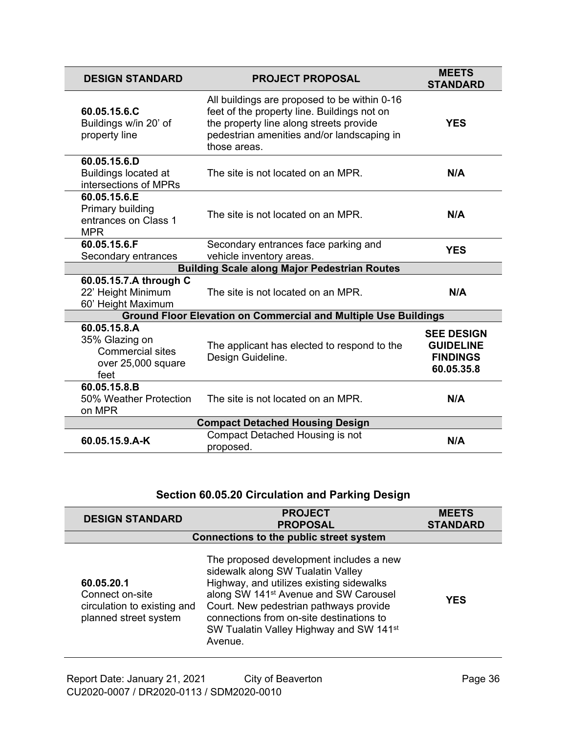| DESIGN STANDARD | PROJECT PROPOSAL | MEETS STANDARD |
|---|---|---|
| **60.05.15.6.C** Buildings w/in 20' of property line | All buildings are proposed to be within 0-16 feet of the property line. Buildings not on the property line along streets provide pedestrian amenities and/or landscaping in those areas. | **YES** |
| **60.05.15.6.D** Buildings located at intersections of MPRs | The site is not located on an MPR. | **N/A** |
| **60.05.15.6.E** Primary building entrances on Class 1 MPR | The site is not located on an MPR. | **N/A** |
| **60.05.15.6.F** Secondary entrances | Secondary entrances face parking and vehicle inventory areas. | **YES** |
| **Building Scale along Major Pedestrian Routes** | | |
| **60.05.15.7.A through C** 22' Height Minimum 60' Height Maximum | The site is not located on an MPR. | **N/A** |
| **Ground Floor Elevation on Commercial and Multiple Use Buildings** | | |
| **60.05.15.8.A** 35% Glazing on Commercial sites over 25,000 square feet | The applicant has elected to respond to the Design Guideline. | **SEE DESIGN GUIDELINE FINDINGS 60.05.35.8** |
| **60.05.15.8.B** 50% Weather Protection on MPR | The site is not located on an MPR. | **N/A** |
| **Compact Detached Housing Design** | | |
| **60.05.15.9.A-K** | Compact Detached Housing is not proposed. | **N/A** |

### Section 60.05.20 Circulation and Parking Design

| DESIGN STANDARD | PROJECT PROPOSAL | MEETS STANDARD |
|---|---|---|
| **Connections to the public street system** | | |
| **60.05.20.1** Connect on-site circulation to existing and planned street system | The proposed development includes a new sidewalk along SW Tualatin Valley Highway, and utilizes existing sidewalks along SW 141st Avenue and SW Carousel Court. New pedestrian pathways provide connections from on-site destinations to SW Tualatin Valley Highway and SW 141st Avenue. | **YES** |

Report Date: January 21, 2021 City of Beaverton
CU2020-0007 / DR2020-0113 / SDM2020-0010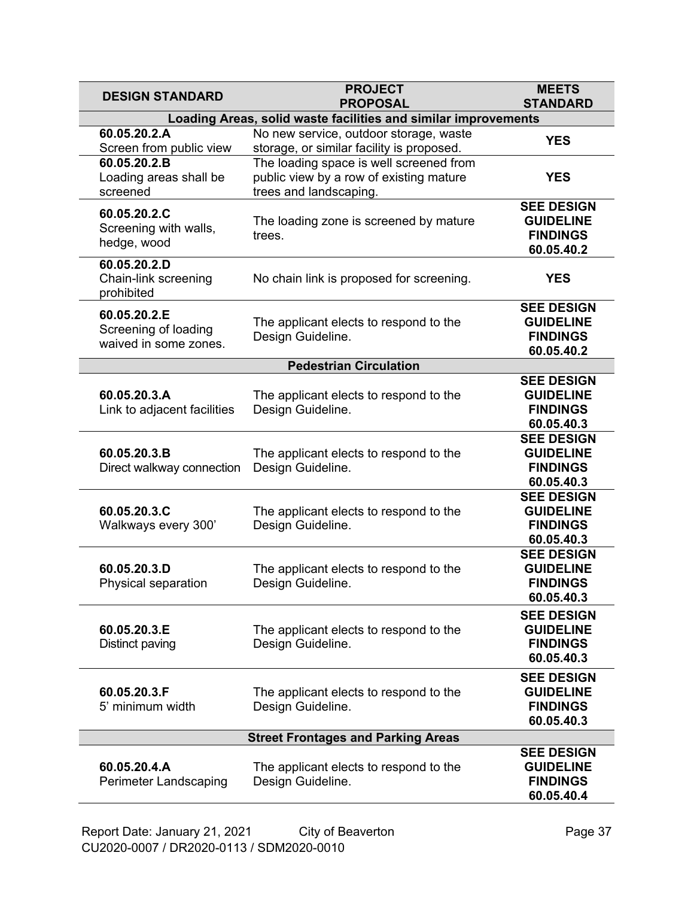| DESIGN STANDARD | PROJECT PROPOSAL | MEETS STANDARD |
|---|---|---|
| **Loading Areas, solid waste facilities and similar improvements** | | |
| **60.05.20.2.A** Screen from public view | No new service, outdoor storage, waste storage, or similar facility is proposed. | **YES** |
| **60.05.20.2.B** Loading areas shall be screened | The loading space is well screened from public view by a row of existing mature trees and landscaping. | **YES** |
| **60.05.20.2.C** Screening with walls, hedge, wood | The loading zone is screened by mature trees. | **SEE DESIGN GUIDELINE FINDINGS 60.05.40.2** |
| **60.05.20.2.D** Chain-link screening prohibited | No chain link is proposed for screening. | **YES** |
| **60.05.20.2.E** Screening of loading waived in some zones. | The applicant elects to respond to the Design Guideline. | **SEE DESIGN GUIDELINE FINDINGS 60.05.40.2** |
| **Pedestrian Circulation** | | |
| **60.05.20.3.A** Link to adjacent facilities | The applicant elects to respond to the Design Guideline. | **SEE DESIGN GUIDELINE FINDINGS 60.05.40.3** |
| **60.05.20.3.B** Direct walkway connection | The applicant elects to respond to the Design Guideline. | **SEE DESIGN GUIDELINE FINDINGS 60.05.40.3** |
| **60.05.20.3.C** Walkways every 300' | The applicant elects to respond to the Design Guideline. | **SEE DESIGN GUIDELINE FINDINGS 60.05.40.3** |
| **60.05.20.3.D** Physical separation | The applicant elects to respond to the Design Guideline. | **SEE DESIGN GUIDELINE FINDINGS 60.05.40.3** |
| **60.05.20.3.E** Distinct paving | The applicant elects to respond to the Design Guideline. | **SEE DESIGN GUIDELINE FINDINGS 60.05.40.3** |
| **60.05.20.3.F** 5' minimum width | The applicant elects to respond to the Design Guideline. | **SEE DESIGN GUIDELINE FINDINGS 60.05.40.3** |
| **Street Frontages and Parking Areas** | | |
| **60.05.20.4.A** Perimeter Landscaping | The applicant elects to respond to the Design Guideline. | **SEE DESIGN GUIDELINE FINDINGS 60.05.40.4** |

Report Date: January 21, 2021 City of Beaverton
CU2020-0007 / DR2020-0113 / SDM2020-0010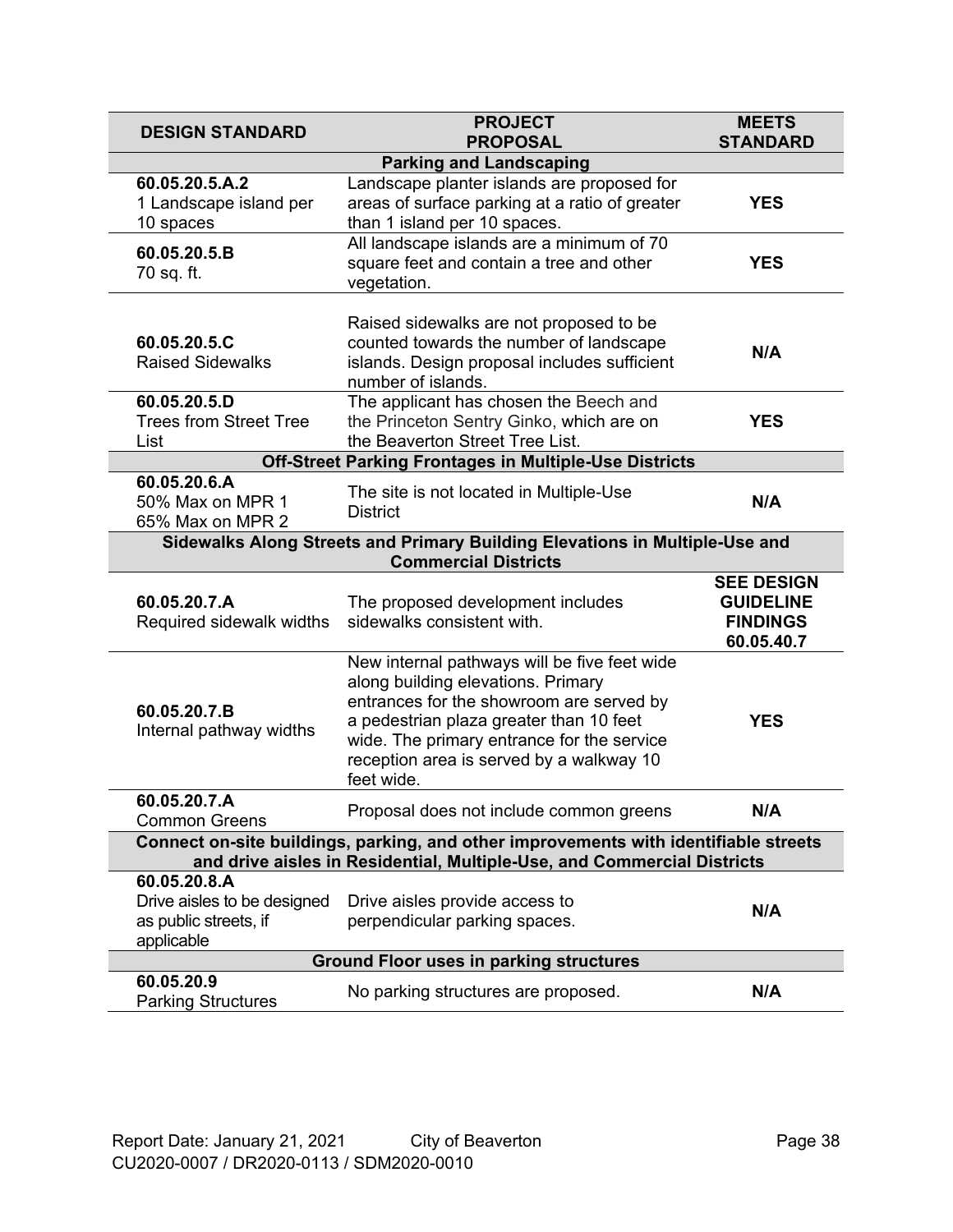| DESIGN STANDARD | PROJECT PROPOSAL | MEETS STANDARD |
|---|---|---|
| **Parking and Landscaping** | | |
| **60.05.20.5.A.2** 1 Landscape island per 10 spaces | Landscape planter islands are proposed for areas of surface parking at a ratio of greater than 1 island per 10 spaces. | **YES** |
| **60.05.20.5.B** 70 sq. ft. | All landscape islands are a minimum of 70 square feet and contain a tree and other vegetation. | **YES** |
| **60.05.20.5.C** Raised Sidewalks | Raised sidewalks are not proposed to be counted towards the number of landscape islands. Design proposal includes sufficient number of islands. | **N/A** |
| **60.05.20.5.D** Trees from Street Tree List | The applicant has chosen the Beech and the Princeton Sentry Ginko, which are on the Beaverton Street Tree List. | **YES** |
| **Off-Street Parking Frontages in Multiple-Use Districts** | | |
| **60.05.20.6.A** 50% Max on MPR 1 65% Max on MPR 2 | The site is not located in Multiple-Use District | **N/A** |
| **Sidewalks Along Streets and Primary Building Elevations in Multiple-Use and Commercial Districts** | | |
| **60.05.20.7.A** Required sidewalk widths | The proposed development includes sidewalks consistent with. | **SEE DESIGN GUIDELINE FINDINGS 60.05.40.7** |
| **60.05.20.7.B** Internal pathway widths | New internal pathways will be five feet wide along building elevations. Primary entrances for the showroom are served by a pedestrian plaza greater than 10 feet wide. The primary entrance for the service reception area is served by a walkway 10 feet wide. | **YES** |
| **60.05.20.7.A** Common Greens | Proposal does not include common greens | **N/A** |
| **Connect on-site buildings, parking, and other improvements with identifiable streets and drive aisles in Residential, Multiple-Use, and Commercial Districts** | | |
| **60.05.20.8.A** Drive aisles to be designed as public streets, if applicable | Drive aisles provide access to perpendicular parking spaces. | **N/A** |
| **Ground Floor uses in parking structures** | | |
| **60.05.20.9** Parking Structures | No parking structures are proposed. | **N/A** |

Report Date: January 21, 2021 City of Beaverton
CU2020-0007 / DR2020-0113 / SDM2020-0010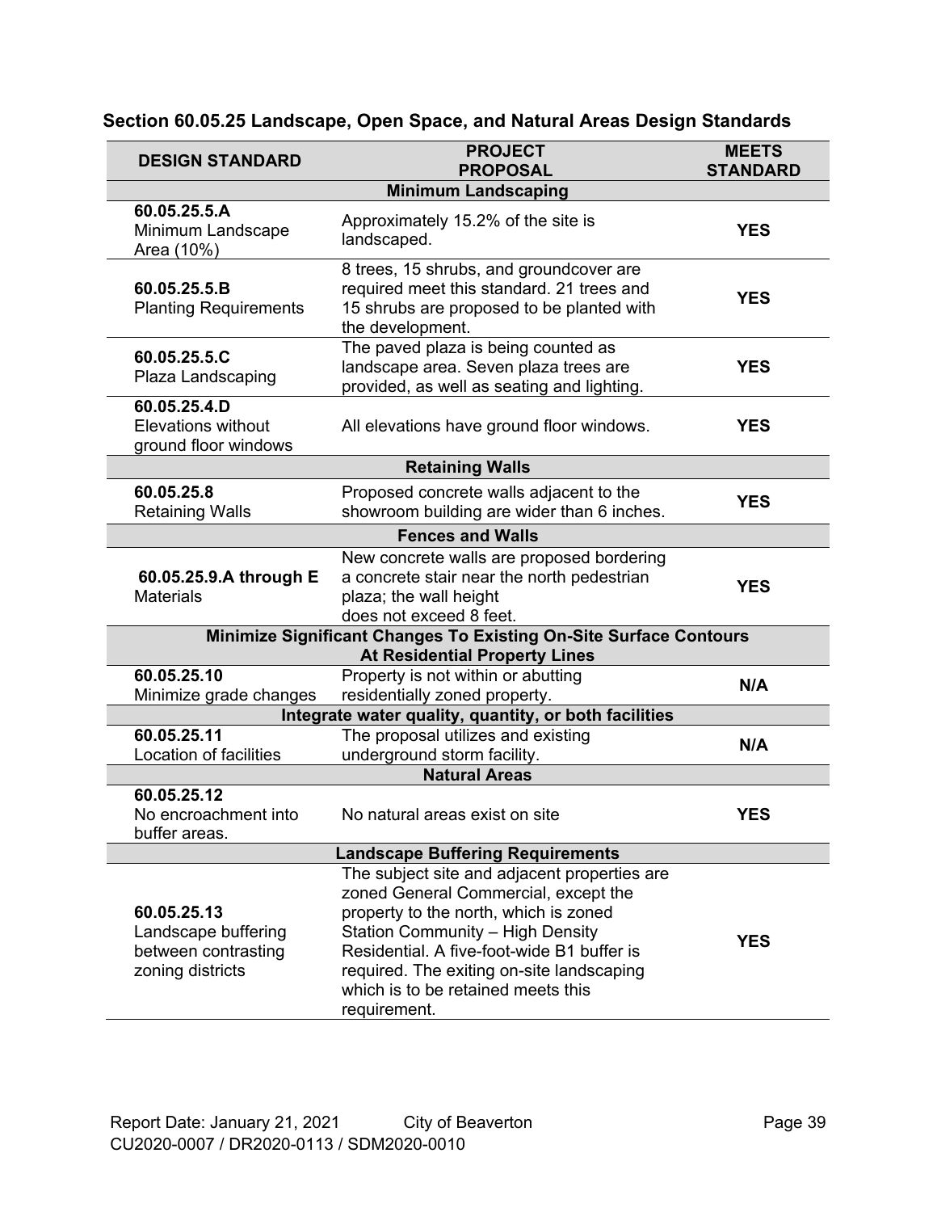### Section 60.05.25 Landscape, Open Space, and Natural Areas Design Standards

| DESIGN STANDARD | PROJECT PROPOSAL | MEETS STANDARD |
|---|---|---|
| **Minimum Landscaping** | | |
| **60.05.25.5.A** Minimum Landscape Area (10%) | Approximately 15.2% of the site is landscaped. | **YES** |
| **60.05.25.5.B** Planting Requirements | 8 trees, 15 shrubs, and groundcover are required meet this standard. 21 trees and 15 shrubs are proposed to be planted with the development. | **YES** |
| **60.05.25.5.C** Plaza Landscaping | The paved plaza is being counted as landscape area. Seven plaza trees are provided, as well as seating and lighting. | **YES** |
| **60.05.25.4.D** Elevations without ground floor windows | All elevations have ground floor windows. | **YES** |
| **Retaining Walls** | | |
| **60.05.25.8** Retaining Walls | Proposed concrete walls adjacent to the showroom building are wider than 6 inches. | **YES** |
| **Fences and Walls** | | |
| **60.05.25.9.A through E** Materials | New concrete walls are proposed bordering a concrete stair near the north pedestrian plaza; the wall height does not exceed 8 feet. | **YES** |
| **Minimize Significant Changes To Existing On-Site Surface Contours At Residential Property Lines** | | |
| **60.05.25.10** Minimize grade changes | Property is not within or abutting residentially zoned property. | **N/A** |
| **Integrate water quality, quantity, or both facilities** | | |
| **60.05.25.11** Location of facilities | The proposal utilizes and existing underground storm facility. | **N/A** |
| **Natural Areas** | | |
| **60.05.25.12** No encroachment into buffer areas. | No natural areas exist on site | **YES** |
| **Landscape Buffering Requirements** | | |
| **60.05.25.13** Landscape buffering between contrasting zoning districts | The subject site and adjacent properties are zoned General Commercial, except the property to the north, which is zoned Station Community – High Density Residential. A five-foot-wide B1 buffer is required. The exiting on-site landscaping which is to be retained meets this requirement. | **YES** |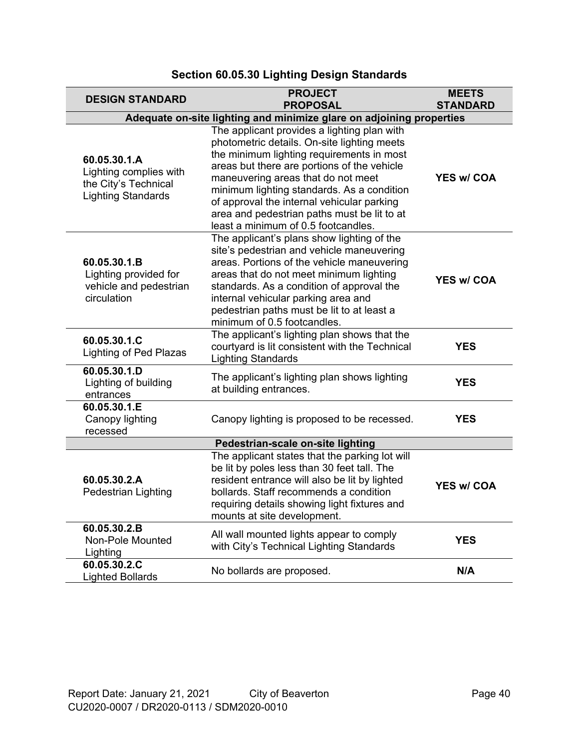### Section 60.05.30 Lighting Design Standards

| DESIGN STANDARD | PROJECT PROPOSAL | MEETS STANDARD |
|---|---|---|
| **Adequate on-site lighting and minimize glare on adjoining properties** | | |
| **60.05.30.1.A** Lighting complies with the City's Technical Lighting Standards | The applicant provides a lighting plan with photometric details. On-site lighting meets the minimum lighting requirements in most areas but there are portions of the vehicle maneuvering areas that do not meet minimum lighting standards. As a condition of approval the internal vehicular parking area and pedestrian paths must be lit to at least a minimum of 0.5 footcandles. | **YES w/ COA** |
| **60.05.30.1.B** Lighting provided for vehicle and pedestrian circulation | The applicant's plans show lighting of the site's pedestrian and vehicle maneuvering areas. Portions of the vehicle maneuvering areas that do not meet minimum lighting standards. As a condition of approval the internal vehicular parking area and pedestrian paths must be lit to at least a minimum of 0.5 footcandles. | **YES w/ COA** |
| **60.05.30.1.C** Lighting of Ped Plazas | The applicant's lighting plan shows that the courtyard is lit consistent with the Technical Lighting Standards | **YES** |
| **60.05.30.1.D** Lighting of building entrances | The applicant's lighting plan shows lighting at building entrances. | **YES** |
| **60.05.30.1.E** Canopy lighting recessed | Canopy lighting is proposed to be recessed. | **YES** |
| **Pedestrian-scale on-site lighting** | | |
| **60.05.30.2.A** Pedestrian Lighting | The applicant states that the parking lot will be lit by poles less than 30 feet tall. The resident entrance will also be lit by lighted bollards. Staff recommends a condition requiring details showing light fixtures and mounts at site development. | **YES w/ COA** |
| **60.05.30.2.B** Non-Pole Mounted Lighting | All wall mounted lights appear to comply with City's Technical Lighting Standards | **YES** |
| **60.05.30.2.C** Lighted Bollards | No bollards are proposed. | **N/A** |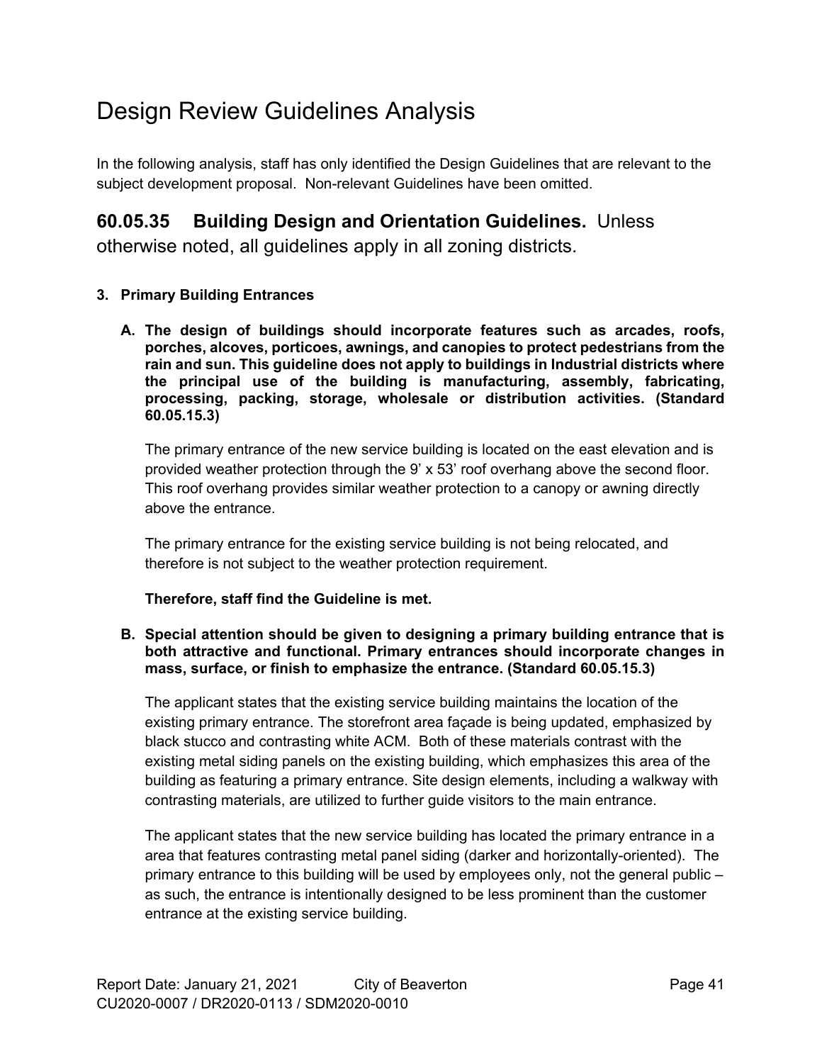# Design Review Guidelines Analysis

In the following analysis, staff has only identified the Design Guidelines that are relevant to the subject development proposal. Non-relevant Guidelines have been omitted.

## 60.05.35 Building Design and Orientation Guidelines. Unless otherwise noted, all guidelines apply in all zoning districts.

**3. Primary Building Entrances**

**A. The design of buildings should incorporate features such as arcades, roofs, porches, alcoves, porticoes, awnings, and canopies to protect pedestrians from the rain and sun. This guideline does not apply to buildings in Industrial districts where the principal use of the building is manufacturing, assembly, fabricating, processing, packing, storage, wholesale or distribution activities. (Standard 60.05.15.3)**

The primary entrance of the new service building is located on the east elevation and is provided weather protection through the 9' x 53' roof overhang above the second floor. This roof overhang provides similar weather protection to a canopy or awning directly above the entrance.

The primary entrance for the existing service building is not being relocated, and therefore is not subject to the weather protection requirement.

**Therefore, staff find the Guideline is met.**

**B. Special attention should be given to designing a primary building entrance that is both attractive and functional. Primary entrances should incorporate changes in mass, surface, or finish to emphasize the entrance. (Standard 60.05.15.3)**

The applicant states that the existing service building maintains the location of the existing primary entrance. The storefront area façade is being updated, emphasized by black stucco and contrasting white ACM. Both of these materials contrast with the existing metal siding panels on the existing building, which emphasizes this area of the building as featuring a primary entrance. Site design elements, including a walkway with contrasting materials, are utilized to further guide visitors to the main entrance.

The applicant states that the new service building has located the primary entrance in a area that features contrasting metal panel siding (darker and horizontally-oriented). The primary entrance to this building will be used by employees only, not the general public – as such, the entrance is intentionally designed to be less prominent than the customer entrance at the existing service building.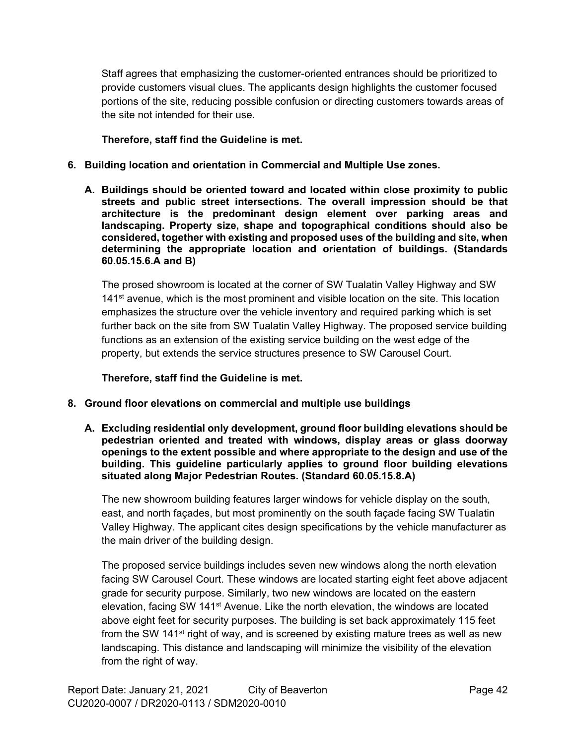Staff agrees that emphasizing the customer-oriented entrances should be prioritized to provide customers visual clues. The applicants design highlights the customer focused portions of the site, reducing possible confusion or directing customers towards areas of the site not intended for their use.

**Therefore, staff find the Guideline is met.**

**6. Building location and orientation in Commercial and Multiple Use zones.**

**A. Buildings should be oriented toward and located within close proximity to public streets and public street intersections. The overall impression should be that architecture is the predominant design element over parking areas and landscaping. Property size, shape and topographical conditions should also be considered, together with existing and proposed uses of the building and site, when determining the appropriate location and orientation of buildings. (Standards 60.05.15.6.A and B)**

The prosed showroom is located at the corner of SW Tualatin Valley Highway and SW 141st avenue, which is the most prominent and visible location on the site. This location emphasizes the structure over the vehicle inventory and required parking which is set further back on the site from SW Tualatin Valley Highway. The proposed service building functions as an extension of the existing service building on the west edge of the property, but extends the service structures presence to SW Carousel Court.

**Therefore, staff find the Guideline is met.**

**8. Ground floor elevations on commercial and multiple use buildings**

**A. Excluding residential only development, ground floor building elevations should be pedestrian oriented and treated with windows, display areas or glass doorway openings to the extent possible and where appropriate to the design and use of the building. This guideline particularly applies to ground floor building elevations situated along Major Pedestrian Routes. (Standard 60.05.15.8.A)**

The new showroom building features larger windows for vehicle display on the south, east, and north façades, but most prominently on the south façade facing SW Tualatin Valley Highway. The applicant cites design specifications by the vehicle manufacturer as the main driver of the building design.

The proposed service buildings includes seven new windows along the north elevation facing SW Carousel Court. These windows are located starting eight feet above adjacent grade for security purpose. Similarly, two new windows are located on the eastern elevation, facing SW 141st Avenue. Like the north elevation, the windows are located above eight feet for security purposes. The building is set back approximately 115 feet from the SW 141st right of way, and is screened by existing mature trees as well as new landscaping. This distance and landscaping will minimize the visibility of the elevation from the right of way.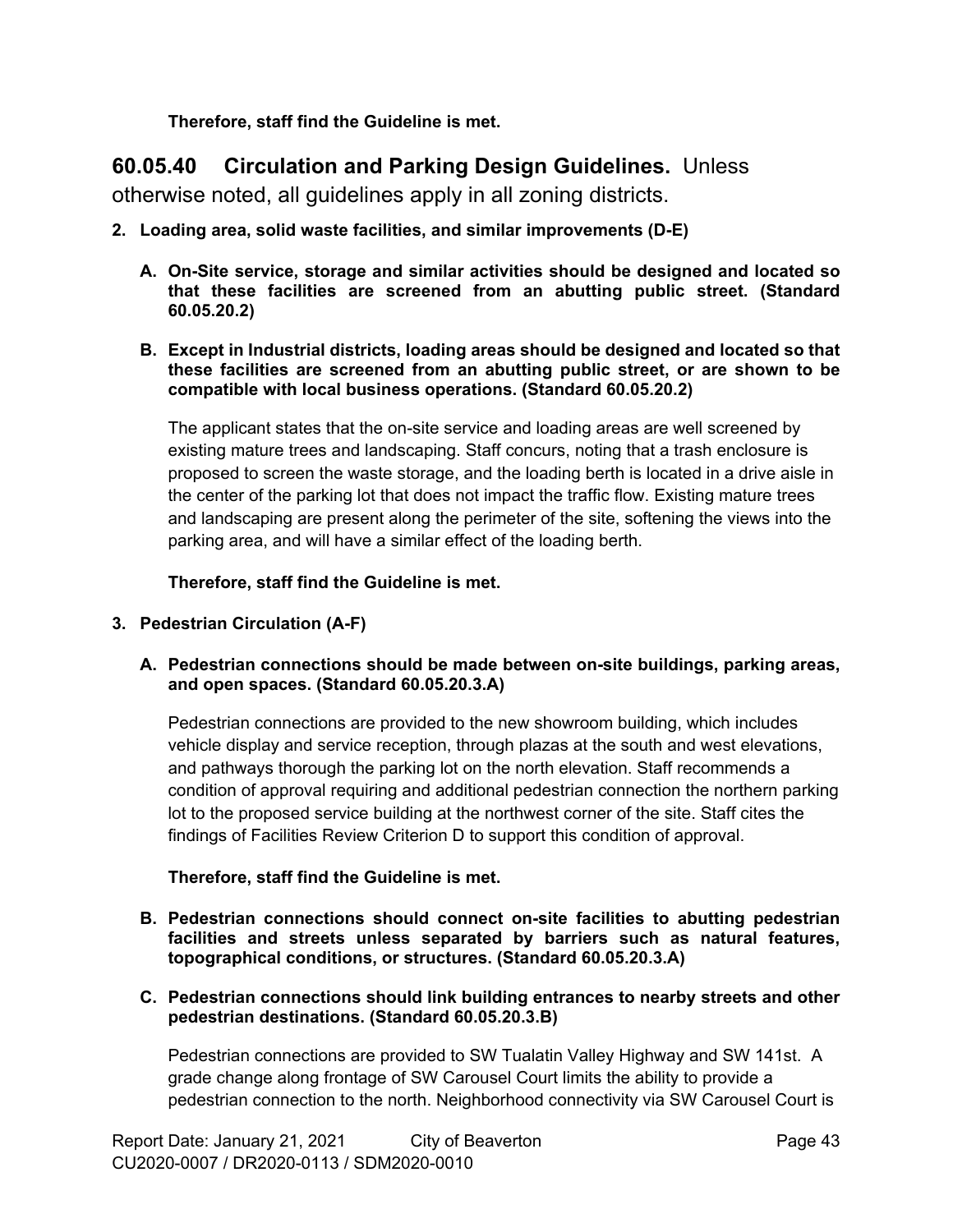**Therefore, staff find the Guideline is met.**

## 60.05.40 Circulation and Parking Design Guidelines.

Unless otherwise noted, all guidelines apply in all zoning districts.

**2. Loading area, solid waste facilities, and similar improvements (D-E)**

**A. On-Site service, storage and similar activities should be designed and located so that these facilities are screened from an abutting public street. (Standard 60.05.20.2)**

**B. Except in Industrial districts, loading areas should be designed and located so that these facilities are screened from an abutting public street, or are shown to be compatible with local business operations. (Standard 60.05.20.2)**

The applicant states that the on-site service and loading areas are well screened by existing mature trees and landscaping. Staff concurs, noting that a trash enclosure is proposed to screen the waste storage, and the loading berth is located in a drive aisle in the center of the parking lot that does not impact the traffic flow. Existing mature trees and landscaping are present along the perimeter of the site, softening the views into the parking area, and will have a similar effect of the loading berth.

**Therefore, staff find the Guideline is met.**

**3. Pedestrian Circulation (A-F)**

**A. Pedestrian connections should be made between on-site buildings, parking areas, and open spaces. (Standard 60.05.20.3.A)**

Pedestrian connections are provided to the new showroom building, which includes vehicle display and service reception, through plazas at the south and west elevations, and pathways thorough the parking lot on the north elevation. Staff recommends a condition of approval requiring and additional pedestrian connection the northern parking lot to the proposed service building at the northwest corner of the site. Staff cites the findings of Facilities Review Criterion D to support this condition of approval.

**Therefore, staff find the Guideline is met.**

**B. Pedestrian connections should connect on-site facilities to abutting pedestrian facilities and streets unless separated by barriers such as natural features, topographical conditions, or structures. (Standard 60.05.20.3.A)**

**C. Pedestrian connections should link building entrances to nearby streets and other pedestrian destinations. (Standard 60.05.20.3.B)**

Pedestrian connections are provided to SW Tualatin Valley Highway and SW 141st. A grade change along frontage of SW Carousel Court limits the ability to provide a pedestrian connection to the north. Neighborhood connectivity via SW Carousel Court is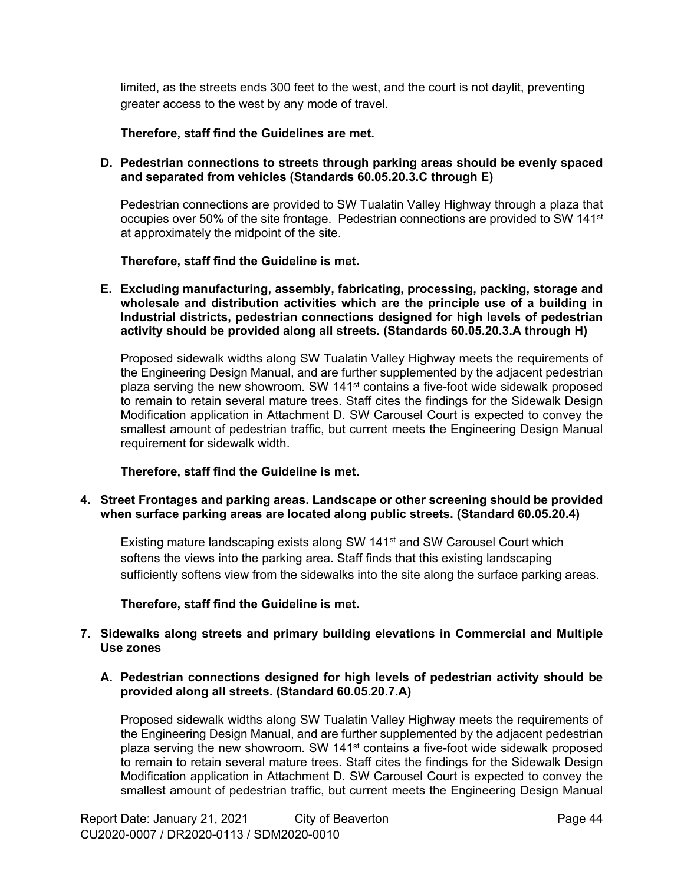limited, as the streets ends 300 feet to the west, and the court is not daylit, preventing greater access to the west by any mode of travel.

**Therefore, staff find the Guidelines are met.**

**D. Pedestrian connections to streets through parking areas should be evenly spaced and separated from vehicles (Standards 60.05.20.3.C through E)**

Pedestrian connections are provided to SW Tualatin Valley Highway through a plaza that occupies over 50% of the site frontage. Pedestrian connections are provided to SW 141st at approximately the midpoint of the site.

**Therefore, staff find the Guideline is met.**

**E. Excluding manufacturing, assembly, fabricating, processing, packing, storage and wholesale and distribution activities which are the principle use of a building in Industrial districts, pedestrian connections designed for high levels of pedestrian activity should be provided along all streets. (Standards 60.05.20.3.A through H)**

Proposed sidewalk widths along SW Tualatin Valley Highway meets the requirements of the Engineering Design Manual, and are further supplemented by the adjacent pedestrian plaza serving the new showroom. SW 141st contains a five-foot wide sidewalk proposed to remain to retain several mature trees. Staff cites the findings for the Sidewalk Design Modification application in Attachment D. SW Carousel Court is expected to convey the smallest amount of pedestrian traffic, but current meets the Engineering Design Manual requirement for sidewalk width.

**Therefore, staff find the Guideline is met.**

**4. Street Frontages and parking areas. Landscape or other screening should be provided when surface parking areas are located along public streets. (Standard 60.05.20.4)**

Existing mature landscaping exists along SW 141st and SW Carousel Court which softens the views into the parking area. Staff finds that this existing landscaping sufficiently softens view from the sidewalks into the site along the surface parking areas.

**Therefore, staff find the Guideline is met.**

**7. Sidewalks along streets and primary building elevations in Commercial and Multiple Use zones**

**A. Pedestrian connections designed for high levels of pedestrian activity should be provided along all streets. (Standard 60.05.20.7.A)**

Proposed sidewalk widths along SW Tualatin Valley Highway meets the requirements of the Engineering Design Manual, and are further supplemented by the adjacent pedestrian plaza serving the new showroom. SW 141st contains a five-foot wide sidewalk proposed to remain to retain several mature trees. Staff cites the findings for the Sidewalk Design Modification application in Attachment D. SW Carousel Court is expected to convey the smallest amount of pedestrian traffic, but current meets the Engineering Design Manual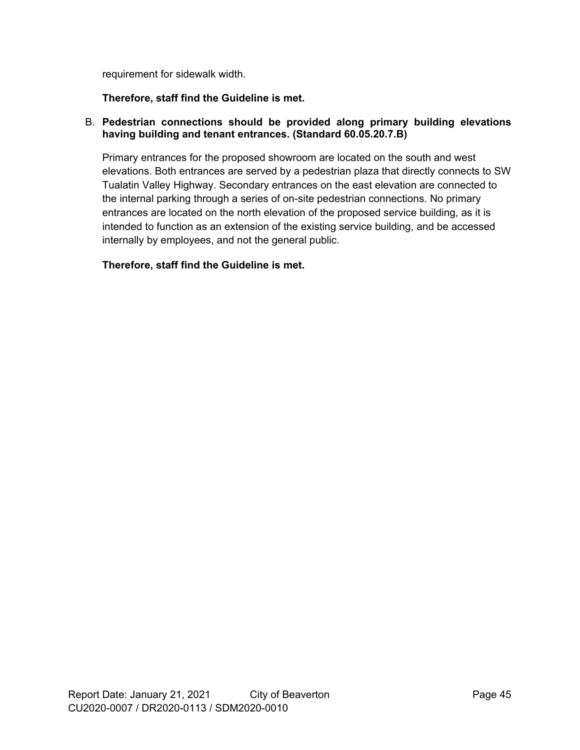requirement for sidewalk width.

**Therefore, staff find the Guideline is met.**

B. **Pedestrian connections should be provided along primary building elevations having building and tenant entrances. (Standard 60.05.20.7.B)**

Primary entrances for the proposed showroom are located on the south and west elevations. Both entrances are served by a pedestrian plaza that directly connects to SW Tualatin Valley Highway. Secondary entrances on the east elevation are connected to the internal parking through a series of on-site pedestrian connections. No primary entrances are located on the north elevation of the proposed service building, as it is intended to function as an extension of the existing service building, and be accessed internally by employees, and not the general public.

**Therefore, staff find the Guideline is met.**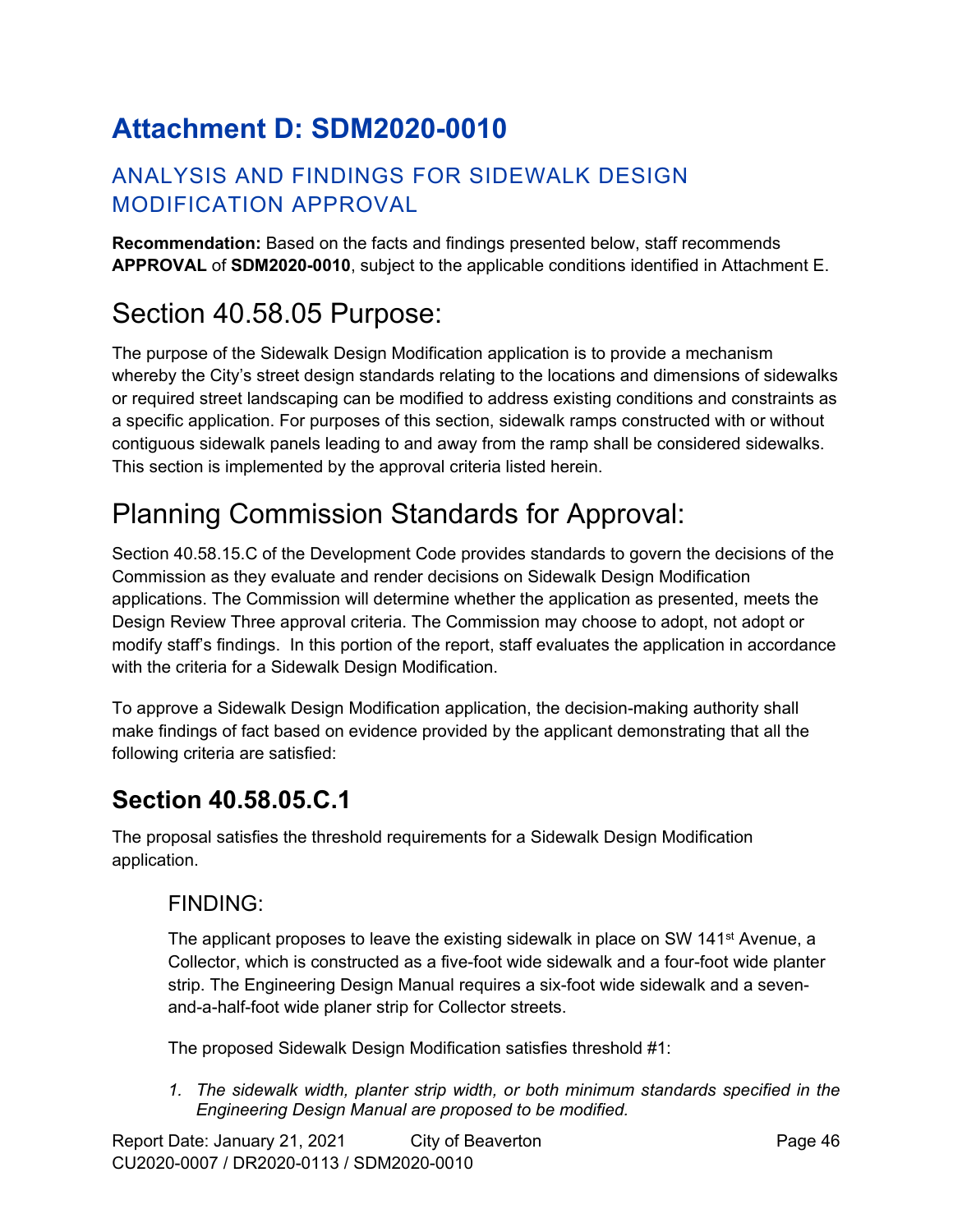# Attachment D: SDM2020-0010

## ANALYSIS AND FINDINGS FOR SIDEWALK DESIGN MODIFICATION APPROVAL

**Recommendation:** Based on the facts and findings presented below, staff recommends **APPROVAL** of **SDM2020-0010**, subject to the applicable conditions identified in Attachment E.

# Section 40.58.05 Purpose:

The purpose of the Sidewalk Design Modification application is to provide a mechanism whereby the City's street design standards relating to the locations and dimensions of sidewalks or required street landscaping can be modified to address existing conditions and constraints as a specific application. For purposes of this section, sidewalk ramps constructed with or without contiguous sidewalk panels leading to and away from the ramp shall be considered sidewalks. This section is implemented by the approval criteria listed herein.

# Planning Commission Standards for Approval:

Section 40.58.15.C of the Development Code provides standards to govern the decisions of the Commission as they evaluate and render decisions on Sidewalk Design Modification applications. The Commission will determine whether the application as presented, meets the Design Review Three approval criteria. The Commission may choose to adopt, not adopt or modify staff's findings. In this portion of the report, staff evaluates the application in accordance with the criteria for a Sidewalk Design Modification.

To approve a Sidewalk Design Modification application, the decision-making authority shall make findings of fact based on evidence provided by the applicant demonstrating that all the following criteria are satisfied:

## Section 40.58.05.C.1

The proposal satisfies the threshold requirements for a Sidewalk Design Modification application.

### FINDING:

The applicant proposes to leave the existing sidewalk in place on SW 141st Avenue, a Collector, which is constructed as a five-foot wide sidewalk and a four-foot wide planter strip. The Engineering Design Manual requires a six-foot wide sidewalk and a seven-and-a-half-foot wide planer strip for Collector streets.

The proposed Sidewalk Design Modification satisfies threshold #1:

1. *The sidewalk width, planter strip width, or both minimum standards specified in the Engineering Design Manual are proposed to be modified.*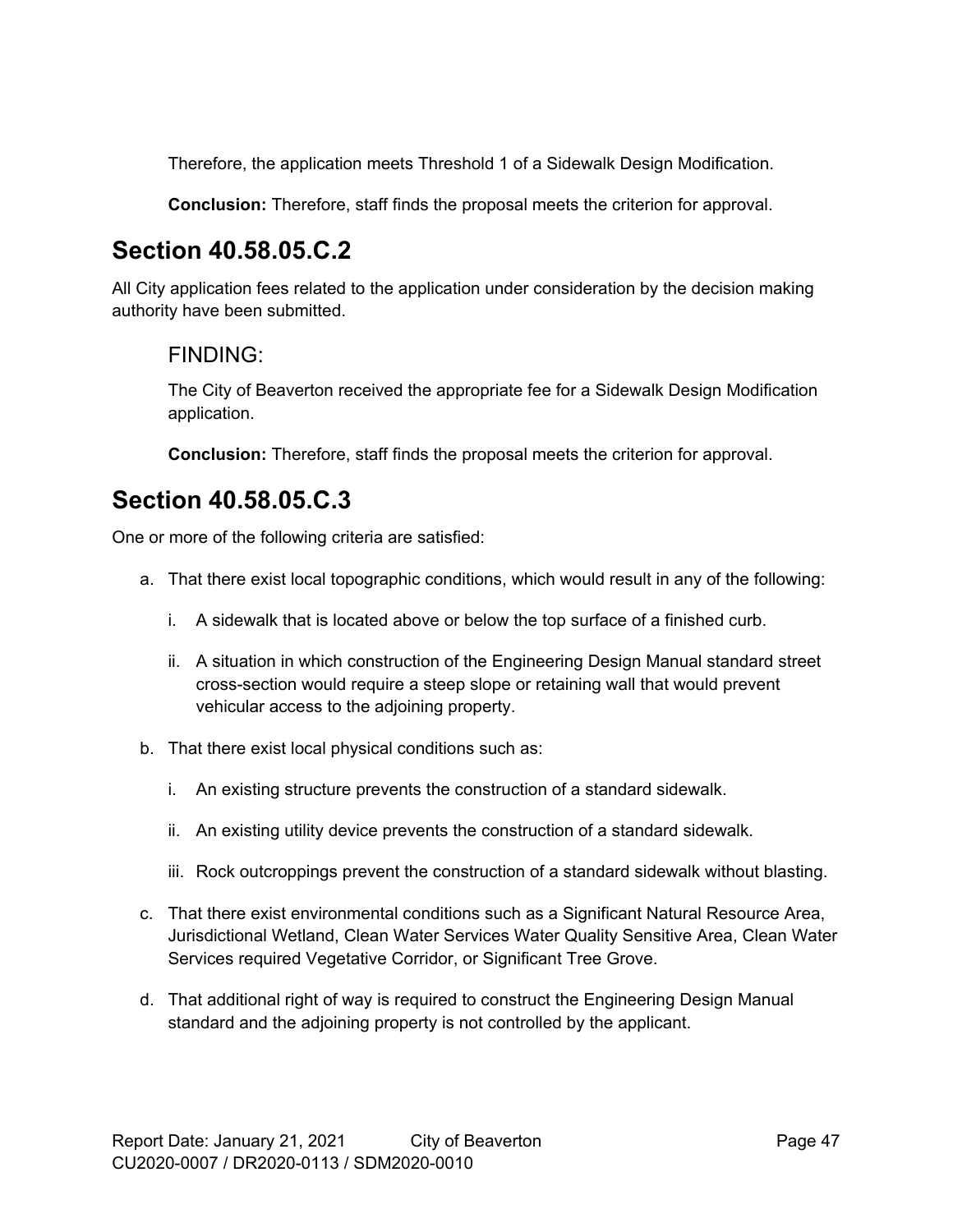Therefore, the application meets Threshold 1 of a Sidewalk Design Modification.

**Conclusion:** Therefore, staff finds the proposal meets the criterion for approval.

## Section 40.58.05.C.2

All City application fees related to the application under consideration by the decision making authority have been submitted.

### FINDING:

The City of Beaverton received the appropriate fee for a Sidewalk Design Modification application.

**Conclusion:** Therefore, staff finds the proposal meets the criterion for approval.

## Section 40.58.05.C.3

One or more of the following criteria are satisfied:

a. That there exist local topographic conditions, which would result in any of the following:

   i. A sidewalk that is located above or below the top surface of a finished curb.

   ii. A situation in which construction of the Engineering Design Manual standard street cross-section would require a steep slope or retaining wall that would prevent vehicular access to the adjoining property.

b. That there exist local physical conditions such as:

   i. An existing structure prevents the construction of a standard sidewalk.

   ii. An existing utility device prevents the construction of a standard sidewalk.

   iii. Rock outcroppings prevent the construction of a standard sidewalk without blasting.

c. That there exist environmental conditions such as a Significant Natural Resource Area, Jurisdictional Wetland, Clean Water Services Water Quality Sensitive Area, Clean Water Services required Vegetative Corridor, or Significant Tree Grove.

d. That additional right of way is required to construct the Engineering Design Manual standard and the adjoining property is not controlled by the applicant.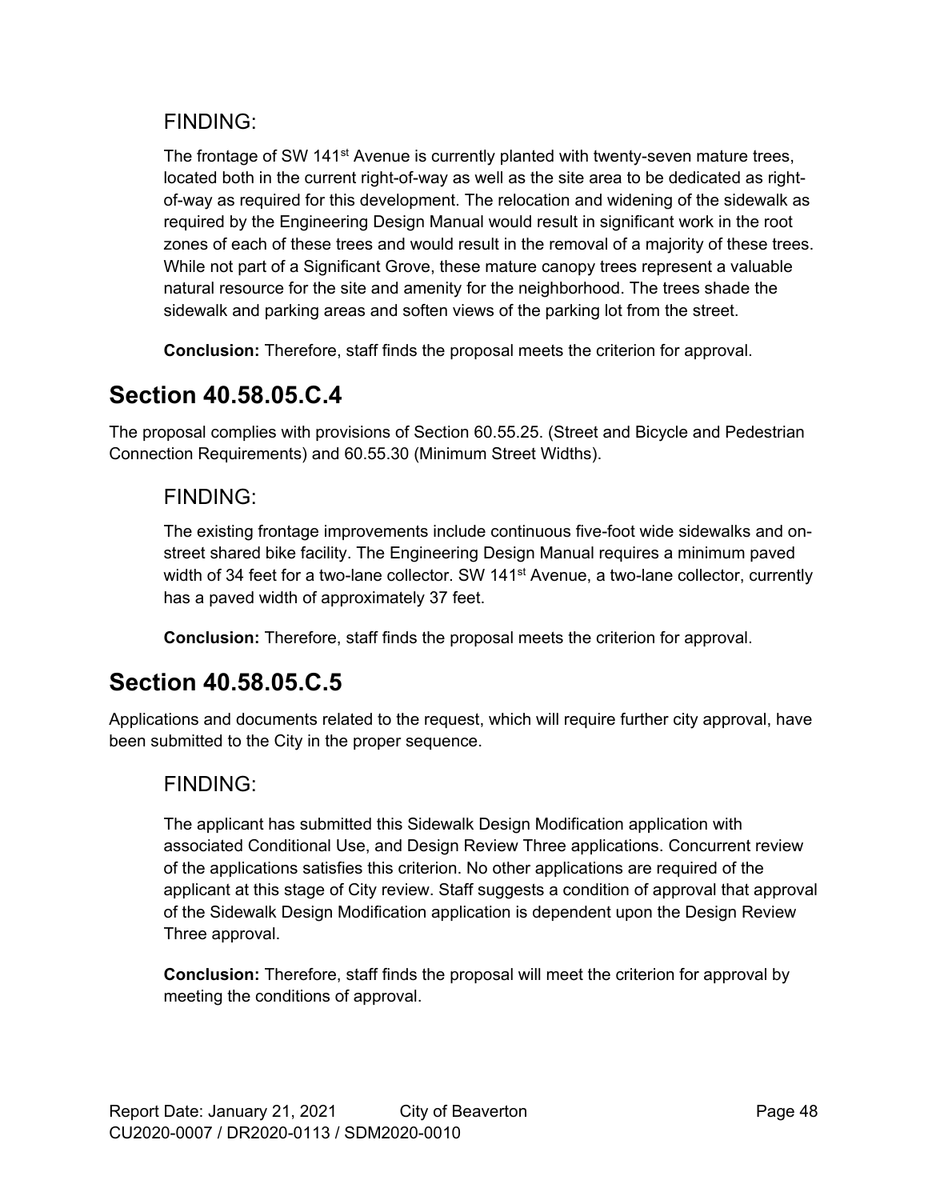### FINDING:

The frontage of SW 141st Avenue is currently planted with twenty-seven mature trees, located both in the current right-of-way as well as the site area to be dedicated as right-of-way as required for this development. The relocation and widening of the sidewalk as required by the Engineering Design Manual would result in significant work in the root zones of each of these trees and would result in the removal of a majority of these trees. While not part of a Significant Grove, these mature canopy trees represent a valuable natural resource for the site and amenity for the neighborhood. The trees shade the sidewalk and parking areas and soften views of the parking lot from the street.

**Conclusion:** Therefore, staff finds the proposal meets the criterion for approval.

## Section 40.58.05.C.4

The proposal complies with provisions of Section 60.55.25. (Street and Bicycle and Pedestrian Connection Requirements) and 60.55.30 (Minimum Street Widths).

### FINDING:

The existing frontage improvements include continuous five-foot wide sidewalks and on-street shared bike facility. The Engineering Design Manual requires a minimum paved width of 34 feet for a two-lane collector. SW 141st Avenue, a two-lane collector, currently has a paved width of approximately 37 feet.

**Conclusion:** Therefore, staff finds the proposal meets the criterion for approval.

## Section 40.58.05.C.5

Applications and documents related to the request, which will require further city approval, have been submitted to the City in the proper sequence.

### FINDING:

The applicant has submitted this Sidewalk Design Modification application with associated Conditional Use, and Design Review Three applications. Concurrent review of the applications satisfies this criterion. No other applications are required of the applicant at this stage of City review. Staff suggests a condition of approval that approval of the Sidewalk Design Modification application is dependent upon the Design Review Three approval.

**Conclusion:** Therefore, staff finds the proposal will meet the criterion for approval by meeting the conditions of approval.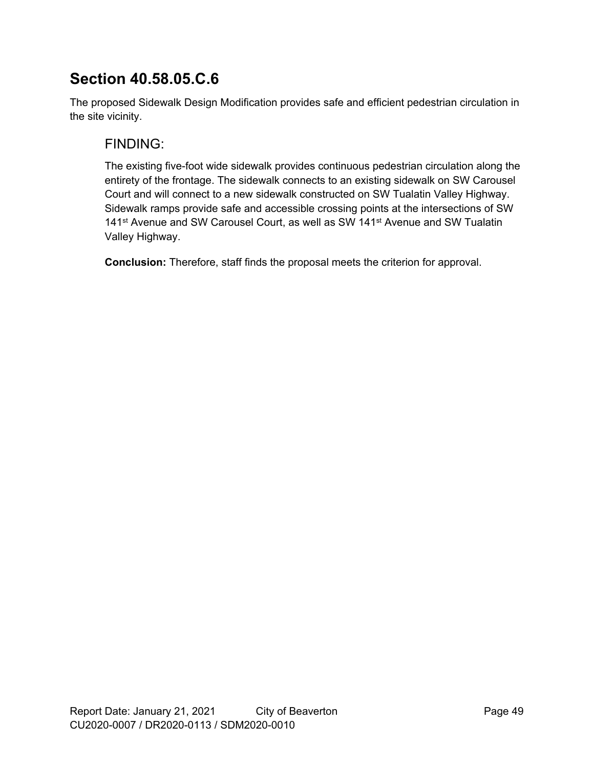## Section 40.58.05.C.6

The proposed Sidewalk Design Modification provides safe and efficient pedestrian circulation in the site vicinity.

### FINDING:

The existing five-foot wide sidewalk provides continuous pedestrian circulation along the entirety of the frontage. The sidewalk connects to an existing sidewalk on SW Carousel Court and will connect to a new sidewalk constructed on SW Tualatin Valley Highway. Sidewalk ramps provide safe and accessible crossing points at the intersections of SW 141st Avenue and SW Carousel Court, as well as SW 141st Avenue and SW Tualatin Valley Highway.

**Conclusion:** Therefore, staff finds the proposal meets the criterion for approval.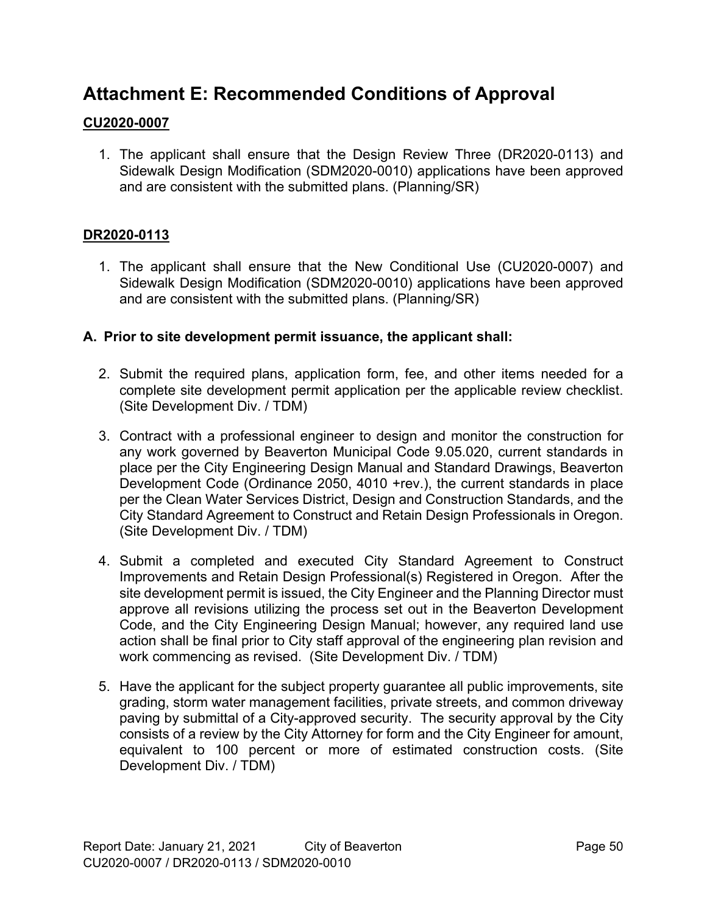# Attachment E: Recommended Conditions of Approval

**CU2020-0007**

1. The applicant shall ensure that the Design Review Three (DR2020-0113) and Sidewalk Design Modification (SDM2020-0010) applications have been approved and are consistent with the submitted plans. (Planning/SR)

**DR2020-0113**

1. The applicant shall ensure that the New Conditional Use (CU2020-0007) and Sidewalk Design Modification (SDM2020-0010) applications have been approved and are consistent with the submitted plans. (Planning/SR)

**A. Prior to site development permit issuance, the applicant shall:**

2. Submit the required plans, application form, fee, and other items needed for a complete site development permit application per the applicable review checklist. (Site Development Div. / TDM)

3. Contract with a professional engineer to design and monitor the construction for any work governed by Beaverton Municipal Code 9.05.020, current standards in place per the City Engineering Design Manual and Standard Drawings, Beaverton Development Code (Ordinance 2050, 4010 +rev.), the current standards in place per the Clean Water Services District, Design and Construction Standards, and the City Standard Agreement to Construct and Retain Design Professionals in Oregon. (Site Development Div. / TDM)

4. Submit a completed and executed City Standard Agreement to Construct Improvements and Retain Design Professional(s) Registered in Oregon. After the site development permit is issued, the City Engineer and the Planning Director must approve all revisions utilizing the process set out in the Beaverton Development Code, and the City Engineering Design Manual; however, any required land use action shall be final prior to City staff approval of the engineering plan revision and work commencing as revised. (Site Development Div. / TDM)

5. Have the applicant for the subject property guarantee all public improvements, site grading, storm water management facilities, private streets, and common driveway paving by submittal of a City-approved security. The security approval by the City consists of a review by the City Attorney for form and the City Engineer for amount, equivalent to 100 percent or more of estimated construction costs. (Site Development Div. / TDM)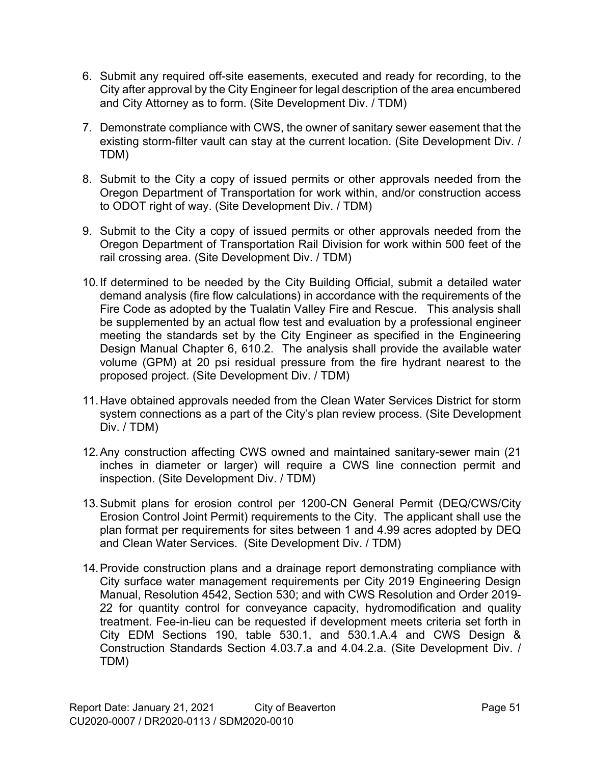6. Submit any required off-site easements, executed and ready for recording, to the City after approval by the City Engineer for legal description of the area encumbered and City Attorney as to form. (Site Development Div. / TDM)

7. Demonstrate compliance with CWS, the owner of sanitary sewer easement that the existing storm-filter vault can stay at the current location. (Site Development Div. / TDM)

8. Submit to the City a copy of issued permits or other approvals needed from the Oregon Department of Transportation for work within, and/or construction access to ODOT right of way. (Site Development Div. / TDM)

9. Submit to the City a copy of issued permits or other approvals needed from the Oregon Department of Transportation Rail Division for work within 500 feet of the rail crossing area. (Site Development Div. / TDM)

10. If determined to be needed by the City Building Official, submit a detailed water demand analysis (fire flow calculations) in accordance with the requirements of the Fire Code as adopted by the Tualatin Valley Fire and Rescue. This analysis shall be supplemented by an actual flow test and evaluation by a professional engineer meeting the standards set by the City Engineer as specified in the Engineering Design Manual Chapter 6, 610.2. The analysis shall provide the available water volume (GPM) at 20 psi residual pressure from the fire hydrant nearest to the proposed project. (Site Development Div. / TDM)

11. Have obtained approvals needed from the Clean Water Services District for storm system connections as a part of the City's plan review process. (Site Development Div. / TDM)

12. Any construction affecting CWS owned and maintained sanitary-sewer main (21 inches in diameter or larger) will require a CWS line connection permit and inspection. (Site Development Div. / TDM)

13. Submit plans for erosion control per 1200-CN General Permit (DEQ/CWS/City Erosion Control Joint Permit) requirements to the City. The applicant shall use the plan format per requirements for sites between 1 and 4.99 acres adopted by DEQ and Clean Water Services. (Site Development Div. / TDM)

14. Provide construction plans and a drainage report demonstrating compliance with City surface water management requirements per City 2019 Engineering Design Manual, Resolution 4542, Section 530; and with CWS Resolution and Order 2019-22 for quantity control for conveyance capacity, hydromodification and quality treatment. Fee-in-lieu can be requested if development meets criteria set forth in City EDM Sections 190, table 530.1, and 530.1.A.4 and CWS Design & Construction Standards Section 4.03.7.a and 4.04.2.a. (Site Development Div. / TDM)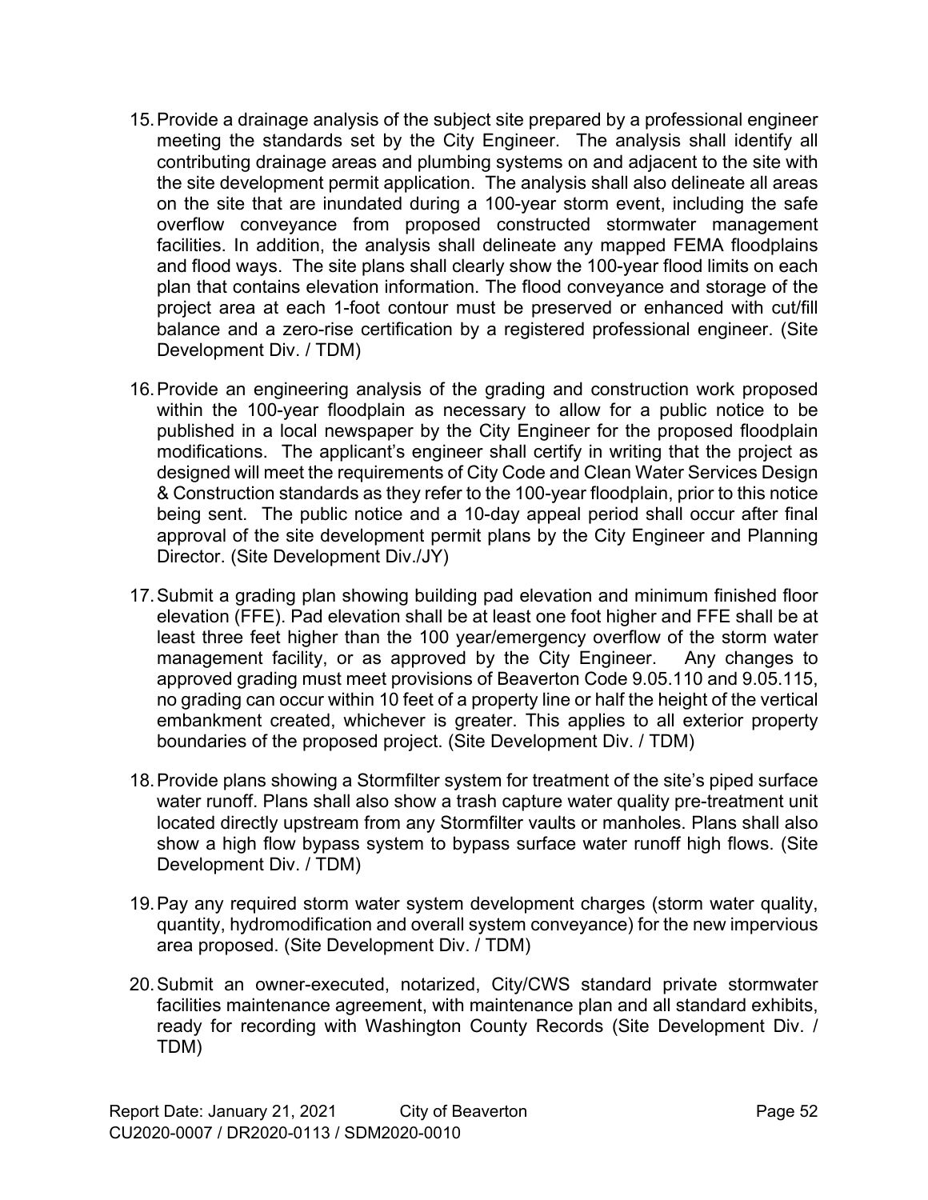15. Provide a drainage analysis of the subject site prepared by a professional engineer meeting the standards set by the City Engineer. The analysis shall identify all contributing drainage areas and plumbing systems on and adjacent to the site with the site development permit application. The analysis shall also delineate all areas on the site that are inundated during a 100-year storm event, including the safe overflow conveyance from proposed constructed stormwater management facilities. In addition, the analysis shall delineate any mapped FEMA floodplains and flood ways. The site plans shall clearly show the 100-year flood limits on each plan that contains elevation information. The flood conveyance and storage of the project area at each 1-foot contour must be preserved or enhanced with cut/fill balance and a zero-rise certification by a registered professional engineer. (Site Development Div. / TDM)

16. Provide an engineering analysis of the grading and construction work proposed within the 100-year floodplain as necessary to allow for a public notice to be published in a local newspaper by the City Engineer for the proposed floodplain modifications. The applicant's engineer shall certify in writing that the project as designed will meet the requirements of City Code and Clean Water Services Design & Construction standards as they refer to the 100-year floodplain, prior to this notice being sent. The public notice and a 10-day appeal period shall occur after final approval of the site development permit plans by the City Engineer and Planning Director. (Site Development Div./JY)

17. Submit a grading plan showing building pad elevation and minimum finished floor elevation (FFE). Pad elevation shall be at least one foot higher and FFE shall be at least three feet higher than the 100 year/emergency overflow of the storm water management facility, or as approved by the City Engineer. Any changes to approved grading must meet provisions of Beaverton Code 9.05.110 and 9.05.115, no grading can occur within 10 feet of a property line or half the height of the vertical embankment created, whichever is greater. This applies to all exterior property boundaries of the proposed project. (Site Development Div. / TDM)

18. Provide plans showing a Stormfilter system for treatment of the site's piped surface water runoff. Plans shall also show a trash capture water quality pre-treatment unit located directly upstream from any Stormfilter vaults or manholes. Plans shall also show a high flow bypass system to bypass surface water runoff high flows. (Site Development Div. / TDM)

19. Pay any required storm water system development charges (storm water quality, quantity, hydromodification and overall system conveyance) for the new impervious area proposed. (Site Development Div. / TDM)

20. Submit an owner-executed, notarized, City/CWS standard private stormwater facilities maintenance agreement, with maintenance plan and all standard exhibits, ready for recording with Washington County Records (Site Development Div. / TDM)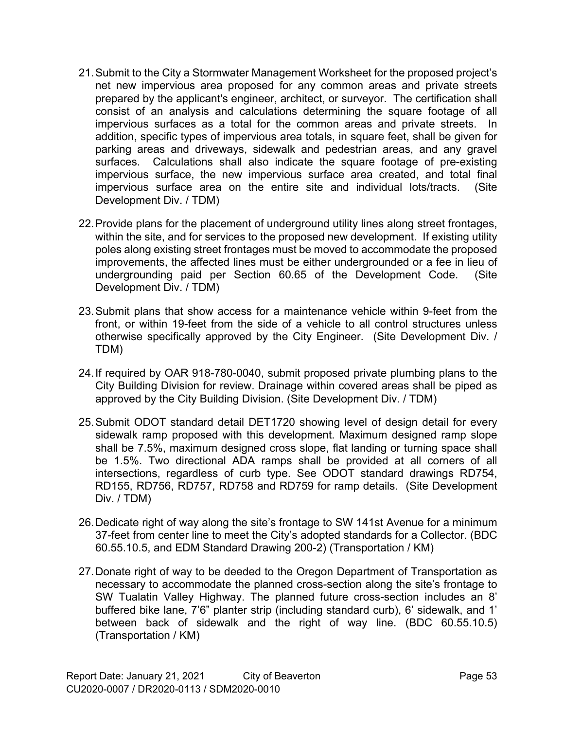21. Submit to the City a Stormwater Management Worksheet for the proposed project's net new impervious area proposed for any common areas and private streets prepared by the applicant's engineer, architect, or surveyor. The certification shall consist of an analysis and calculations determining the square footage of all impervious surfaces as a total for the common areas and private streets. In addition, specific types of impervious area totals, in square feet, shall be given for parking areas and driveways, sidewalk and pedestrian areas, and any gravel surfaces. Calculations shall also indicate the square footage of pre-existing impervious surface, the new impervious surface area created, and total final impervious surface area on the entire site and individual lots/tracts. (Site Development Div. / TDM)

22. Provide plans for the placement of underground utility lines along street frontages, within the site, and for services to the proposed new development. If existing utility poles along existing street frontages must be moved to accommodate the proposed improvements, the affected lines must be either undergrounded or a fee in lieu of undergrounding paid per Section 60.65 of the Development Code. (Site Development Div. / TDM)

23. Submit plans that show access for a maintenance vehicle within 9-feet from the front, or within 19-feet from the side of a vehicle to all control structures unless otherwise specifically approved by the City Engineer. (Site Development Div. / TDM)

24. If required by OAR 918-780-0040, submit proposed private plumbing plans to the City Building Division for review. Drainage within covered areas shall be piped as approved by the City Building Division. (Site Development Div. / TDM)

25. Submit ODOT standard detail DET1720 showing level of design detail for every sidewalk ramp proposed with this development. Maximum designed ramp slope shall be 7.5%, maximum designed cross slope, flat landing or turning space shall be 1.5%. Two directional ADA ramps shall be provided at all corners of all intersections, regardless of curb type. See ODOT standard drawings RD754, RD155, RD756, RD757, RD758 and RD759 for ramp details. (Site Development Div. / TDM)

26. Dedicate right of way along the site's frontage to SW 141st Avenue for a minimum 37-feet from center line to meet the City's adopted standards for a Collector. (BDC 60.55.10.5, and EDM Standard Drawing 200-2) (Transportation / KM)

27. Donate right of way to be deeded to the Oregon Department of Transportation as necessary to accommodate the planned cross-section along the site's frontage to SW Tualatin Valley Highway. The planned future cross-section includes an 8' buffered bike lane, 7'6" planter strip (including standard curb), 6' sidewalk, and 1' between back of sidewalk and the right of way line. (BDC 60.55.10.5) (Transportation / KM)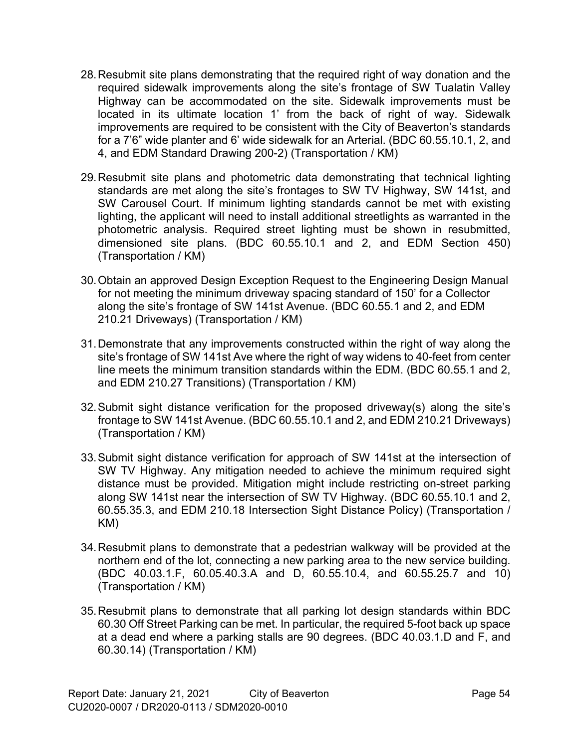28. Resubmit site plans demonstrating that the required right of way donation and the required sidewalk improvements along the site's frontage of SW Tualatin Valley Highway can be accommodated on the site. Sidewalk improvements must be located in its ultimate location 1' from the back of right of way. Sidewalk improvements are required to be consistent with the City of Beaverton's standards for a 7'6" wide planter and 6' wide sidewalk for an Arterial. (BDC 60.55.10.1, 2, and 4, and EDM Standard Drawing 200-2) (Transportation / KM)

29. Resubmit site plans and photometric data demonstrating that technical lighting standards are met along the site's frontages to SW TV Highway, SW 141st, and SW Carousel Court. If minimum lighting standards cannot be met with existing lighting, the applicant will need to install additional streetlights as warranted in the photometric analysis. Required street lighting must be shown in resubmitted, dimensioned site plans. (BDC 60.55.10.1 and 2, and EDM Section 450) (Transportation / KM)

30. Obtain an approved Design Exception Request to the Engineering Design Manual for not meeting the minimum driveway spacing standard of 150' for a Collector along the site's frontage of SW 141st Avenue. (BDC 60.55.1 and 2, and EDM 210.21 Driveways) (Transportation / KM)

31. Demonstrate that any improvements constructed within the right of way along the site's frontage of SW 141st Ave where the right of way widens to 40-feet from center line meets the minimum transition standards within the EDM. (BDC 60.55.1 and 2, and EDM 210.27 Transitions) (Transportation / KM)

32. Submit sight distance verification for the proposed driveway(s) along the site's frontage to SW 141st Avenue. (BDC 60.55.10.1 and 2, and EDM 210.21 Driveways) (Transportation / KM)

33. Submit sight distance verification for approach of SW 141st at the intersection of SW TV Highway. Any mitigation needed to achieve the minimum required sight distance must be provided. Mitigation might include restricting on-street parking along SW 141st near the intersection of SW TV Highway. (BDC 60.55.10.1 and 2, 60.55.35.3, and EDM 210.18 Intersection Sight Distance Policy) (Transportation / KM)

34. Resubmit plans to demonstrate that a pedestrian walkway will be provided at the northern end of the lot, connecting a new parking area to the new service building. (BDC 40.03.1.F, 60.05.40.3.A and D, 60.55.10.4, and 60.55.25.7 and 10) (Transportation / KM)

35. Resubmit plans to demonstrate that all parking lot design standards within BDC 60.30 Off Street Parking can be met. In particular, the required 5-foot back up space at a dead end where a parking stalls are 90 degrees. (BDC 40.03.1.D and F, and 60.30.14) (Transportation / KM)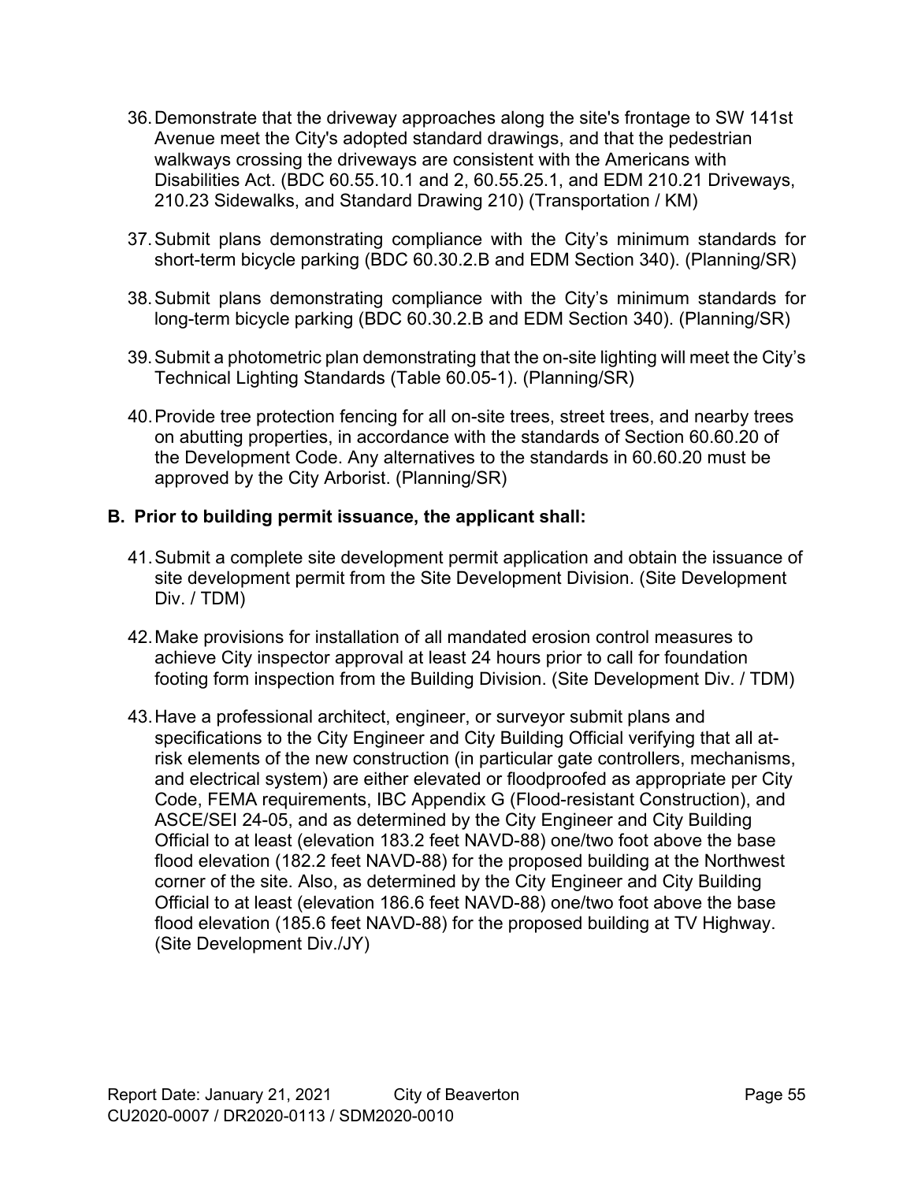36. Demonstrate that the driveway approaches along the site's frontage to SW 141st Avenue meet the City's adopted standard drawings, and that the pedestrian walkways crossing the driveways are consistent with the Americans with Disabilities Act. (BDC 60.55.10.1 and 2, 60.55.25.1, and EDM 210.21 Driveways, 210.23 Sidewalks, and Standard Drawing 210) (Transportation / KM)

37. Submit plans demonstrating compliance with the City's minimum standards for short-term bicycle parking (BDC 60.30.2.B and EDM Section 340). (Planning/SR)

38. Submit plans demonstrating compliance with the City's minimum standards for long-term bicycle parking (BDC 60.30.2.B and EDM Section 340). (Planning/SR)

39. Submit a photometric plan demonstrating that the on-site lighting will meet the City's Technical Lighting Standards (Table 60.05-1). (Planning/SR)

40. Provide tree protection fencing for all on-site trees, street trees, and nearby trees on abutting properties, in accordance with the standards of Section 60.60.20 of the Development Code. Any alternatives to the standards in 60.60.20 must be approved by the City Arborist. (Planning/SR)

## B. Prior to building permit issuance, the applicant shall:

41. Submit a complete site development permit application and obtain the issuance of site development permit from the Site Development Division. (Site Development Div. / TDM)

42. Make provisions for installation of all mandated erosion control measures to achieve City inspector approval at least 24 hours prior to call for foundation footing form inspection from the Building Division. (Site Development Div. / TDM)

43. Have a professional architect, engineer, or surveyor submit plans and specifications to the City Engineer and City Building Official verifying that all at-risk elements of the new construction (in particular gate controllers, mechanisms, and electrical system) are either elevated or floodproofed as appropriate per City Code, FEMA requirements, IBC Appendix G (Flood-resistant Construction), and ASCE/SEI 24-05, and as determined by the City Engineer and City Building Official to at least (elevation 183.2 feet NAVD-88) one/two foot above the base flood elevation (182.2 feet NAVD-88) for the proposed building at the Northwest corner of the site. Also, as determined by the City Engineer and City Building Official to at least (elevation 186.6 feet NAVD-88) one/two foot above the base flood elevation (185.6 feet NAVD-88) for the proposed building at TV Highway. (Site Development Div./JY)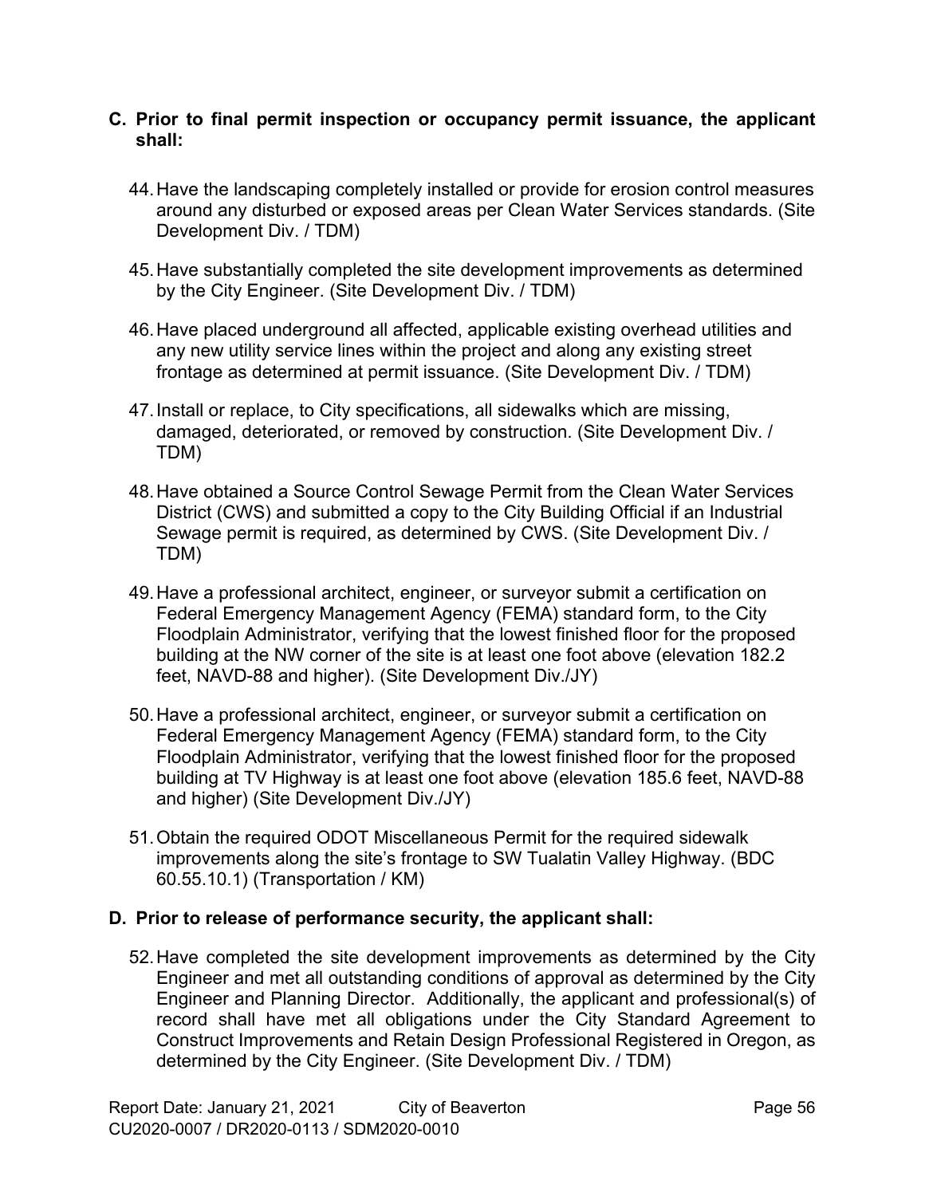**C. Prior to final permit inspection or occupancy permit issuance, the applicant shall:**

44. Have the landscaping completely installed or provide for erosion control measures around any disturbed or exposed areas per Clean Water Services standards. (Site Development Div. / TDM)

45. Have substantially completed the site development improvements as determined by the City Engineer. (Site Development Div. / TDM)

46. Have placed underground all affected, applicable existing overhead utilities and any new utility service lines within the project and along any existing street frontage as determined at permit issuance. (Site Development Div. / TDM)

47. Install or replace, to City specifications, all sidewalks which are missing, damaged, deteriorated, or removed by construction. (Site Development Div. / TDM)

48. Have obtained a Source Control Sewage Permit from the Clean Water Services District (CWS) and submitted a copy to the City Building Official if an Industrial Sewage permit is required, as determined by CWS. (Site Development Div. / TDM)

49. Have a professional architect, engineer, or surveyor submit a certification on Federal Emergency Management Agency (FEMA) standard form, to the City Floodplain Administrator, verifying that the lowest finished floor for the proposed building at the NW corner of the site is at least one foot above (elevation 182.2 feet, NAVD-88 and higher). (Site Development Div./JY)

50. Have a professional architect, engineer, or surveyor submit a certification on Federal Emergency Management Agency (FEMA) standard form, to the City Floodplain Administrator, verifying that the lowest finished floor for the proposed building at TV Highway is at least one foot above (elevation 185.6 feet, NAVD-88 and higher) (Site Development Div./JY)

51. Obtain the required ODOT Miscellaneous Permit for the required sidewalk improvements along the site's frontage to SW Tualatin Valley Highway. (BDC 60.55.10.1) (Transportation / KM)

**D. Prior to release of performance security, the applicant shall:**

52. Have completed the site development improvements as determined by the City Engineer and met all outstanding conditions of approval as determined by the City Engineer and Planning Director. Additionally, the applicant and professional(s) of record shall have met all obligations under the City Standard Agreement to Construct Improvements and Retain Design Professional Registered in Oregon, as determined by the City Engineer. (Site Development Div. / TDM)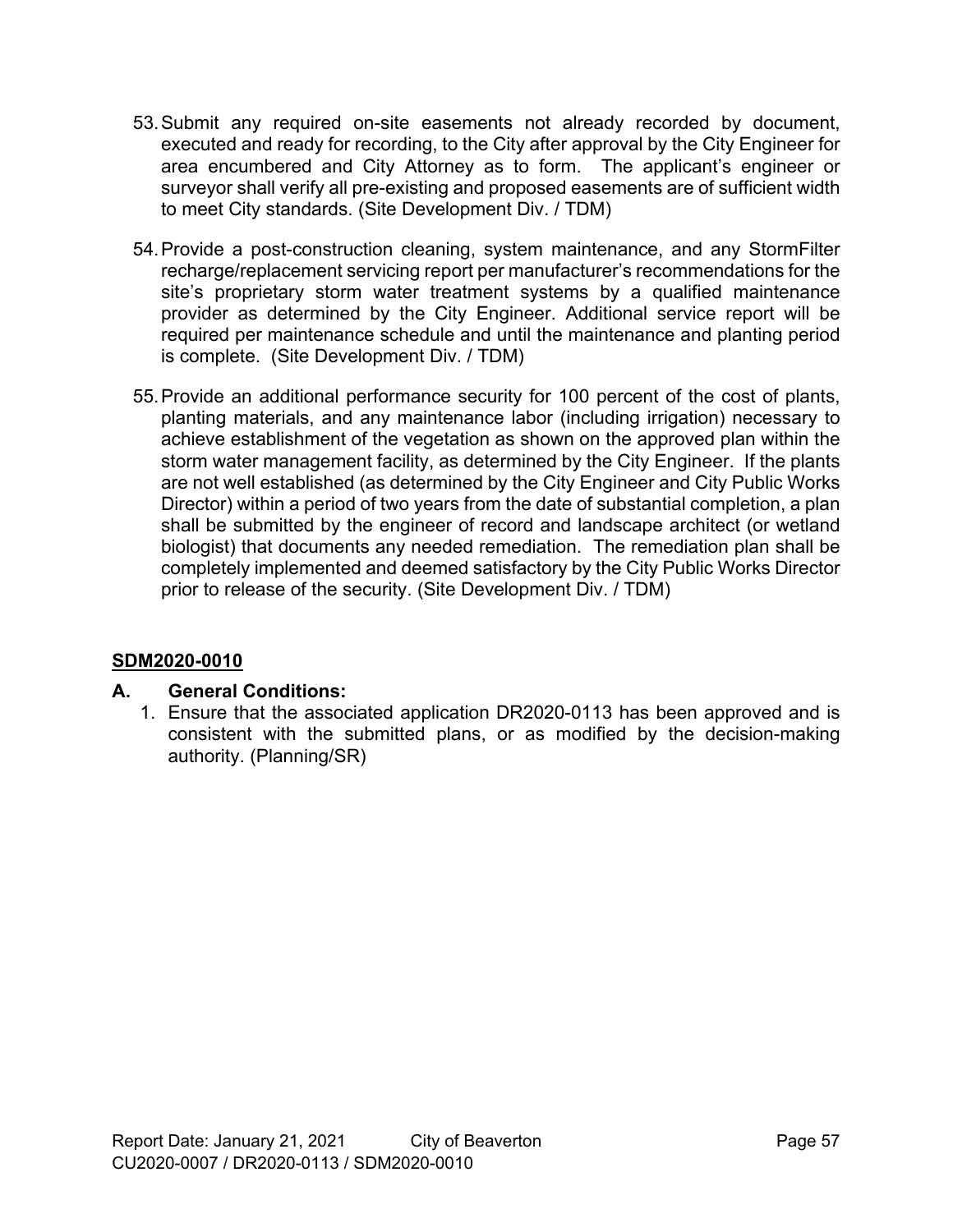53. Submit any required on-site easements not already recorded by document, executed and ready for recording, to the City after approval by the City Engineer for area encumbered and City Attorney as to form. The applicant's engineer or surveyor shall verify all pre-existing and proposed easements are of sufficient width to meet City standards. (Site Development Div. / TDM)

54. Provide a post-construction cleaning, system maintenance, and any StormFilter recharge/replacement servicing report per manufacturer's recommendations for the site's proprietary storm water treatment systems by a qualified maintenance provider as determined by the City Engineer. Additional service report will be required per maintenance schedule and until the maintenance and planting period is complete. (Site Development Div. / TDM)

55. Provide an additional performance security for 100 percent of the cost of plants, planting materials, and any maintenance labor (including irrigation) necessary to achieve establishment of the vegetation as shown on the approved plan within the storm water management facility, as determined by the City Engineer. If the plants are not well established (as determined by the City Engineer and City Public Works Director) within a period of two years from the date of substantial completion, a plan shall be submitted by the engineer of record and landscape architect (or wetland biologist) that documents any needed remediation. The remediation plan shall be completely implemented and deemed satisfactory by the City Public Works Director prior to release of the security. (Site Development Div. / TDM)

**SDM2020-0010**

**A. General Conditions:**

1. Ensure that the associated application DR2020-0113 has been approved and is consistent with the submitted plans, or as modified by the decision-making authority. (Planning/SR)